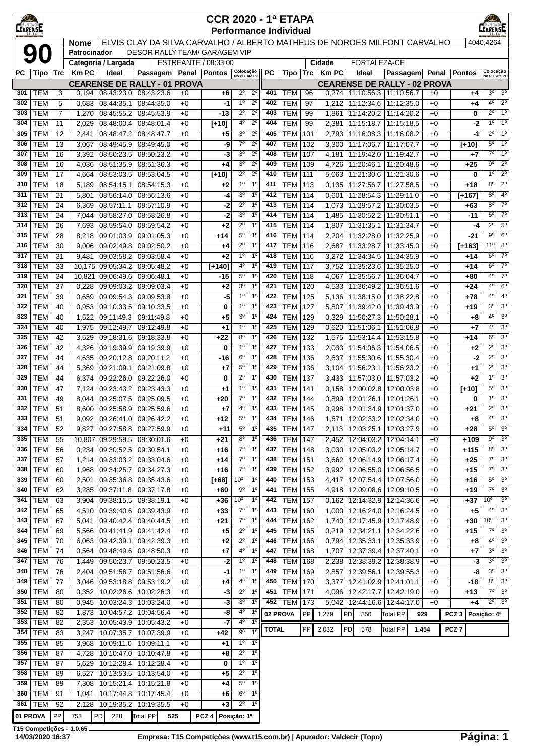# CCR 2020 - 1ª ETAPA

## Performance Individual

**90**

| Nome | ELVIS CLAY DA SILVA CARVALHO / ALBERTO MATHEUS DE NOROES MILFONT CARVALHO | 4040,4264 |
|---|---|---|
| Patrocinador | DESOR RALLY TEAM/ GARAGEM VIP | |
| Categoria / Largada | ESTREANTE / 08:33:00 | Cidade: FORTALEZA-CE |

### CEARENSE DE RALLY - 01 PROVA

| PC | Tipo | Trc | Km PC | Ideal | Passagem | Penal | Pontos | Colocação No PC | Colocação Até PC |
|---|---|---|---|---|---|---|---|---|---|
| 301 | TEM | 3 | 0,194 | 08:43:23.0 | 08:43:23.6 | +0 | +6 | 2º | 2º |
| 302 | TEM | 5 | 0,683 | 08:44:35.1 | 08:44:35.0 | +0 | -1 | 1º | 2º |
| 303 | TEM | 7 | 1,270 | 08:45:55.2 | 08:45:53.9 | +0 | -13 | 2º | 2º |
| 304 | TEM | 11 | 2,029 | 08:48:00.4 | 08:48:01.4 | +0 | [+10] | 4º | 2º |
| 305 | TEM | 12 | 2,441 | 08:48:47.2 | 08:48:47.7 | +0 | +5 | 3º | 2º |
| 306 | TEM | 13 | 3,067 | 08:49:45.9 | 08:49:45.0 | +0 | -9 | 7º | 2º |
| 307 | TEM | 16 | 3,392 | 08:50:23.5 | 08:50:23.2 | +0 | -3 | 3º | 2º |
| 308 | TEM | 16 | 4,036 | 08:51:35.9 | 08:51:36.3 | +0 | +4 | 3º | 2º |
| 309 | TEM | 17 | 4,664 | 08:53:03.5 | 08:53:04.5 | +0 | [+10] | 2º | 2º |
| 310 | TEM | 18 | 5,189 | 08:54:15.1 | 08:54:15.3 | +0 | +2 | 1º | 1º |
| 311 | TEM | 21 | 5,801 | 08:56:14.0 | 08:56:13.6 | +0 | -4 | 3º | 1º |
| 312 | TEM | 24 | 6,369 | 08:57:11.1 | 08:57:10.9 | +0 | -2 | 2º | 1º |
| 313 | TEM | 24 | 7,044 | 08:58:27.0 | 08:58:26.8 | +0 | -2 | 3º | 1º |
| 314 | TEM | 26 | 7,693 | 08:59:54.0 | 08:59:54.2 | +0 | +2 | 2º | 1º |
| 315 | TEM | 28 | 8,218 | 09:01:03.9 | 09:01:05.3 | +0 | +14 | 5º | 1º |
| 316 | TEM | 30 | 9,006 | 09:02:49.8 | 09:02:50.2 | +0 | +4 | 2º | 1º |
| 317 | TEM | 31 | 9,481 | 09:03:58.2 | 09:03:58.4 | +0 | +2 | 1º | 1º |
| 318 | TEM | 33 | 10,175 | 09:05:34.2 | 09:05:48.2 | +0 | [+140] | 4º | 1º |
| 319 | TEM | 34 | 10,821 | 09:06:49.6 | 09:06:48.1 | +0 | -15 | 5º | 1º |
| 320 | TEM | 37 | 0,228 | 09:09:03.2 | 09:09:03.4 | +0 | +2 | 3º | 1º |
| 321 | TEM | 39 | 0,659 | 09:09:54.3 | 09:09:53.8 | +0 | -5 | 1º | 1º |
| 322 | TEM | 40 | 0,953 | 09:10:33.5 | 09:10:33.5 | +0 | 0 | 1º | 1º |
| 323 | TEM | 40 | 1,522 | 09:11:49.3 | 09:11:49.8 | +0 | +5 | 3º | 1º |
| 324 | TEM | 40 | 1,975 | 09:12:49.7 | 09:12:49.8 | +0 | +1 | 1º | 1º |
| 325 | TEM | 42 | 3,529 | 09:18:31.6 | 09:18:33.8 | +0 | +22 | 8º | 1º |
| 326 | TEM | 42 | 4,326 | 09:19:39.9 | 09:19:39.9 | +0 | 0 | 1º | 1º |
| 327 | TEM | 44 | 4,635 | 09:20:12.8 | 09:20:11.2 | +0 | -16 | 6º | 1º |
| 328 | TEM | 44 | 5,369 | 09:21:09.1 | 09:21:09.8 | +0 | +7 | 5º | 1º |
| 329 | TEM | 44 | 6,374 | 09:22:26.0 | 09:22:26.0 | +0 | 0 | 2º | 1º |
| 330 | TEM | 47 | 7,124 | 09:23:43.2 | 09:23:43.3 | +0 | +1 | 1º | 1º |
| 331 | TEM | 49 | 8,044 | 09:25:07.5 | 09:25:09.5 | +0 | +20 | 7º | 1º |
| 332 | TEM | 51 | 8,600 | 09:25:58.9 | 09:25:59.6 | +0 | +7 | 4º | 1º |
| 333 | TEM | 51 | 9,092 | 09:26:41.0 | 09:26:42.2 | +0 | +12 | 5º | 1º |
| 334 | TEM | 52 | 9,827 | 09:27:58.8 | 09:27:59.9 | +0 | +11 | 5º | 1º |
| 335 | TEM | 55 | 10,807 | 09:29:59.5 | 09:30:01.6 | +0 | +21 | 8º | 1º |
| 336 | TEM | 56 | 0,234 | 09:30:52.5 | 09:30:54.1 | +0 | +16 | 7º | 1º |
| 337 | TEM | 57 | 1,214 | 09:33:03.2 | 09:33:04.6 | +0 | +14 | 7º | 1º |
| 338 | TEM | 60 | 1,968 | 09:34:25.7 | 09:34:27.3 | +0 | +16 | 7º | 1º |
| 339 | TEM | 60 | 2,501 | 09:35:36.8 | 09:35:43.6 | +0 | [+68] | 10º | 1º |
| 340 | TEM | 62 | 3,285 | 09:37:11.8 | 09:37:17.8 | +0 | +60 | 9º | 1º |
| 341 | TEM | 63 | 3,904 | 09:38:15.5 | 09:38:19.1 | +0 | +36 | 10º | 1º |
| 342 | TEM | 65 | 4,510 | 09:39:40.6 | 09:39:43.9 | +0 | +33 | 7º | 1º |
| 343 | TEM | 67 | 5,041 | 09:40:42.4 | 09:40:44.5 | +0 | +21 | 7º | 1º |
| 344 | TEM | 69 | 5,566 | 09:41:41.9 | 09:41:42.4 | +0 | +5 | 2º | 1º |
| 345 | TEM | 70 | 6,063 | 09:42:39.1 | 09:42:39.3 | +0 | +2 | 2º | 1º |
| 346 | TEM | 74 | 0,564 | 09:48:49.6 | 09:48:50.3 | +0 | +7 | 4º | 1º |
| 347 | TEM | 76 | 1,449 | 09:50:23.7 | 09:50:23.5 | +0 | -2 | 1º | 1º |
| 348 | TEM | 76 | 2,404 | 09:51:56.7 | 09:51:56.6 | +0 | -1 | 1º | 1º |
| 349 | TEM | 77 | 3,046 | 09:53:18.8 | 09:53:19.2 | +0 | +4 | 4º | 1º |
| 350 | TEM | 80 | 0,352 | 10:02:26.6 | 10:02:26.3 | +0 | -3 | 2º | 1º |
| 351 | TEM | 80 | 0,945 | 10:03:24.3 | 10:03:24.0 | +0 | -3 | 3º | 1º |
| 352 | TEM | 82 | 1,873 | 10:04:57.2 | 10:04:56.4 | +0 | -8 | 4º | 1º |
| 353 | TEM | 82 | 2,353 | 10:05:43.9 | 10:05:43.2 | +0 | -7 | 4º | 1º |
| 354 | TEM | 83 | 3,247 | 10:07:35.7 | 10:07:39.9 | +0 | +42 | 9º | 1º |
| 355 | TEM | 85 | 3,968 | 10:09:11.0 | 10:09:11.1 | +0 | +1 | 1º | 1º |
| 356 | TEM | 87 | 4,728 | 10:10:47.0 | 10:10:47.8 | +0 | +8 | 2º | 1º |
| 357 | TEM | 87 | 5,629 | 10:12:28.4 | 10:12:28.4 | +0 | 0 | 1º | 1º |
| 358 | TEM | 89 | 6,527 | 10:13:53.5 | 10:13:54.0 | +0 | +5 | 2º | 1º |
| 359 | TEM | 89 | 7,308 | 10:15:21.4 | 10:15:21.8 | +0 | +4 | 5º | 1º |
| 360 | TEM | 91 | 1,041 | 10:17:44.8 | 10:17:45.4 | +0 | +6 | 6º | 1º |
| 361 | TEM | 92 | 2,128 | 10:19:35.2 | 10:19:35.5 | +0 | +3 | 2º | 1º |

| 01 PROVA | PP | 753 | PD | 228 | Total PP | 525 | PCZ 4 | Posição: 1º |
|---|---|---|---|---|---|---|---|---|

### CEARENSE DE RALLY - 02 PROVA

| PC | Tipo | Trc | Km PC | Ideal | Passagem | Penal | Pontos | Colocação No PC | Colocação Até PC |
|---|---|---|---|---|---|---|---|---|---|
| 401 | TEM | 96 | 0,274 | 11:10:56.3 | 11:10:56.7 | +0 | +4 | 3º | 3º |
| 402 | TEM | 97 | 1,212 | 11:12:34.6 | 11:12:35.0 | +0 | +4 | 4º | 2º |
| 403 | TEM | 99 | 1,861 | 11:14:20.2 | 11:14:20.2 | +0 | 0 | 2º | 1º |
| 404 | TEM | 99 | 2,381 | 11:15:18.7 | 11:15:18.5 | +0 | -2 | 1º | 1º |
| 405 | TEM | 101 | 2,793 | 11:16:08.3 | 11:16:08.2 | +0 | -1 | 2º | 1º |
| 407 | TEM | 102 | 3,300 | 11:17:06.7 | 11:17:07.7 | +0 | [+10] | 5º | 1º |
| 408 | TEM | 107 | 4,181 | 11:19:42.0 | 11:19:42.7 | +0 | +7 | 7º | 1º |
| 409 | TEM | 109 | 4,726 | 11:20:46.1 | 11:20:48.6 | +0 | +25 | 9º | 2º |
| 410 | TEM | 111 | 5,063 | 11:21:30.6 | 11:21:30.6 | +0 | 0 | 1º | 2º |
| 411 | TEM | 113 | 0,135 | 11:27:56.7 | 11:27:58.5 | +0 | +18 | 8º | 2º |
| 412 | TEM | 114 | 0,601 | 11:28:54.3 | 11:29:11.0 | +0 | [+167] | 8º | 4º |
| 413 | TEM | 114 | 1,073 | 11:29:57.2 | 11:30:03.5 | +0 | +63 | 8º | 7º |
| 414 | TEM | 114 | 1,485 | 11:30:52.2 | 11:30:51.1 | +0 | -11 | 5º | 7º |
| 415 | TEM | 114 | 1,807 | 11:31:35.1 | 11:31:34.7 | +0 | -4 | 2º | 5º |
| 416 | TEM | 114 | 2,204 | 11:32:28.0 | 11:32:25.9 | +0 | -21 | 9º | 6º |
| 417 | TEM | 116 | 2,687 | 11:33:28.7 | 11:33:45.0 | +0 | [+163] | 11º | 8º |
| 418 | TEM | 116 | 3,272 | 11:34:34.5 | 11:34:35.9 | +0 | +14 | 6º | 7º |
| 419 | TEM | 117 | 3,752 | 11:35:23.6 | 11:35:25.0 | +0 | +14 | 6º | 7º |
| 420 | TEM | 118 | 4,067 | 11:35:56.7 | 11:36:04.7 | +0 | +80 | 4º | 7º |
| 421 | TEM | 120 | 4,533 | 11:36:49.2 | 11:36:51.6 | +0 | +24 | 4º | 6º |
| 422 | TEM | 125 | 5,136 | 11:38:15.0 | 11:38:22.8 | +0 | +78 | 4º | 4º |
| 423 | TEM | 127 | 5,807 | 11:39:42.0 | 11:39:43.9 | +0 | +19 | 3º | 3º |
| 424 | TEM | 129 | 0,329 | 11:50:27.3 | 11:50:28.1 | +0 | +8 | 4º | 3º |
| 425 | TEM | 129 | 0,620 | 11:51:06.1 | 11:51:06.8 | +0 | +7 | 4º | 3º |
| 426 | TEM | 132 | 1,575 | 11:53:14.4 | 11:53:15.8 | +0 | +14 | 6º | 3º |
| 427 | TEM | 133 | 2,033 | 11:54:06.3 | 11:54:06.5 | +0 | +2 | 2º | 3º |
| 428 | TEM | 136 | 2,637 | 11:55:30.6 | 11:55:30.4 | +0 | -2 | 2º | 3º |
| 429 | TEM | 136 | 3,104 | 11:56:23.1 | 11:56:23.2 | +0 | +1 | 2º | 3º |
| 430 | TEM | 137 | 3,433 | 11:57:03.0 | 11:57:03.2 | +0 | +2 | 1º | 3º |
| 431 | TEM | 141 | 0,158 | 12:00:02.8 | 12:00:03.8 | +0 | [+10] | 5º | 3º |
| 432 | TEM | 144 | 0,899 | 12:01:26.1 | 12:01:26.1 | +0 | 0 | 1º | 3º |
| 433 | TEM | 145 | 0,998 | 12:01:34.9 | 12:01:37.0 | +0 | +21 | 2º | 3º |
| 434 | TEM | 146 | 1,671 | 12:02:33.2 | 12:02:34.0 | +0 | +8 | 4º | 3º |
| 435 | TEM | 147 | 2,113 | 12:03:25.1 | 12:03:27.9 | +0 | +28 | 5º | 3º |
| 436 | TEM | 147 | 2,452 | 12:04:03.2 | 12:04:14.1 | +0 | +109 | 9º | 3º |
| 437 | TEM | 148 | 3,030 | 12:05:03.2 | 12:05:14.7 | +0 | +115 | 8º | 3º |
| 438 | TEM | 151 | 3,662 | 12:06:14.9 | 12:06:17.4 | +0 | +25 | 7º | 3º |
| 439 | TEM | 152 | 3,992 | 12:06:55.0 | 12:06:56.5 | +0 | +15 | 7º | 3º |
| 440 | TEM | 153 | 4,417 | 12:07:54.4 | 12:07:56.0 | +0 | +16 | 5º | 3º |
| 441 | TEM | 155 | 4,918 | 12:09:08.6 | 12:09:10.5 | +0 | +19 | 7º | 3º |
| 442 | TEM | 157 | 0,162 | 12:14:32.9 | 12:14:36.6 | +0 | +37 | 10º | 3º |
| 443 | TEM | 160 | 1,000 | 12:16:24.0 | 12:16:24.5 | +0 | +5 | 4º | 3º |
| 444 | TEM | 162 | 1,740 | 12:17:45.9 | 12:17:48.9 | +0 | +30 | 10º | 3º |
| 445 | TEM | 165 | 0,219 | 12:34:21.1 | 12:34:22.6 | +0 | +15 | 7º | 3º |
| 446 | TEM | 166 | 0,794 | 12:35:33.1 | 12:35:33.9 | +0 | +8 | 4º | 3º |
| 447 | TEM | 168 | 1,707 | 12:37:39.4 | 12:37:40.1 | +0 | +7 | 3º | 3º |
| 448 | TEM | 168 | 2,238 | 12:38:39.2 | 12:38:38.9 | +0 | -3 | 3º | 3º |
| 449 | TEM | 169 | 2,857 | 12:39:56.1 | 12:39:55.3 | +0 | -8 | 3º | 3º |
| 450 | TEM | 170 | 3,377 | 12:41:02.9 | 12:41:01.1 | +0 | -18 | 8º | 3º |
| 451 | TEM | 171 | 4,096 | 12:42:17.7 | 12:42:19.0 | +0 | +13 | 7º | 3º |
| 452 | TEM | 173 | 5,042 | 12:44:16.6 | 12:44:17.0 | +0 | +4 | 2º | 3º |

| 02 PROVA | PP | 1.279 | PD | 350 | Total PP | 929 | PCZ 3 | Posição: 4º |
|---|---|---|---|---|---|---|---|---|
| TOTAL | PP | 2.032 | PD | 578 | Total PP | 1.454 | PCZ 7 | |

T15 Competições - 1.0.65
14/03/2020 16:37 — Empresa: T15 Competições (www.t15.com.br) | Apurador: Valdecir (Topo)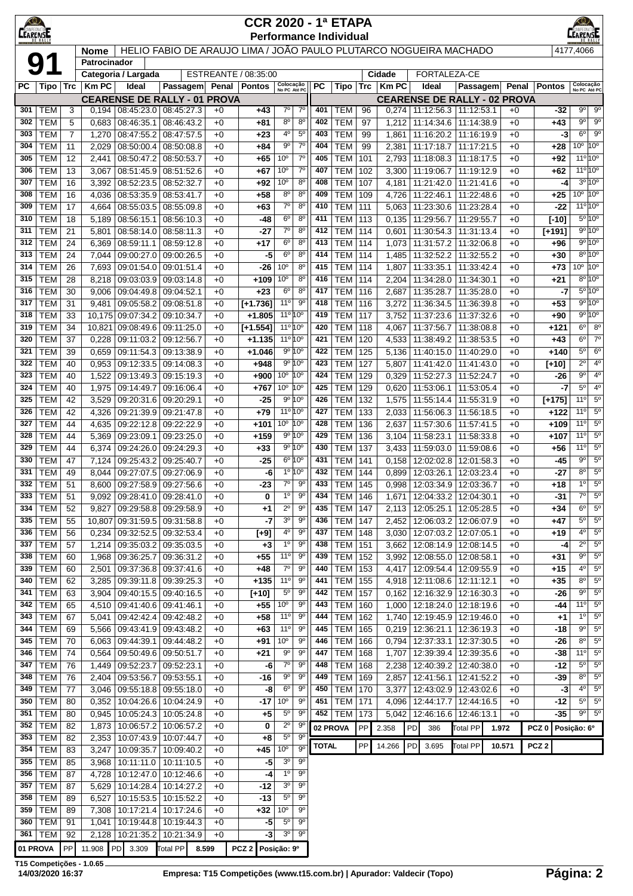# CCR 2020 - 1ª ETAPA
## Performance Individual

**91**

| Nome | HELIO FABIO DE ARAUJO LIMA / JOÃO PAULO PLUTARCO NOGUEIRA MACHADO | 4177,4066 |
|---|---|---|
| Patrocinador | | |
| Categoria / Largada | ESTREANTE / 08:35:00 | Cidade: FORTALEZA-CE |

### CEARENSE DE RALLY - 01 PROVA

| PC | Tipo | Trc | Km PC | Ideal | Passagem | Penal | Pontos | Colocação No PC | Colocação Até PC |
|---|---|---|---|---|---|---|---|---|---|
| 301 | TEM | 3 | 0,194 | 08:45:23.0 | 08:45:27.3 | +0 | +43 | 7º | 7º |
| 302 | TEM | 5 | 0,683 | 08:46:35.1 | 08:46:43.2 | +0 | +81 | 8º | 8º |
| 303 | TEM | 7 | 1,270 | 08:47:55.2 | 08:47:57.5 | +0 | +23 | 4º | 5º |
| 304 | TEM | 11 | 2,029 | 08:50:00.4 | 08:50:08.8 | +0 | +84 | 9º | 7º |
| 305 | TEM | 12 | 2,441 | 08:50:47.2 | 08:50:53.7 | +0 | +65 | 10º | 7º |
| 306 | TEM | 13 | 3,067 | 08:51:45.9 | 08:51:52.6 | +0 | +67 | 10º | 7º |
| 307 | TEM | 16 | 3,392 | 08:52:23.5 | 08:52:32.7 | +0 | +92 | 10º | 8º |
| 308 | TEM | 16 | 4,036 | 08:53:35.9 | 08:53:41.7 | +0 | +58 | 8º | 8º |
| 309 | TEM | 17 | 4,664 | 08:55:03.5 | 08:55:09.8 | +0 | +63 | 7º | 8º |
| 310 | TEM | 18 | 5,189 | 08:56:15.1 | 08:56:10.3 | +0 | -48 | 6º | 8º |
| 311 | TEM | 21 | 5,801 | 08:58:14.0 | 08:58:11.3 | +0 | -27 | 7º | 8º |
| 312 | TEM | 24 | 6,369 | 08:59:11.1 | 08:59:12.8 | +0 | +17 | 6º | 8º |
| 313 | TEM | 24 | 7,044 | 09:00:27.0 | 09:00:26.5 | +0 | -5 | 6º | 8º |
| 314 | TEM | 26 | 7,693 | 09:01:54.0 | 09:01:51.4 | +0 | -26 | 10º | 8º |
| 315 | TEM | 28 | 8,218 | 09:03:03.9 | 09:03:14.8 | +0 | +109 | 10º | 8º |
| 316 | TEM | 30 | 9,006 | 09:04:49.8 | 09:04:52.1 | +0 | +23 | 6º | 8º |
| 317 | TEM | 31 | 9,481 | 09:05:58.2 | 09:08:51.8 | +0 | [+1.736] | 11º | 9º |
| 318 | TEM | 33 | 10,175 | 09:07:34.2 | 09:10:34.7 | +0 | +1.805 | 11º | 10º |
| 319 | TEM | 34 | 10,821 | 09:08:49.6 | 09:11:25.0 | +0 | [+1.554] | 11º | 10º |
| 320 | TEM | 37 | 0,228 | 09:11:03.2 | 09:12:56.7 | +0 | +1.135 | 11º | 10º |
| 321 | TEM | 39 | 0,659 | 09:11:54.3 | 09:13:38.9 | +0 | +1.046 | 9º | 10º |
| 322 | TEM | 40 | 0,953 | 09:12:33.5 | 09:14:08.3 | +0 | +948 | 9º | 10º |
| 323 | TEM | 40 | 1,522 | 09:13:49.3 | 09:15:19.3 | +0 | +900 | 10º | 10º |
| 324 | TEM | 40 | 1,975 | 09:14:49.7 | 09:16:06.4 | +0 | +767 | 10º | 10º |
| 325 | TEM | 42 | 3,529 | 09:20:31.6 | 09:20:29.1 | +0 | -25 | 9º | 10º |
| 326 | TEM | 42 | 4,326 | 09:21:39.9 | 09:21:47.8 | +0 | +79 | 11º | 10º |
| 327 | TEM | 44 | 4,635 | 09:22:12.8 | 09:22:22.9 | +0 | +101 | 10º | 10º |
| 328 | TEM | 44 | 5,369 | 09:23:09.1 | 09:23:25.0 | +0 | +159 | 9º | 10º |
| 329 | TEM | 44 | 6,374 | 09:24:26.0 | 09:24:29.3 | +0 | +33 | 9º | 10º |
| 330 | TEM | 47 | 7,124 | 09:25:43.2 | 09:25:40.7 | +0 | -25 | 6º | 10º |
| 331 | TEM | 49 | 8,044 | 09:27:07.5 | 09:27:06.9 | +0 | -6 | 1º | 10º |
| 332 | TEM | 51 | 8,600 | 09:27:58.9 | 09:27:56.6 | +0 | -23 | 7º | 9º |
| 333 | TEM | 51 | 9,092 | 09:28:41.0 | 09:28:41.0 | +0 | 0 | 1º | 9º |
| 334 | TEM | 52 | 9,827 | 09:29:58.8 | 09:29:58.9 | +0 | +1 | 2º | 9º |
| 335 | TEM | 55 | 10,807 | 09:31:59.5 | 09:31:58.8 | +0 | -7 | 3º | 9º |
| 336 | TEM | 56 | 0,234 | 09:32:52.5 | 09:32:53.4 | +0 | [+9] | 4º | 9º |
| 337 | TEM | 57 | 1,214 | 09:35:03.2 | 09:35:03.5 | +0 | +3 | 1º | 9º |
| 338 | TEM | 60 | 1,968 | 09:36:25.7 | 09:36:31.2 | +0 | +55 | 11º | 9º |
| 339 | TEM | 60 | 2,501 | 09:37:36.8 | 09:37:41.6 | +0 | +48 | 7º | 9º |
| 340 | TEM | 62 | 3,285 | 09:39:11.8 | 09:39:25.3 | +0 | +135 | 11º | 9º |
| 341 | TEM | 63 | 3,904 | 09:40:15.5 | 09:40:16.5 | +0 | [+10] | 5º | 9º |
| 342 | TEM | 65 | 4,510 | 09:41:40.6 | 09:41:46.1 | +0 | +55 | 10º | 9º |
| 343 | TEM | 67 | 5,041 | 09:42:42.4 | 09:42:48.2 | +0 | +58 | 11º | 9º |
| 344 | TEM | 69 | 5,566 | 09:43:41.9 | 09:43:48.2 | +0 | +63 | 11º | 9º |
| 345 | TEM | 70 | 6,063 | 09:44:39.1 | 09:44:48.2 | +0 | +91 | 10º | 9º |
| 346 | TEM | 74 | 0,564 | 09:50:49.6 | 09:50:51.7 | +0 | +21 | 9º | 9º |
| 347 | TEM | 76 | 1,449 | 09:52:23.7 | 09:52:23.1 | +0 | -6 | 7º | 9º |
| 348 | TEM | 76 | 2,404 | 09:53:56.7 | 09:53:55.1 | +0 | -16 | 9º | 9º |
| 349 | TEM | 77 | 3,046 | 09:55:18.8 | 09:55:18.0 | +0 | -8 | 6º | 9º |
| 350 | TEM | 80 | 0,352 | 10:04:26.6 | 10:04:24.9 | +0 | -17 | 10º | 9º |
| 351 | TEM | 80 | 0,945 | 10:05:24.3 | 10:05:24.8 | +0 | +5 | 5º | 9º |
| 352 | TEM | 82 | 1,873 | 10:06:57.2 | 10:06:57.2 | +0 | 0 | 2º | 9º |
| 353 | TEM | 82 | 2,353 | 10:07:43.9 | 10:07:44.7 | +0 | +8 | 5º | 9º |
| 354 | TEM | 83 | 3,247 | 10:09:35.7 | 10:09:40.2 | +0 | +45 | 10º | 9º |
| 355 | TEM | 85 | 3,968 | 10:11:11.0 | 10:11:10.5 | +0 | -5 | 3º | 9º |
| 356 | TEM | 87 | 4,728 | 10:12:47.0 | 10:12:46.6 | +0 | -4 | 1º | 9º |
| 357 | TEM | 87 | 5,629 | 10:14:28.4 | 10:14:27.2 | +0 | -12 | 3º | 9º |
| 358 | TEM | 89 | 6,527 | 10:15:53.5 | 10:15:52.2 | +0 | -13 | 5º | 9º |
| 359 | TEM | 89 | 7,308 | 10:17:21.4 | 10:17:24.6 | +0 | +32 | 10º | 9º |
| 360 | TEM | 91 | 1,041 | 10:19:44.8 | 10:19:44.3 | +0 | -5 | 5º | 9º |
| 361 | TEM | 92 | 2,128 | 10:21:35.2 | 10:21:34.9 | +0 | -3 | 3º | 9º |

| 01 PROVA | PP | 11.908 | PD | 3.309 | Total PP | 8.599 | PCZ 2 | Posição: 9º |
|---|---|---|---|---|---|---|---|---|

### CEARENSE DE RALLY - 02 PROVA

| PC | Tipo | Trc | Km PC | Ideal | Passagem | Penal | Pontos | Colocação No PC | Colocação Até PC |
|---|---|---|---|---|---|---|---|---|---|
| 401 | TEM | 96 | 0,274 | 11:12:56.3 | 11:12:53.1 | +0 | -32 | 9º | 9º |
| 402 | TEM | 97 | 1,212 | 11:14:34.6 | 11:14:38.9 | +0 | +43 | 9º | 9º |
| 403 | TEM | 99 | 1,861 | 11:16:20.2 | 11:16:19.9 | +0 | -3 | 6º | 9º |
| 404 | TEM | 99 | 2,381 | 11:17:18.7 | 11:17:21.5 | +0 | +28 | 10º | 10º |
| 405 | TEM | 101 | 2,793 | 11:18:08.3 | 11:18:17.5 | +0 | +92 | 11º | 10º |
| 406 | TEM | 102 | 3,300 | 11:19:06.7 | 11:19:12.9 | +0 | +62 | 11º | 10º |
| 407 | TEM | 107 | 4,181 | 11:21:42.0 | 11:21:41.6 | +0 | -4 | 3º | 10º |
| 408 | TEM | 109 | 4,726 | 11:22:46.1 | 11:22:48.6 | +0 | +25 | 10º | 10º |
| 409 | TEM | 111 | 5,063 | 11:23:30.6 | 11:23:28.4 | +0 | -22 | 11º | 10º |
| 410 | TEM | 113 | 0,135 | 11:29:56.7 | 11:29:55.7 | +0 | [-10] | 5º | 10º |
| 411 | TEM | 114 | 0,601 | 11:30:54.3 | 11:31:13.4 | +0 | [+191] | 9º | 10º |
| 412 | TEM | 114 | 1,073 | 11:31:57.2 | 11:32:06.8 | +0 | +96 | 9º | 10º |
| 413 | TEM | 114 | 1,485 | 11:32:52.2 | 11:32:55.2 | +0 | +30 | 8º | 10º |
| 414 | TEM | 114 | 1,807 | 11:33:35.1 | 11:33:42.4 | +0 | +73 | 10º | 10º |
| 415 | TEM | 114 | 2,204 | 11:34:28.0 | 11:34:30.1 | +0 | +21 | 8º | 10º |
| 416 | TEM | 116 | 2,687 | 11:35:28.7 | 11:35:28.0 | +0 | -7 | 5º | 10º |
| 417 | TEM | 116 | 3,272 | 11:36:34.5 | 11:36:39.8 | +0 | +53 | 9º | 10º |
| 418 | TEM | 117 | 3,752 | 11:37:23.6 | 11:37:32.6 | +0 | +90 | 9º | 10º |
| 419 | TEM | 118 | 4,067 | 11:37:56.7 | 11:38:08.8 | +0 | +121 | 6º | 8º |
| 420 | TEM | 120 | 4,533 | 11:38:49.2 | 11:38:53.5 | +0 | +43 | 6º | 7º |
| 421 | TEM | 125 | 5,136 | 11:40:15.0 | 11:40:29.0 | +0 | +140 | 5º | 6º |
| 422 | TEM | 127 | 5,807 | 11:41:42.0 | 11:41:43.0 | +0 | [+10] | 2º | 4º |
| 423 | TEM | 129 | 0,329 | 11:52:27.3 | 11:52:24.7 | +0 | -26 | 9º | 4º |
| 424 | TEM | 129 | 0,620 | 11:53:06.1 | 11:53:05.4 | +0 | -7 | 5º | 4º |
| 425 | TEM | 132 | 1,575 | 11:55:14.4 | 11:55:31.9 | +0 | [+175] | 11º | 5º |
| 426 | TEM | 133 | 2,033 | 11:56:06.3 | 11:56:18.5 | +0 | +122 | 11º | 5º |
| 427 | TEM | 136 | 2,637 | 11:57:30.6 | 11:57:41.5 | +0 | +109 | 11º | 5º |
| 428 | TEM | 136 | 3,104 | 11:58:23.1 | 11:58:33.8 | +0 | +107 | 11º | 5º |
| 429 | TEM | 137 | 3,433 | 11:59:03.0 | 11:59:08.6 | +0 | +56 | 11º | 5º |
| 430 | TEM | 141 | 0,158 | 12:02:02.8 | 12:01:58.3 | +0 | -45 | 9º | 5º |
| 431 | TEM | 144 | 0,899 | 12:03:26.1 | 12:03:23.4 | +0 | -27 | 8º | 5º |
| 432 | TEM | 145 | 0,998 | 12:03:34.9 | 12:03:36.7 | +0 | +18 | 1º | 5º |
| 433 | TEM | 146 | 1,671 | 12:04:33.2 | 12:04:30.1 | +0 | -31 | 7º | 5º |
| 434 | TEM | 147 | 2,113 | 12:05:25.1 | 12:05:28.5 | +0 | +34 | 6º | 5º |
| 435 | TEM | 147 | 2,452 | 12:06:03.2 | 12:06:07.9 | +0 | +47 | 5º | 5º |
| 436 | TEM | 148 | 3,030 | 12:07:03.2 | 12:07:05.1 | +0 | +19 | 4º | 5º |
| 437 | TEM | 151 | 3,662 | 12:08:14.9 | 12:08:14.5 | +0 | -4 | 2º | 5º |
| 438 | TEM | 152 | 3,992 | 12:08:55.0 | 12:08:58.1 | +0 | +31 | 9º | 5º |
| 439 | TEM | 153 | 4,417 | 12:09:54.4 | 12:09:55.9 | +0 | +15 | 4º | 5º |
| 440 | TEM | 155 | 4,918 | 12:11:08.6 | 12:11:12.1 | +0 | +35 | 8º | 5º |
| 441 | TEM | 157 | 0,162 | 12:16:32.9 | 12:16:30.3 | +0 | -26 | 9º | 5º |
| 442 | TEM | 160 | 1,000 | 12:18:24.0 | 12:18:19.6 | +0 | -44 | 11º | 5º |
| 443 | TEM | 162 | 1,740 | 12:19:45.9 | 12:19:46.0 | +0 | +1 | 1º | 5º |
| 444 | TEM | 165 | 0,219 | 12:36:21.1 | 12:36:19.3 | +0 | -18 | 9º | 5º |
| 445 | TEM | 166 | 0,794 | 12:37:33.1 | 12:37:30.5 | +0 | -26 | 8º | 5º |
| 446 | TEM | 168 | 1,707 | 12:39:39.4 | 12:39:35.6 | +0 | -38 | 11º | 5º |
| 447 | TEM | 168 | 2,238 | 12:40:39.2 | 12:40:38.0 | +0 | -12 | 5º | 5º |
| 448 | TEM | 169 | 2,857 | 12:41:56.1 | 12:41:52.2 | +0 | -39 | 8º | 5º |
| 449 | TEM | 170 | 3,377 | 12:43:02.9 | 12:43:02.6 | +0 | -3 | 4º | 5º |
| 450 | TEM | 171 | 4,096 | 12:44:17.7 | 12:44:16.5 | +0 | -12 | 5º | 5º |
| 451 | TEM | 173 | 5,042 | 12:46:16.6 | 12:46:13.1 | +0 | -35 | 9º | 5º |

| 02 PROVA | PP | 2.358 | PD | 386 | Total PP | 1.972 | PCZ 0 | Posição: 6º |
|---|---|---|---|---|---|---|---|---|
| TOTAL | PP | 14.266 | PD | 3.695 | Total PP | 10.571 | PCZ 2 | |

T15 Competições - 1.0.65
14/03/2020 16:37 — Empresa: T15 Competições (www.t15.com.br) | Apurador: Valdecir (Topo)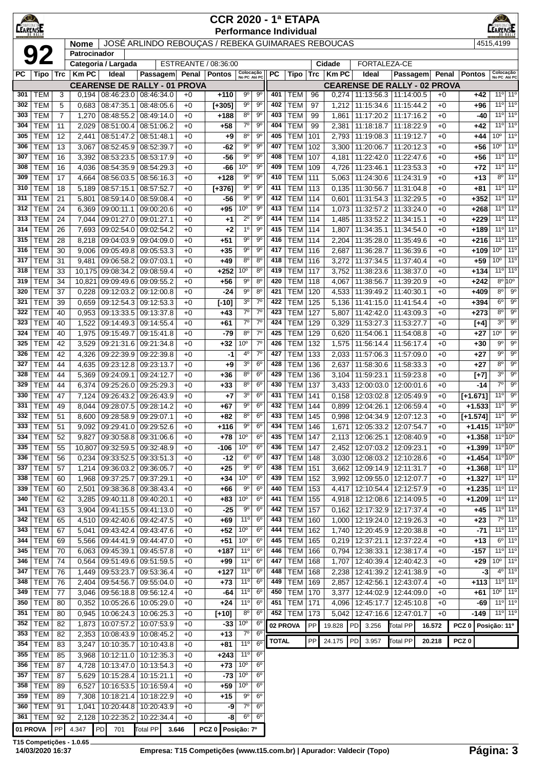# CCR 2020 - 1ª ETAPA
## Performance Individual

**92**

| Nome | JOSÉ ARLINDO REBOUÇAS / REBEKA GUIMARAES REBOUCAS | 4515,4199 |
|---|---|---|
| Patrocinador | | |
| Categoria / Largada | ESTREANTE / 08:36:00 | |
| Cidade | FORTALEZA-CE | |

### CEARENSE DE RALLY - 01 PROVA

| PC | Tipo | Trc | Km PC | Ideal | Passagem | Penal | Pontos | Colocação No PC | Colocação Até PC |
|---|---|---|---|---|---|---|---|---|---|
| 301 | TEM | 3 | 0,194 | 08:46:23.0 | 08:46:34.0 | +0 | +110 | 9º | 9º |
| 302 | TEM | 5 | 0,683 | 08:47:35.1 | 08:48:05.6 | +0 | [+305] | 9º | 9º |
| 303 | TEM | 7 | 1,270 | 08:48:55.2 | 08:49:14.0 | +0 | +188 | 8º | 9º |
| 304 | TEM | 11 | 2,029 | 08:51:00.4 | 08:51:06.2 | +0 | +58 | 7º | 9º |
| 305 | TEM | 12 | 2,441 | 08:51:47.2 | 08:51:48.1 | +0 | +9 | 8º | 9º |
| 306 | TEM | 13 | 3,067 | 08:52:45.9 | 08:52:39.7 | +0 | -62 | 9º | 9º |
| 307 | TEM | 16 | 3,392 | 08:53:23.5 | 08:53:17.9 | +0 | -56 | 9º | 9º |
| 308 | TEM | 16 | 4,036 | 08:54:35.9 | 08:54:29.3 | +0 | -66 | 10º | 9º |
| 309 | TEM | 17 | 4,664 | 08:56:03.5 | 08:56:16.3 | +0 | +128 | 9º | 9º |
| 310 | TEM | 18 | 5,189 | 08:57:15.1 | 08:57:52.7 | +0 | [+376] | 9º | 9º |
| 311 | TEM | 21 | 5,801 | 08:59:14.0 | 08:59:08.4 | +0 | -56 | 9º | 9º |
| 312 | TEM | 24 | 6,369 | 09:00:11.1 | 09:00:20.6 | +0 | +95 | 10º | 9º |
| 313 | TEM | 24 | 7,044 | 09:01:27.0 | 09:01:27.1 | +0 | +1 | 2º | 9º |
| 314 | TEM | 26 | 7,693 | 09:02:54.0 | 09:02:54.2 | +0 | +2 | 1º | 9º |
| 315 | TEM | 28 | 8,218 | 09:04:03.9 | 09:04:09.0 | +0 | +51 | 9º | 9º |
| 316 | TEM | 30 | 9,006 | 09:05:49.8 | 09:05:53.3 | +0 | +35 | 9º | 9º |
| 317 | TEM | 31 | 9,481 | 09:06:58.2 | 09:07:03.1 | +0 | +49 | 8º | 8º |
| 318 | TEM | 33 | 10,175 | 09:08:34.2 | 09:08:59.4 | +0 | +252 | 10º | 8º |
| 319 | TEM | 34 | 10,821 | 09:09:49.6 | 09:09:55.2 | +0 | +56 | 9º | 8º |
| 320 | TEM | 37 | 0,228 | 09:12:03.2 | 09:12:00.8 | +0 | -24 | 9º | 8º |
| 321 | TEM | 39 | 0,659 | 09:12:54.3 | 09:12:53.3 | +0 | [-10] | 3º | 7º |
| 322 | TEM | 40 | 0,953 | 09:13:33.5 | 09:13:37.8 | +0 | +43 | 7º | 7º |
| 323 | TEM | 40 | 1,522 | 09:14:49.3 | 09:14:55.4 | +0 | +61 | 7º | 7º |
| 324 | TEM | 40 | 1,975 | 09:15:49.7 | 09:15:41.8 | +0 | -79 | 8º | 7º |
| 325 | TEM | 42 | 3,529 | 09:21:31.6 | 09:21:34.8 | +0 | +32 | 10º | 7º |
| 326 | TEM | 42 | 4,326 | 09:22:39.9 | 09:22:39.8 | +0 | -1 | 4º | 7º |
| 327 | TEM | 44 | 4,635 | 09:23:12.8 | 09:23:13.7 | +0 | +9 | 3º | 6º |
| 328 | TEM | 44 | 5,369 | 09:24:09.1 | 09:24:12.7 | +0 | +36 | 8º | 6º |
| 329 | TEM | 44 | 6,374 | 09:25:26.0 | 09:25:29.3 | +0 | +33 | 8º | 6º |
| 330 | TEM | 47 | 7,124 | 09:26:43.2 | 09:26:43.9 | +0 | +7 | 3º | 6º |
| 331 | TEM | 49 | 8,044 | 09:28:07.5 | 09:28:14.2 | +0 | +67 | 9º | 6º |
| 332 | TEM | 51 | 8,600 | 09:28:58.9 | 09:29:07.1 | +0 | +82 | 8º | 6º |
| 333 | TEM | 51 | 9,092 | 09:29:41.0 | 09:29:52.6 | +0 | +116 | 9º | 6º |
| 334 | TEM | 52 | 9,827 | 09:30:58.8 | 09:31:06.6 | +0 | +78 | 10º | 6º |
| 335 | TEM | 55 | 10,807 | 09:32:59.5 | 09:32:48.9 | +0 | -106 | 10º | 6º |
| 336 | TEM | 56 | 0,234 | 09:33:52.5 | 09:33:51.3 | +0 | -12 | 6º | 6º |
| 337 | TEM | 57 | 1,214 | 09:36:03.2 | 09:36:05.7 | +0 | +25 | 9º | 6º |
| 338 | TEM | 60 | 1,968 | 09:37:25.7 | 09:37:29.1 | +0 | +34 | 10º | 6º |
| 339 | TEM | 60 | 2,501 | 09:38:36.8 | 09:38:43.4 | +0 | +66 | 9º | 6º |
| 340 | TEM | 62 | 3,285 | 09:40:11.8 | 09:40:20.1 | +0 | +83 | 10º | 6º |
| 341 | TEM | 63 | 3,904 | 09:41:15.5 | 09:41:13.0 | +0 | -25 | 9º | 6º |
| 342 | TEM | 65 | 4,510 | 09:42:40.6 | 09:42:47.5 | +0 | +69 | 11º | 6º |
| 343 | TEM | 67 | 5,041 | 09:43:42.4 | 09:43:47.6 | +0 | +52 | 10º | 6º |
| 344 | TEM | 69 | 5,566 | 09:44:41.9 | 09:44:47.0 | +0 | +51 | 10º | 6º |
| 345 | TEM | 70 | 6,063 | 09:45:39.1 | 09:45:57.8 | +0 | +187 | 11º | 6º |
| 346 | TEM | 74 | 0,564 | 09:51:49.6 | 09:51:59.5 | +0 | +99 | 11º | 6º |
| 347 | TEM | 76 | 1,449 | 09:53:23.7 | 09:53:36.4 | +0 | +127 | 11º | 6º |
| 348 | TEM | 76 | 2,404 | 09:54:56.7 | 09:55:04.0 | +0 | +73 | 11º | 6º |
| 349 | TEM | 77 | 3,046 | 09:56:18.8 | 09:56:12.4 | +0 | -64 | 11º | 6º |
| 350 | TEM | 80 | 0,352 | 10:05:26.6 | 10:05:29.0 | +0 | +24 | 11º | 6º |
| 351 | TEM | 80 | 0,945 | 10:06:24.3 | 10:06:25.3 | +0 | [+10] | 8º | 6º |
| 352 | TEM | 82 | 1,873 | 10:07:57.2 | 10:07:53.9 | +0 | -33 | 10º | 6º |
| 353 | TEM | 82 | 2,353 | 10:08:43.9 | 10:08:45.2 | +0 | +13 | 7º | 6º |
| 354 | TEM | 83 | 3,247 | 10:10:35.7 | 10:10:43.8 | +0 | +81 | 11º | 6º |
| 355 | TEM | 85 | 3,968 | 10:12:11.0 | 10:12:35.3 | +0 | +243 | 11º | 6º |
| 356 | TEM | 87 | 4,728 | 10:13:47.0 | 10:13:54.3 | +0 | +73 | 10º | 6º |
| 357 | TEM | 87 | 5,629 | 10:15:28.4 | 10:15:21.1 | +0 | -73 | 10º | 6º |
| 358 | TEM | 89 | 6,527 | 10:16:53.5 | 10:16:59.4 | +0 | +59 | 10º | 6º |
| 359 | TEM | 89 | 7,308 | 10:18:21.4 | 10:18:22.9 | +0 | +15 | 9º | 6º |
| 360 | TEM | 91 | 1,041 | 10:20:44.8 | 10:20:43.9 | +0 | -9 | 7º | 6º |
| 361 | TEM | 92 | 2,128 | 10:22:35.2 | 10:22:34.4 | +0 | -8 | 6º | 6º |
| 01 PROVA | PP | 4.347 | PD 701 | Total PP | 3.646 | PCZ 0 | Posição: 7º | | |

### CEARENSE DE RALLY - 02 PROVA

| PC | Tipo | Trc | Km PC | Ideal | Passagem | Penal | Pontos | Colocação No PC | Colocação Até PC |
|---|---|---|---|---|---|---|---|---|---|
| 401 | TEM | 96 | 0,274 | 11:13:56.3 | 11:14:00.5 | +0 | +42 | 11º | 11º |
| 402 | TEM | 97 | 1,212 | 11:15:34.6 | 11:15:44.2 | +0 | +96 | 11º | 11º |
| 403 | TEM | 99 | 1,861 | 11:17:20.2 | 11:17:16.2 | +0 | -40 | 11º | 11º |
| 404 | TEM | 99 | 2,381 | 11:18:18.7 | 11:18:22.9 | +0 | +42 | 11º | 11º |
| 405 | TEM | 101 | 2,793 | 11:19:08.3 | 11:19:12.7 | +0 | +44 | 10º | 11º |
| 407 | TEM | 102 | 3,300 | 11:20:06.7 | 11:20:12.3 | +0 | +56 | 10º | 11º |
| 408 | TEM | 107 | 4,181 | 11:22:42.0 | 11:22:47.6 | +0 | +56 | 11º | 11º |
| 409 | TEM | 109 | 4,726 | 11:23:46.1 | 11:23:53.3 | +0 | +72 | 11º | 11º |
| 410 | TEM | 111 | 5,063 | 11:24:30.6 | 11:24:31.9 | +0 | +13 | 8º | 11º |
| 411 | TEM | 113 | 0,135 | 11:30:56.7 | 11:31:04.8 | +0 | +81 | 11º | 11º |
| 412 | TEM | 114 | 0,601 | 11:31:54.3 | 11:32:29.5 | +0 | +352 | 11º | 11º |
| 413 | TEM | 114 | 1,073 | 11:32:57.2 | 11:33:24.0 | +0 | +268 | 11º | 11º |
| 414 | TEM | 114 | 1,485 | 11:33:52.2 | 11:34:15.1 | +0 | +229 | 11º | 11º |
| 415 | TEM | 114 | 1,807 | 11:34:35.1 | 11:34:54.0 | +0 | +189 | 11º | 11º |
| 416 | TEM | 114 | 2,204 | 11:35:28.0 | 11:35:49.6 | +0 | +216 | 11º | 11º |
| 417 | TEM | 116 | 2,687 | 11:36:28.7 | 11:36:39.6 | +0 | +109 | 10º | 11º |
| 418 | TEM | 116 | 3,272 | 11:37:34.5 | 11:37:40.4 | +0 | +59 | 10º | 11º |
| 419 | TEM | 117 | 3,752 | 11:38:23.6 | 11:38:37.0 | +0 | +134 | 11º | 11º |
| 420 | TEM | 118 | 4,067 | 11:38:56.7 | 11:39:20.9 | +0 | +242 | 8º | 10º |
| 421 | TEM | 120 | 4,533 | 11:39:49.2 | 11:40:30.1 | +0 | +409 | 8º | 9º |
| 422 | TEM | 125 | 5,136 | 11:41:15.0 | 11:41:54.4 | +0 | +394 | 6º | 9º |
| 423 | TEM | 127 | 5,807 | 11:42:42.0 | 11:43:09.3 | +0 | +273 | 8º | 9º |
| 424 | TEM | 129 | 0,329 | 11:53:27.3 | 11:53:27.7 | +0 | [+4] | 3º | 9º |
| 425 | TEM | 129 | 0,620 | 11:54:06.1 | 11:54:08.8 | +0 | +27 | 10º | 9º |
| 426 | TEM | 132 | 1,575 | 11:56:14.4 | 11:56:17.4 | +0 | +30 | 9º | 9º |
| 427 | TEM | 133 | 2,033 | 11:57:06.3 | 11:57:09.0 | +0 | +27 | 9º | 9º |
| 428 | TEM | 136 | 2,637 | 11:58:30.6 | 11:58:33.3 | +0 | +27 | 8º | 9º |
| 429 | TEM | 136 | 3,104 | 11:59:23.1 | 11:59:23.8 | +0 | [+7] | 3º | 9º |
| 430 | TEM | 137 | 3,433 | 12:00:03.0 | 12:00:01.6 | +0 | -14 | 7º | 9º |
| 431 | TEM | 141 | 0,158 | 12:03:02.8 | 12:05:49.9 | +0 | [+1.671] | 11º | 9º |
| 432 | TEM | 144 | 0,899 | 12:04:26.1 | 12:06:59.4 | +0 | +1.533 | 11º | 9º |
| 433 | TEM | 145 | 0,998 | 12:04:34.9 | 12:07:12.3 | +0 | [+1.574] | 11º | 9º |
| 434 | TEM | 146 | 1,671 | 12:05:33.2 | 12:07:54.7 | +0 | +1.415 | 11º | 10º |
| 435 | TEM | 147 | 2,113 | 12:06:25.1 | 12:08:40.9 | +0 | +1.358 | 11º | 10º |
| 436 | TEM | 147 | 2,452 | 12:07:03.2 | 12:09:23.1 | +0 | +1.399 | 11º | 10º |
| 437 | TEM | 148 | 3,030 | 12:08:03.2 | 12:10:28.6 | +0 | +1.454 | 11º | 10º |
| 438 | TEM | 151 | 3,662 | 12:09:14.9 | 12:11:31.7 | +0 | +1.368 | 11º | 11º |
| 439 | TEM | 152 | 3,992 | 12:09:55.0 | 12:12:07.7 | +0 | +1.327 | 11º | 11º |
| 440 | TEM | 153 | 4,417 | 12:10:54.4 | 12:12:57.9 | +0 | +1.235 | 11º | 11º |
| 441 | TEM | 155 | 4,918 | 12:12:08.6 | 12:14:09.5 | +0 | +1.209 | 11º | 11º |
| 442 | TEM | 157 | 0,162 | 12:17:32.9 | 12:17:37.4 | +0 | +45 | 11º | 11º |
| 443 | TEM | 160 | 1,000 | 12:19:24.0 | 12:19:26.3 | +0 | +23 | 7º | 11º |
| 444 | TEM | 162 | 1,740 | 12:20:45.9 | 12:20:38.8 | +0 | -71 | 11º | 11º |
| 445 | TEM | 165 | 0,219 | 12:37:21.1 | 12:37:22.4 | +0 | +13 | 6º | 11º |
| 446 | TEM | 166 | 0,794 | 12:38:33.1 | 12:38:17.4 | +0 | -157 | 11º | 11º |
| 447 | TEM | 168 | 1,707 | 12:40:39.4 | 12:40:42.3 | +0 | +29 | 10º | 11º |
| 448 | TEM | 168 | 2,238 | 12:41:39.2 | 12:41:38.9 | +0 | -3 | 4º | 11º |
| 449 | TEM | 169 | 2,857 | 12:42:56.1 | 12:43:07.4 | +0 | +113 | 11º | 11º |
| 450 | TEM | 170 | 3,377 | 12:44:02.9 | 12:44:09.0 | +0 | +61 | 10º | 11º |
| 451 | TEM | 171 | 4,096 | 12:45:17.7 | 12:45:10.8 | +0 | -69 | 11º | 11º |
| 452 | TEM | 173 | 5,042 | 12:47:16.6 | 12:47:01.7 | +0 | -149 | 11º | 11º |
| 02 PROVA | PP | 19.828 | PD 3.256 | Total PP | 16.572 | PCZ 0 | Posição: 11º | | |
| TOTAL | PP | 24.175 | PD 3.957 | Total PP | 20.218 | PCZ 0 | | | |

T15 Competições - 1.0.65
14/03/2020 16:37 — Empresa: T15 Competições (www.t15.com.br) | Apurador: Valdecir (Topo)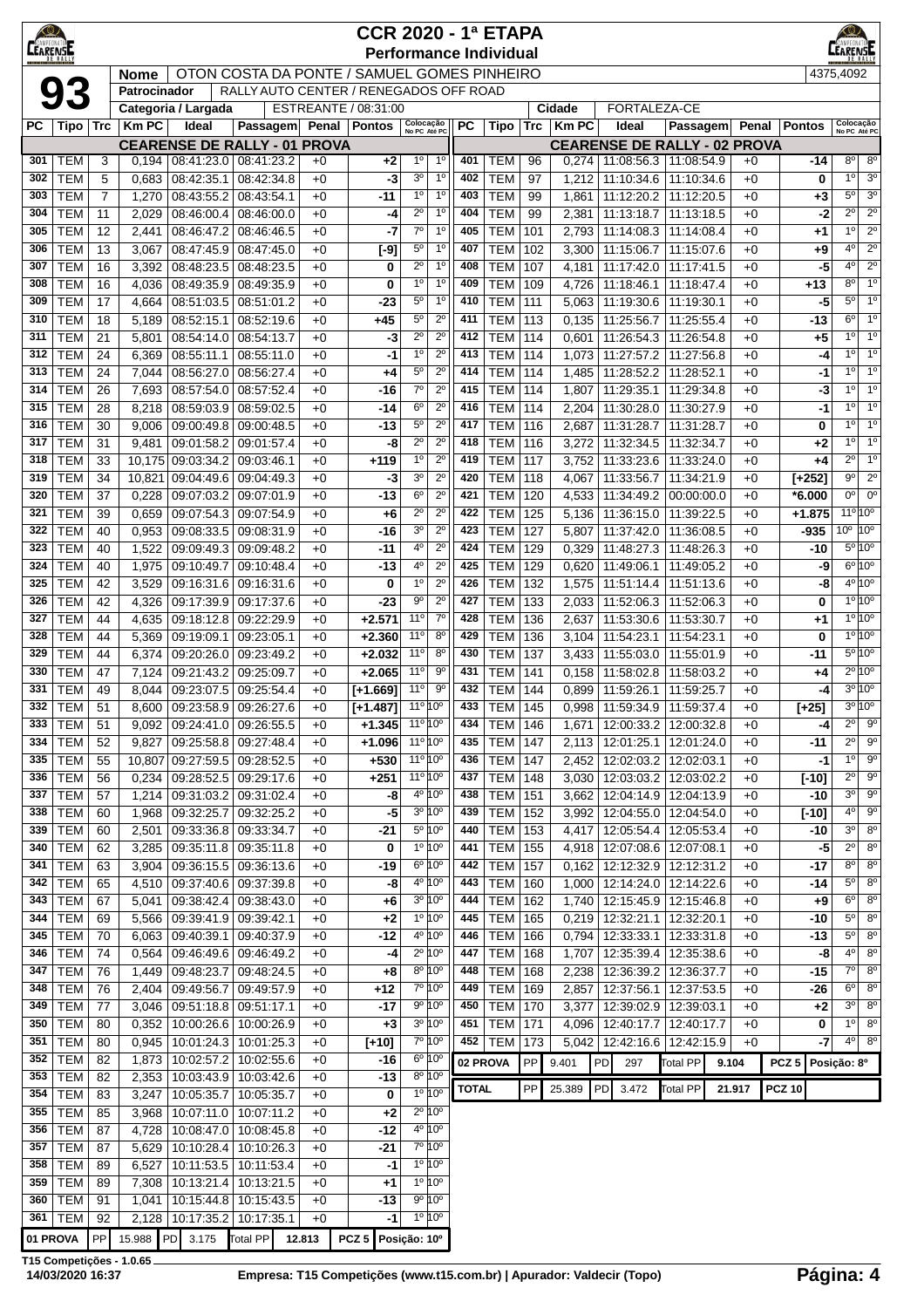# CCR 2020 - 1ª ETAPA
## Performance Individual

**93**

| Nome | OTON COSTA DA PONTE / SAMUEL GOMES PINHEIRO | 4375,4092 |
|---|---|---|
| Patrocinador | RALLY AUTO CENTER / RENEGADOS OFF ROAD | |
| Categoria / Largada | ESTREANTE / 08:31:00 | Cidade: FORTALEZA-CE |

### CEARENSE DE RALLY - 01 PROVA

| PC | Tipo | Trc | Km PC | Ideal | Passagem | Penal | Pontos | Colocação No PC | Colocação Até PC |
|---|---|---|---|---|---|---|---|---|---|
| 301 | TEM | 3 | 0,194 | 08:41:23.0 | 08:41:23.2 | +0 | +2 | 1º | 1º |
| 302 | TEM | 5 | 0,683 | 08:42:35.1 | 08:42:34.8 | +0 | -3 | 3º | 1º |
| 303 | TEM | 7 | 1,270 | 08:43:55.2 | 08:43:54.1 | +0 | -11 | 1º | 1º |
| 304 | TEM | 11 | 2,029 | 08:46:00.4 | 08:46:00.0 | +0 | -4 | 2º | 1º |
| 305 | TEM | 12 | 2,441 | 08:46:47.2 | 08:46:46.5 | +0 | -7 | 7º | 1º |
| 306 | TEM | 13 | 3,067 | 08:47:45.9 | 08:47:45.0 | +0 | [-9] | 5º | 1º |
| 307 | TEM | 16 | 3,392 | 08:48:23.5 | 08:48:23.5 | +0 | 0 | 2º | 1º |
| 308 | TEM | 16 | 4,036 | 08:49:35.9 | 08:49:35.9 | +0 | 0 | 1º | 1º |
| 309 | TEM | 17 | 4,664 | 08:51:03.5 | 08:51:01.2 | +0 | -23 | 5º | 1º |
| 310 | TEM | 18 | 5,189 | 08:52:15.1 | 08:52:19.6 | +0 | +45 | 5º | 2º |
| 311 | TEM | 21 | 5,801 | 08:54:14.0 | 08:54:13.7 | +0 | -3 | 2º | 2º |
| 312 | TEM | 24 | 6,369 | 08:55:11.1 | 08:55:11.0 | +0 | -1 | 1º | 2º |
| 313 | TEM | 24 | 7,044 | 08:56:27.0 | 08:56:27.4 | +0 | +4 | 5º | 2º |
| 314 | TEM | 26 | 7,693 | 08:57:54.0 | 08:57:52.4 | +0 | -16 | 7º | 2º |
| 315 | TEM | 28 | 8,218 | 08:59:03.9 | 08:59:02.5 | +0 | -14 | 6º | 2º |
| 316 | TEM | 30 | 9,006 | 09:00:49.8 | 09:00:48.5 | +0 | -13 | 5º | 2º |
| 317 | TEM | 31 | 9,481 | 09:01:58.2 | 09:01:57.4 | +0 | -8 | 2º | 2º |
| 318 | TEM | 33 | 10,175 | 09:03:34.2 | 09:03:46.1 | +0 | +119 | 1º | 2º |
| 319 | TEM | 34 | 10,821 | 09:04:49.6 | 09:04:49.3 | +0 | -3 | 3º | 2º |
| 320 | TEM | 37 | 0,228 | 09:07:03.2 | 09:07:01.9 | +0 | -13 | 6º | 2º |
| 321 | TEM | 39 | 0,659 | 09:07:54.3 | 09:07:54.9 | +0 | +6 | 2º | 2º |
| 322 | TEM | 40 | 0,953 | 09:08:33.5 | 09:08:31.9 | +0 | -16 | 3º | 2º |
| 323 | TEM | 40 | 1,522 | 09:09:49.3 | 09:09:48.2 | +0 | -11 | 4º | 2º |
| 324 | TEM | 40 | 1,975 | 09:10:49.7 | 09:10:48.4 | +0 | -13 | 4º | 2º |
| 325 | TEM | 42 | 3,529 | 09:16:31.6 | 09:16:31.6 | +0 | 0 | 1º | 2º |
| 326 | TEM | 42 | 4,326 | 09:17:39.9 | 09:17:37.6 | +0 | -23 | 9º | 2º |
| 327 | TEM | 44 | 4,635 | 09:18:12.8 | 09:22:29.9 | +0 | +2.571 | 11º | 7º |
| 328 | TEM | 44 | 5,369 | 09:19:09.1 | 09:23:05.1 | +0 | +2.360 | 11º | 8º |
| 329 | TEM | 44 | 6,374 | 09:20:26.0 | 09:23:49.2 | +0 | +2.032 | 11º | 8º |
| 330 | TEM | 47 | 7,124 | 09:21:43.2 | 09:25:09.7 | +0 | +2.065 | 11º | 9º |
| 331 | TEM | 49 | 8,044 | 09:23:07.5 | 09:25:54.4 | +0 | [+1.669] | 11º | 9º |
| 332 | TEM | 51 | 8,600 | 09:23:58.9 | 09:26:27.6 | +0 | [+1.487] | 11º | 10º |
| 333 | TEM | 51 | 9,092 | 09:24:41.0 | 09:26:55.5 | +0 | +1.345 | 11º | 10º |
| 334 | TEM | 52 | 9,827 | 09:25:58.8 | 09:27:48.4 | +0 | +1.096 | 11º | 10º |
| 335 | TEM | 55 | 10,807 | 09:27:59.5 | 09:28:52.5 | +0 | +530 | 11º | 10º |
| 336 | TEM | 56 | 0,234 | 09:28:52.5 | 09:29:17.6 | +0 | +251 | 11º | 10º |
| 337 | TEM | 57 | 1,214 | 09:31:03.2 | 09:31:02.4 | +0 | -8 | 4º | 10º |
| 338 | TEM | 60 | 1,968 | 09:32:25.7 | 09:32:25.2 | +0 | -5 | 3º | 10º |
| 339 | TEM | 60 | 2,501 | 09:33:36.8 | 09:33:34.7 | +0 | -21 | 5º | 10º |
| 340 | TEM | 62 | 3,285 | 09:35:11.8 | 09:35:11.8 | +0 | 0 | 1º | 10º |
| 341 | TEM | 63 | 3,904 | 09:36:15.5 | 09:36:13.6 | +0 | -19 | 6º | 10º |
| 342 | TEM | 65 | 4,510 | 09:37:40.6 | 09:37:39.8 | +0 | -8 | 4º | 10º |
| 343 | TEM | 67 | 5,041 | 09:38:42.4 | 09:38:43.0 | +0 | +6 | 3º | 10º |
| 344 | TEM | 69 | 5,566 | 09:39:41.9 | 09:39:42.1 | +0 | +2 | 1º | 10º |
| 345 | TEM | 70 | 6,063 | 09:40:39.1 | 09:40:37.9 | +0 | -12 | 4º | 10º |
| 346 | TEM | 74 | 0,564 | 09:46:49.6 | 09:46:49.2 | +0 | -4 | 2º | 10º |
| 347 | TEM | 76 | 1,449 | 09:48:23.7 | 09:48:24.5 | +0 | +8 | 8º | 10º |
| 348 | TEM | 76 | 2,404 | 09:49:56.7 | 09:49:57.9 | +0 | +12 | 7º | 10º |
| 349 | TEM | 77 | 3,046 | 09:51:18.8 | 09:51:17.1 | +0 | -17 | 9º | 10º |
| 350 | TEM | 80 | 0,352 | 10:00:26.6 | 10:00:26.9 | +0 | +3 | 3º | 10º |
| 351 | TEM | 80 | 0,945 | 10:01:24.3 | 10:01:25.3 | +0 | [+10] | 7º | 10º |
| 352 | TEM | 82 | 1,873 | 10:02:57.2 | 10:02:55.6 | +0 | -16 | 6º | 10º |
| 353 | TEM | 82 | 2,353 | 10:03:43.9 | 10:03:42.6 | +0 | -13 | 8º | 10º |
| 354 | TEM | 83 | 3,247 | 10:05:35.7 | 10:05:35.7 | +0 | 0 | 1º | 10º |
| 355 | TEM | 85 | 3,968 | 10:07:11.0 | 10:07:11.2 | +0 | +2 | 2º | 10º |
| 356 | TEM | 87 | 4,728 | 10:08:47.0 | 10:08:45.8 | +0 | -12 | 4º | 10º |
| 357 | TEM | 87 | 5,629 | 10:10:28.4 | 10:10:26.3 | +0 | -21 | 7º | 10º |
| 358 | TEM | 89 | 6,527 | 10:11:53.5 | 10:11:53.4 | +0 | -1 | 1º | 10º |
| 359 | TEM | 89 | 7,308 | 10:13:21.4 | 10:13:21.5 | +0 | +1 | 1º | 10º |
| 360 | TEM | 91 | 1,041 | 10:15:44.8 | 10:15:43.5 | +0 | -13 | 9º | 10º |
| 361 | TEM | 92 | 2,128 | 10:17:35.2 | 10:17:35.1 | +0 | -1 | 1º | 10º |

| 01 PROVA | PP | 15.988 | PD | 3.175 | Total PP | 12.813 | PCZ 5 | Posição: 10º |
|---|---|---|---|---|---|---|---|---|

### CEARENSE DE RALLY - 02 PROVA

| PC | Tipo | Trc | Km PC | Ideal | Passagem | Penal | Pontos | Colocação No PC | Colocação Até PC |
|---|---|---|---|---|---|---|---|---|---|
| 401 | TEM | 96 | 0,274 | 11:08:56.3 | 11:08:54.9 | +0 | -14 | 8º | 8º |
| 402 | TEM | 97 | 1,212 | 11:10:34.6 | 11:10:34.6 | +0 | 0 | 1º | 3º |
| 403 | TEM | 99 | 1,861 | 11:12:20.2 | 11:12:20.5 | +0 | +3 | 5º | 3º |
| 404 | TEM | 99 | 2,381 | 11:13:18.7 | 11:13:18.5 | +0 | -2 | 2º | 2º |
| 405 | TEM | 101 | 2,793 | 11:14:08.3 | 11:14:08.4 | +0 | +1 | 1º | 2º |
| 406 | TEM | 102 | 3,300 | 11:15:06.7 | 11:15:07.6 | +0 | +9 | 4º | 2º |
| 407 | TEM | 107 | 4,181 | 11:17:42.0 | 11:17:41.5 | +0 | -5 | 4º | 2º |
| 408 | TEM | 109 | 4,726 | 11:18:46.1 | 11:18:47.4 | +0 | +13 | 8º | 1º |
| 409 | TEM | 111 | 5,063 | 11:19:30.6 | 11:19:30.1 | +0 | -5 | 5º | 1º |
| 410 | TEM | 113 | 0,135 | 11:25:56.7 | 11:25:55.4 | +0 | -13 | 6º | 1º |
| 411 | TEM | 114 | 0,601 | 11:26:54.3 | 11:26:54.8 | +0 | +5 | 1º | 1º |
| 412 | TEM | 114 | 1,073 | 11:27:57.2 | 11:27:56.8 | +0 | -4 | 1º | 1º |
| 413 | TEM | 114 | 1,485 | 11:28:52.2 | 11:28:52.1 | +0 | -1 | 1º | 1º |
| 414 | TEM | 114 | 1,807 | 11:29:35.1 | 11:29:34.8 | +0 | -3 | 1º | 1º |
| 415 | TEM | 114 | 2,204 | 11:30:28.0 | 11:30:27.9 | +0 | -1 | 1º | 1º |
| 416 | TEM | 116 | 2,687 | 11:31:28.7 | 11:31:28.7 | +0 | 0 | 1º | 1º |
| 417 | TEM | 116 | 3,272 | 11:32:34.5 | 11:32:34.7 | +0 | +2 | 1º | 1º |
| 418 | TEM | 117 | 3,752 | 11:33:23.6 | 11:33:24.0 | +0 | +4 | 2º | 1º |
| 419 | TEM | 118 | 4,067 | 11:33:56.7 | 11:34:21.9 | +0 | [+252] | 9º | 2º |
| 420 | TEM | 120 | 4,533 | 11:34:49.2 | 00:00:00.0 | +0 | *6.000 | 0º | 0º |
| 421 | TEM | 125 | 5,136 | 11:36:15.0 | 11:39:22.5 | +0 | +1.875 | 11º | 10º |
| 422 | TEM | 127 | 5,807 | 11:37:42.0 | 11:36:08.5 | +0 | -935 | 10º | 10º |
| 423 | TEM | 129 | 0,329 | 11:48:27.3 | 11:48:26.3 | +0 | -10 | 5º | 10º |
| 424 | TEM | 129 | 0,620 | 11:49:06.1 | 11:49:05.2 | +0 | -9 | 6º | 10º |
| 425 | TEM | 132 | 1,575 | 11:51:14.4 | 11:51:13.6 | +0 | -8 | 4º | 10º |
| 426 | TEM | 133 | 2,033 | 11:52:06.3 | 11:52:06.3 | +0 | 0 | 1º | 10º |
| 427 | TEM | 136 | 2,637 | 11:53:30.6 | 11:53:30.7 | +0 | +1 | 1º | 10º |
| 428 | TEM | 136 | 3,104 | 11:54:23.1 | 11:54:23.1 | +0 | 0 | 1º | 10º |
| 429 | TEM | 137 | 3,433 | 11:55:03.0 | 11:55:01.9 | +0 | -11 | 5º | 10º |
| 430 | TEM | 141 | 0,158 | 11:58:02.8 | 11:58:03.2 | +0 | +4 | 2º | 10º |
| 431 | TEM | 144 | 0,899 | 11:59:26.1 | 11:59:25.7 | +0 | -4 | 3º | 10º |
| 432 | TEM | 145 | 0,998 | 11:59:34.9 | 11:59:37.4 | +0 | [+25] | 3º | 10º |
| 433 | TEM | 146 | 1,671 | 12:00:33.2 | 12:00:32.8 | +0 | -4 | 2º | 9º |
| 434 | TEM | 147 | 2,113 | 12:01:25.1 | 12:01:24.0 | +0 | -11 | 2º | 9º |
| 435 | TEM | 147 | 2,452 | 12:02:03.2 | 12:02:03.1 | +0 | -1 | 1º | 9º |
| 436 | TEM | 148 | 3,030 | 12:03:03.2 | 12:03:02.2 | +0 | [-10] | 2º | 9º |
| 437 | TEM | 151 | 3,662 | 12:04:14.9 | 12:04:13.9 | +0 | -10 | 3º | 9º |
| 438 | TEM | 152 | 3,992 | 12:04:55.0 | 12:04:54.0 | +0 | [-10] | 4º | 9º |
| 439 | TEM | 153 | 4,417 | 12:05:54.4 | 12:05:53.4 | +0 | -10 | 3º | 8º |
| 440 | TEM | 155 | 4,918 | 12:07:08.6 | 12:07:08.1 | +0 | -5 | 2º | 8º |
| 441 | TEM | 157 | 0,162 | 12:12:32.9 | 12:12:31.2 | +0 | -17 | 8º | 8º |
| 442 | TEM | 160 | 1,000 | 12:14:24.0 | 12:14:22.6 | +0 | -14 | 5º | 8º |
| 443 | TEM | 162 | 1,740 | 12:15:45.9 | 12:15:46.8 | +0 | +9 | 6º | 8º |
| 444 | TEM | 165 | 0,219 | 12:32:21.1 | 12:32:20.1 | +0 | -10 | 5º | 8º |
| 445 | TEM | 166 | 0,794 | 12:33:33.1 | 12:33:31.8 | +0 | -13 | 5º | 8º |
| 446 | TEM | 168 | 1,707 | 12:35:39.4 | 12:35:38.6 | +0 | -8 | 4º | 8º |
| 447 | TEM | 168 | 2,238 | 12:36:39.2 | 12:36:37.7 | +0 | -15 | 7º | 8º |
| 448 | TEM | 169 | 2,857 | 12:37:56.1 | 12:37:53.5 | +0 | -26 | 6º | 8º |
| 449 | TEM | 170 | 3,377 | 12:39:02.9 | 12:39:03.1 | +0 | +2 | 3º | 8º |
| 450 | TEM | 171 | 4,096 | 12:40:17.7 | 12:40:17.7 | +0 | 0 | 1º | 8º |
| 451 | TEM | 173 | 5,042 | 12:42:16.6 | 12:42:15.9 | +0 | -7 | 4º | 8º |

| 02 PROVA | PP | 9.401 | PD | 297 | Total PP | 9.104 | PCZ 5 | Posição: 8º |
|---|---|---|---|---|---|---|---|---|
| TOTAL | PP | 25.389 | PD | 3.472 | Total PP | 21.917 | PCZ 10 | |

T15 Competições - 1.0.65
14/03/2020 16:37 Empresa: T15 Competições (www.t15.com.br) | Apurador: Valdecir (Topo)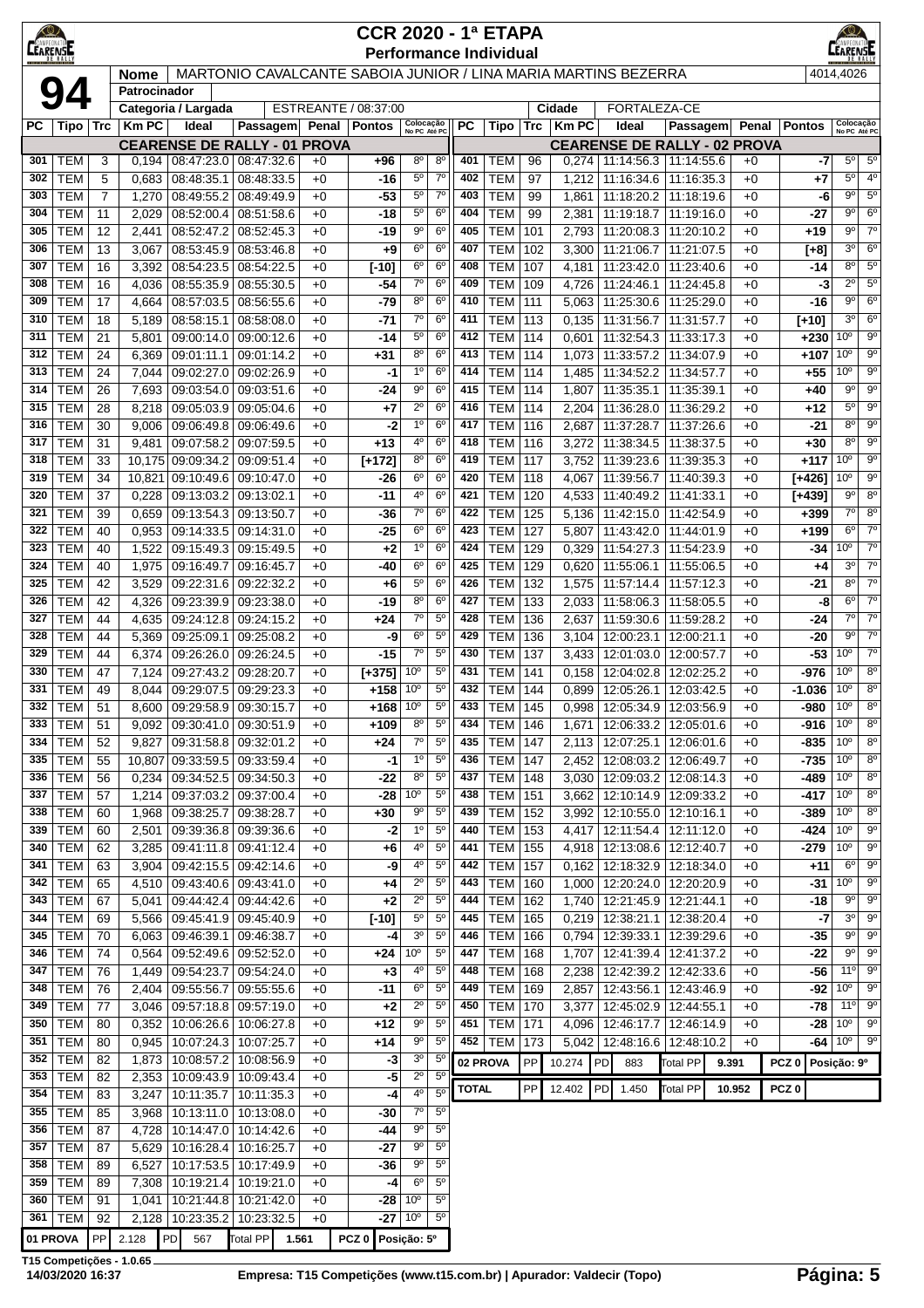# CCR 2020 - 1ª ETAPA

## Performance Individual

**94**

| Nome | MARTONIO CAVALCANTE SABOIA JUNIOR / LINA MARIA MARTINS BEZERRA | 4014,4026 |
|---|---|---|
| Patrocinador | | |
| Categoria / Largada | ESTREANTE / 08:37:00 | Cidade: FORTALEZA-CE |

### CEARENSE DE RALLY - 01 PROVA

| PC | Tipo | Trc | Km PC | Ideal | Passagem | Penal | Pontos | Colocação No PC | Colocação Até PC |
|---|---|---|---|---|---|---|---|---|---|
| 301 | TEM | 3 | 0,194 | 08:47:23.0 | 08:47:32.6 | +0 | +96 | 8º | 8º |
| 302 | TEM | 5 | 0,683 | 08:48:35.1 | 08:48:33.5 | +0 | -16 | 5º | 7º |
| 303 | TEM | 7 | 1,270 | 08:49:55.2 | 08:49:49.9 | +0 | -53 | 5º | 7º |
| 304 | TEM | 11 | 2,029 | 08:52:00.4 | 08:51:58.6 | +0 | -18 | 5º | 6º |
| 305 | TEM | 12 | 2,441 | 08:52:47.2 | 08:52:45.3 | +0 | -19 | 9º | 6º |
| 306 | TEM | 13 | 3,067 | 08:53:45.9 | 08:53:46.8 | +0 | +9 | 6º | 6º |
| 307 | TEM | 16 | 3,392 | 08:54:23.5 | 08:54:22.5 | +0 | [-10] | 6º | 6º |
| 308 | TEM | 16 | 4,036 | 08:55:35.9 | 08:55:30.5 | +0 | -54 | 7º | 6º |
| 309 | TEM | 17 | 4,664 | 08:57:03.5 | 08:56:55.6 | +0 | -79 | 8º | 6º |
| 310 | TEM | 18 | 5,189 | 08:58:15.1 | 08:58:08.0 | +0 | -71 | 7º | 6º |
| 311 | TEM | 21 | 5,801 | 09:00:14.0 | 09:00:12.6 | +0 | -14 | 5º | 6º |
| 312 | TEM | 24 | 6,369 | 09:01:11.1 | 09:01:14.2 | +0 | +31 | 8º | 6º |
| 313 | TEM | 24 | 7,044 | 09:02:27.0 | 09:02:26.9 | +0 | -1 | 1º | 6º |
| 314 | TEM | 26 | 7,693 | 09:03:54.0 | 09:03:51.6 | +0 | -24 | 9º | 6º |
| 315 | TEM | 28 | 8,218 | 09:05:03.9 | 09:05:04.6 | +0 | +7 | 2º | 6º |
| 316 | TEM | 30 | 9,006 | 09:06:49.8 | 09:06:49.6 | +0 | -2 | 1º | 6º |
| 317 | TEM | 31 | 9,481 | 09:07:58.2 | 09:07:59.5 | +0 | +13 | 4º | 6º |
| 318 | TEM | 33 | 10,175 | 09:09:34.2 | 09:09:51.4 | +0 | [+172] | 8º | 6º |
| 319 | TEM | 34 | 10,821 | 09:10:49.6 | 09:10:47.0 | +0 | -26 | 6º | 6º |
| 320 | TEM | 37 | 0,228 | 09:13:03.2 | 09:13:02.1 | +0 | -11 | 4º | 6º |
| 321 | TEM | 39 | 0,659 | 09:13:54.3 | 09:13:50.7 | +0 | -36 | 7º | 6º |
| 322 | TEM | 40 | 0,953 | 09:14:33.5 | 09:14:31.0 | +0 | -25 | 6º | 6º |
| 323 | TEM | 40 | 1,522 | 09:15:49.3 | 09:15:49.5 | +0 | +2 | 1º | 6º |
| 324 | TEM | 40 | 1,975 | 09:16:49.7 | 09:16:45.7 | +0 | -40 | 6º | 6º |
| 325 | TEM | 42 | 3,529 | 09:22:31.6 | 09:22:32.2 | +0 | +6 | 5º | 6º |
| 326 | TEM | 42 | 4,326 | 09:23:39.9 | 09:23:38.0 | +0 | -19 | 8º | 6º |
| 327 | TEM | 44 | 4,635 | 09:24:12.8 | 09:24:15.2 | +0 | +24 | 7º | 5º |
| 328 | TEM | 44 | 5,369 | 09:25:09.1 | 09:25:08.2 | +0 | -9 | 6º | 5º |
| 329 | TEM | 44 | 6,374 | 09:26:26.0 | 09:26:24.5 | +0 | -15 | 7º | 5º |
| 330 | TEM | 47 | 7,124 | 09:27:43.2 | 09:28:20.7 | +0 | [+375] | 10º | 5º |
| 331 | TEM | 49 | 8,044 | 09:29:07.5 | 09:29:23.3 | +0 | +158 | 10º | 5º |
| 332 | TEM | 51 | 8,600 | 09:29:58.9 | 09:30:15.7 | +0 | +168 | 10º | 5º |
| 333 | TEM | 51 | 9,092 | 09:30:41.0 | 09:30:51.9 | +0 | +109 | 8º | 5º |
| 334 | TEM | 52 | 9,827 | 09:31:58.8 | 09:32:01.2 | +0 | +24 | 7º | 5º |
| 335 | TEM | 55 | 10,807 | 09:33:59.5 | 09:33:59.4 | +0 | -1 | 1º | 5º |
| 336 | TEM | 56 | 0,234 | 09:34:52.5 | 09:34:50.3 | +0 | -22 | 8º | 5º |
| 337 | TEM | 57 | 1,214 | 09:37:03.2 | 09:37:00.4 | +0 | -28 | 10º | 5º |
| 338 | TEM | 60 | 1,968 | 09:38:25.7 | 09:38:28.7 | +0 | +30 | 9º | 5º |
| 339 | TEM | 60 | 2,501 | 09:39:36.8 | 09:39:36.6 | +0 | -2 | 1º | 5º |
| 340 | TEM | 62 | 3,285 | 09:41:11.8 | 09:41:12.4 | +0 | +6 | 4º | 5º |
| 341 | TEM | 63 | 3,904 | 09:42:15.5 | 09:42:14.6 | +0 | -9 | 4º | 5º |
| 342 | TEM | 65 | 4,510 | 09:43:40.6 | 09:43:41.0 | +0 | +4 | 2º | 5º |
| 343 | TEM | 67 | 5,041 | 09:44:42.4 | 09:44:42.6 | +0 | +2 | 2º | 5º |
| 344 | TEM | 69 | 5,566 | 09:45:41.9 | 09:45:40.9 | +0 | [-10] | 5º | 5º |
| 345 | TEM | 70 | 6,063 | 09:46:39.1 | 09:46:38.7 | +0 | -4 | 3º | 5º |
| 346 | TEM | 74 | 0,564 | 09:52:49.6 | 09:52:52.0 | +0 | +24 | 10º | 5º |
| 347 | TEM | 76 | 1,449 | 09:54:23.7 | 09:54:24.0 | +0 | +3 | 4º | 5º |
| 348 | TEM | 76 | 2,404 | 09:55:56.7 | 09:55:55.6 | +0 | -11 | 6º | 5º |
| 349 | TEM | 77 | 3,046 | 09:57:18.8 | 09:57:19.0 | +0 | +2 | 2º | 5º |
| 350 | TEM | 80 | 0,352 | 10:06:26.6 | 10:06:27.8 | +0 | +12 | 9º | 5º |
| 351 | TEM | 80 | 0,945 | 10:07:24.3 | 10:07:25.7 | +0 | +14 | 9º | 5º |
| 352 | TEM | 82 | 1,873 | 10:08:57.2 | 10:08:56.9 | +0 | -3 | 3º | 5º |
| 353 | TEM | 82 | 2,353 | 10:09:43.9 | 10:09:43.4 | +0 | -5 | 2º | 5º |
| 354 | TEM | 83 | 3,247 | 10:11:35.7 | 10:11:35.3 | +0 | -4 | 4º | 5º |
| 355 | TEM | 85 | 3,968 | 10:13:11.0 | 10:13:08.0 | +0 | -30 | 7º | 5º |
| 356 | TEM | 87 | 4,728 | 10:14:47.0 | 10:14:42.6 | +0 | -44 | 9º | 5º |
| 357 | TEM | 87 | 5,629 | 10:16:28.4 | 10:16:25.7 | +0 | -27 | 9º | 5º |
| 358 | TEM | 89 | 6,527 | 10:17:53.5 | 10:17:49.9 | +0 | -36 | 9º | 5º |
| 359 | TEM | 89 | 7,308 | 10:19:21.4 | 10:19:21.0 | +0 | -4 | 6º | 5º |
| 360 | TEM | 91 | 1,041 | 10:21:44.8 | 10:21:42.0 | +0 | -28 | 10º | 5º |
| 361 | TEM | 92 | 2,128 | 10:23:35.2 | 10:23:32.5 | +0 | -27 | 10º | 5º |

| 01 PROVA | PP | 2.128 | PD | 567 | Total PP | 1.561 | PCZ 0 | Posição: 5º |
|---|---|---|---|---|---|---|---|---|

### CEARENSE DE RALLY - 02 PROVA

| PC | Tipo | Trc | Km PC | Ideal | Passagem | Penal | Pontos | Colocação No PC | Colocação Até PC |
|---|---|---|---|---|---|---|---|---|---|
| 401 | TEM | 96 | 0,274 | 11:14:56.3 | 11:14:55.6 | +0 | -7 | 5º | 5º |
| 402 | TEM | 97 | 1,212 | 11:16:34.6 | 11:16:35.3 | +0 | +7 | 5º | 4º |
| 403 | TEM | 99 | 1,861 | 11:18:20.2 | 11:18:19.6 | +0 | -6 | 9º | 5º |
| 404 | TEM | 99 | 2,381 | 11:19:18.7 | 11:19:16.0 | +0 | -27 | 9º | 6º |
| 405 | TEM | 101 | 2,793 | 11:20:08.3 | 11:20:10.2 | +0 | +19 | 9º | 7º |
| 406 | TEM | 102 | 3,100 | 11:21:06.7 | 11:21:07.5 | +0 | [+8] | 3º | 6º |
| 407 | TEM | 107 | 4,181 | 11:23:42.0 | 11:23:40.6 | +0 | -14 | 8º | 5º |
| 408 | TEM | 109 | 4,726 | 11:24:46.1 | 11:24:45.8 | +0 | -3 | 2º | 5º |
| 409 | TEM | 111 | 5,063 | 11:25:30.6 | 11:25:29.0 | +0 | -16 | 9º | 6º |
| 410 | TEM | 113 | 0,135 | 11:31:56.7 | 11:31:57.7 | +0 | [+10] | 3º | 6º |
| 411 | TEM | 114 | 0,601 | 11:32:54.3 | 11:33:17.3 | +0 | +230 | 10º | 9º |
| 412 | TEM | 114 | 1,073 | 11:33:57.2 | 11:34:07.9 | +0 | +107 | 10º | 9º |
| 413 | TEM | 114 | 1,485 | 11:34:52.2 | 11:34:57.7 | +0 | +55 | 10º | 9º |
| 414 | TEM | 114 | 1,807 | 11:35:35.1 | 11:35:39.1 | +0 | +40 | 9º | 9º |
| 415 | TEM | 114 | 2,204 | 11:36:28.0 | 11:36:29.2 | +0 | +12 | 5º | 9º |
| 416 | TEM | 116 | 2,687 | 11:37:28.7 | 11:37:26.6 | +0 | -21 | 8º | 9º |
| 417 | TEM | 116 | 3,272 | 11:38:34.5 | 11:38:37.5 | +0 | +30 | 8º | 9º |
| 418 | TEM | 117 | 3,752 | 11:39:23.6 | 11:39:35.3 | +0 | +117 | 10º | 9º |
| 419 | TEM | 118 | 4,067 | 11:39:56.7 | 11:40:39.3 | +0 | [+426] | 10º | 9º |
| 420 | TEM | 120 | 4,533 | 11:40:49.2 | 11:41:33.1 | +0 | [+439] | 9º | 8º |
| 421 | TEM | 125 | 5,136 | 11:42:15.0 | 11:42:54.9 | +0 | +399 | 7º | 8º |
| 422 | TEM | 127 | 5,807 | 11:43:42.0 | 11:44:01.9 | +0 | +199 | 6º | 7º |
| 423 | TEM | 129 | 0,329 | 11:54:27.3 | 11:54:23.9 | +0 | -34 | 10º | 7º |
| 424 | TEM | 129 | 0,620 | 11:55:06.1 | 11:55:06.5 | +0 | +4 | 3º | 7º |
| 425 | TEM | 132 | 1,575 | 11:57:14.4 | 11:57:12.3 | +0 | -21 | 8º | 7º |
| 426 | TEM | 133 | 2,033 | 11:58:06.3 | 11:58:05.5 | +0 | -8 | 6º | 7º |
| 427 | TEM | 136 | 2,637 | 11:59:30.6 | 11:59:28.2 | +0 | -24 | 7º | 7º |
| 428 | TEM | 136 | 3,104 | 12:00:23.1 | 12:00:21.1 | +0 | -20 | 9º | 7º |
| 429 | TEM | 137 | 3,433 | 12:01:03.0 | 12:00:57.7 | +0 | -53 | 10º | 7º |
| 430 | TEM | 141 | 0,158 | 12:04:02.8 | 12:02:25.2 | +0 | -976 | 10º | 8º |
| 431 | TEM | 144 | 0,899 | 12:05:26.1 | 12:03:42.5 | +0 | -1.036 | 10º | 8º |
| 432 | TEM | 145 | 0,998 | 12:05:34.9 | 12:03:56.9 | +0 | -980 | 10º | 8º |
| 433 | TEM | 146 | 1,671 | 12:06:33.2 | 12:05:01.6 | +0 | -916 | 10º | 8º |
| 434 | TEM | 147 | 2,113 | 12:07:25.1 | 12:06:01.6 | +0 | -835 | 10º | 8º |
| 435 | TEM | 147 | 2,452 | 12:08:03.2 | 12:06:49.7 | +0 | -735 | 10º | 8º |
| 436 | TEM | 148 | 3,030 | 12:09:03.2 | 12:08:14.3 | +0 | -489 | 10º | 8º |
| 437 | TEM | 151 | 3,662 | 12:10:14.9 | 12:09:33.2 | +0 | -417 | 10º | 8º |
| 438 | TEM | 152 | 3,992 | 12:10:55.0 | 12:10:16.1 | +0 | -389 | 10º | 8º |
| 439 | TEM | 153 | 4,417 | 12:11:54.4 | 12:11:12.0 | +0 | -424 | 10º | 9º |
| 440 | TEM | 155 | 4,918 | 12:13:08.6 | 12:12:40.7 | +0 | -279 | 10º | 9º |
| 441 | TEM | 157 | 0,162 | 12:18:32.9 | 12:18:34.0 | +0 | +11 | 6º | 9º |
| 442 | TEM | 160 | 1,000 | 12:20:24.0 | 12:20:20.9 | +0 | -31 | 10º | 9º |
| 443 | TEM | 162 | 1,740 | 12:21:45.9 | 12:21:44.1 | +0 | -18 | 9º | 9º |
| 444 | TEM | 165 | 0,219 | 12:38:21.1 | 12:38:20.4 | +0 | -7 | 3º | 9º |
| 445 | TEM | 166 | 0,794 | 12:39:33.1 | 12:39:29.6 | +0 | -35 | 9º | 9º |
| 446 | TEM | 168 | 1,707 | 12:41:39.4 | 12:41:37.2 | +0 | -22 | 9º | 9º |
| 447 | TEM | 168 | 2,238 | 12:42:39.2 | 12:42:33.6 | +0 | -56 | 11º | 9º |
| 448 | TEM | 169 | 2,857 | 12:43:56.1 | 12:43:46.9 | +0 | -92 | 10º | 9º |
| 449 | TEM | 170 | 3,377 | 12:45:02.9 | 12:44:55.1 | +0 | -78 | 11º | 9º |
| 450 | TEM | 171 | 4,096 | 12:46:17.7 | 12:46:14.9 | +0 | -28 | 10º | 9º |
| 451 | TEM | 173 | 5,042 | 12:48:16.6 | 12:48:10.2 | +0 | -64 | 10º | 9º |

| 02 PROVA | PP | 10.274 | PD | 883 | Total PP | 9.391 | PCZ 0 | Posição: 9º |
|---|---|---|---|---|---|---|---|---|
| TOTAL | PP | 12.402 | PD | 1.450 | Total PP | 10.952 | PCZ 0 | |

T15 Competições - 1.0.65
14/03/2020 16:37 — Empresa: T15 Competições (www.t15.com.br) | Apurador: Valdecir (Topo)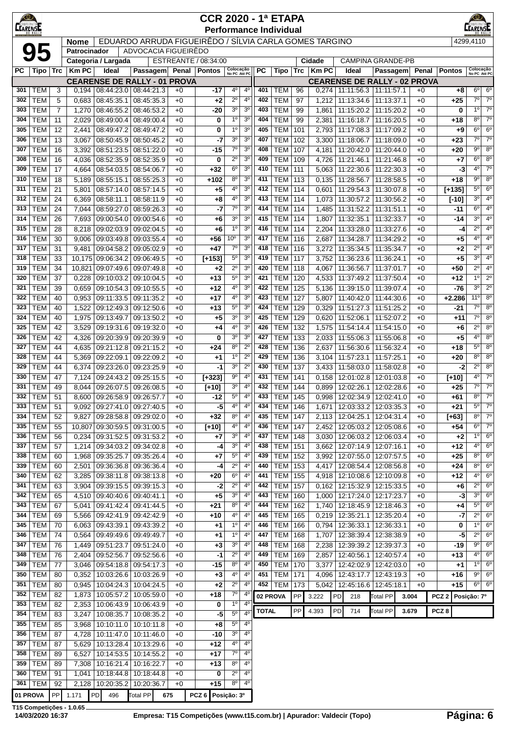# CCR 2020 - 1ª ETAPA

## Performance Individual

**95**

| Nome | EDUARDO ARRUDA FIGUEIRÊDO / SÍLVIA CARLA GOMES TARGINO | 4299,4110 |
|---|---|---|
| Patrocinador | ADVOCACIA FIGUEIRÊDO | |
| Categoria / Largada | ESTREANTE / 08:34:00 | |
| Cidade | CAMPINA GRANDE-PB | |

### CEARENSE DE RALLY - 01 PROVA

| PC | Tipo | Trc | Km PC | Ideal | Passagem | Penal | Pontos | Colocação No PC | Colocação Até PC |
|---|---|---|---|---|---|---|---|---|---|
| 301 | TEM | 3 | 0,194 | 08:44:23.0 | 08:44:21.3 | +0 | -17 | 4º | 4º |
| 302 | TEM | 5 | 0,683 | 08:45:35.1 | 08:45:35.3 | +0 | +2 | 2º | 4º |
| 303 | TEM | 7 | 1,270 | 08:46:55.2 | 08:46:53.2 | +0 | -20 | 3º | 3º |
| 304 | TEM | 11 | 2,029 | 08:49:00.4 | 08:49:00.4 | +0 | 0 | 1º | 3º |
| 305 | TEM | 12 | 2,441 | 08:49:47.2 | 08:49:47.2 | +0 | 0 | 1º | 3º |
| 306 | TEM | 13 | 3,067 | 08:50:45.9 | 08:50:45.2 | +0 | -7 | 3º | 3º |
| 307 | TEM | 16 | 3,392 | 08:51:23.5 | 08:51:22.0 | +0 | -15 | 7º | 3º |
| 308 | TEM | 16 | 4,036 | 08:52:35.9 | 08:52:35.9 | +0 | 0 | 2º | 3º |
| 309 | TEM | 17 | 4,664 | 08:54:03.5 | 08:54:06.7 | +0 | +32 | 6º | 3º |
| 310 | TEM | 18 | 5,189 | 08:55:15.1 | 08:55:25.3 | +0 | +102 | 8º | 3º |
| 311 | TEM | 21 | 5,801 | 08:57:14.0 | 08:57:14.5 | +0 | +5 | 4º | 3º |
| 312 | TEM | 24 | 6,369 | 08:58:11.1 | 08:58:11.9 | +0 | +8 | 4º | 3º |
| 313 | TEM | 24 | 7,044 | 08:59:27.0 | 08:59:26.3 | +0 | -7 | 7º | 3º |
| 314 | TEM | 26 | 7,693 | 09:00:54.0 | 09:00:54.6 | +0 | +6 | 3º | 3º |
| 315 | TEM | 28 | 8,218 | 09:02:03.9 | 09:02:04.5 | +0 | +6 | 1º | 3º |
| 316 | TEM | 30 | 9,006 | 09:03:49.8 | 09:03:55.4 | +0 | +56 | 10º | 3º |
| 317 | TEM | 31 | 9,481 | 09:04:58.2 | 09:05:02.9 | +0 | +47 | 7º | 3º |
| 318 | TEM | 33 | 10,175 | 09:06:34.2 | 09:06:49.5 | +0 | [+153] | 5º | 3º |
| 319 | TEM | 34 | 10,821 | 09:07:49.6 | 09:07:49.8 | +0 | +2 | 2º | 3º |
| 320 | TEM | 37 | 0,228 | 09:10:03.2 | 09:10:04.5 | +0 | +13 | 5º | 3º |
| 321 | TEM | 39 | 0,659 | 09:10:54.3 | 09:10:55.5 | +0 | +12 | 4º | 3º |
| 322 | TEM | 40 | 0,953 | 09:11:33.5 | 09:11:35.2 | +0 | +17 | 4º | 3º |
| 323 | TEM | 40 | 1,522 | 09:12:49.3 | 09:12:50.6 | +0 | +13 | 5º | 3º |
| 324 | TEM | 40 | 1,975 | 09:13:49.7 | 09:13:50.2 | +0 | +5 | 3º | 3º |
| 325 | TEM | 42 | 3,529 | 09:19:31.6 | 09:19:32.0 | +0 | +4 | 4º | 3º |
| 326 | TEM | 42 | 4,326 | 09:20:39.9 | 09:20:39.9 | +0 | 0 | 3º | 3º |
| 327 | TEM | 44 | 4,635 | 09:21:12.8 | 09:21:15.2 | +0 | +24 | 8º | 2º |
| 328 | TEM | 44 | 5,369 | 09:22:09.1 | 09:22:09.2 | +0 | +1 | 1º | 2º |
| 329 | TEM | 44 | 6,374 | 09:23:26.0 | 09:23:25.9 | +0 | -1 | 3º | 2º |
| 330 | TEM | 47 | 7,124 | 09:24:43.2 | 09:25:15.5 | +0 | [+323] | 9º | 4º |
| 331 | TEM | 49 | 8,044 | 09:26:07.5 | 09:26:08.5 | +0 | [+10] | 3º | 4º |
| 332 | TEM | 51 | 8,600 | 09:26:58.9 | 09:26:57.7 | +0 | -12 | 5º | 4º |
| 333 | TEM | 51 | 9,092 | 09:27:41.0 | 09:27:40.5 | +0 | -5 | 4º | 4º |
| 334 | TEM | 52 | 9,827 | 09:28:58.8 | 09:29:02.0 | +0 | +32 | 8º | 4º |
| 335 | TEM | 55 | 10,807 | 09:30:59.5 | 09:31:00.5 | +0 | [+10] | 4º | 4º |
| 336 | TEM | 56 | 0,234 | 09:31:52.5 | 09:31:53.2 | +0 | +7 | 3º | 4º |
| 337 | TEM | 57 | 1,214 | 09:34:03.2 | 09:34:02.8 | +0 | -4 | 3º | 4º |
| 338 | TEM | 60 | 1,968 | 09:35:25.7 | 09:35:26.4 | +0 | +7 | 5º | 4º |
| 339 | TEM | 60 | 2,501 | 09:36:36.8 | 09:36:36.4 | +0 | -4 | 2º | 4º |
| 340 | TEM | 62 | 3,285 | 09:38:11.8 | 09:38:13.8 | +0 | +20 | 6º | 4º |
| 341 | TEM | 63 | 3,904 | 09:39:15.5 | 09:39:15.3 | +0 | -2 | 2º | 4º |
| 342 | TEM | 65 | 4,510 | 09:40:40.6 | 09:40:41.1 | +0 | +5 | 3º | 4º |
| 343 | TEM | 67 | 5,041 | 09:41:42.4 | 09:41:44.5 | +0 | +21 | 8º | 4º |
| 344 | TEM | 69 | 5,566 | 09:42:41.9 | 09:42:42.9 | +0 | +10 | 4º | 4º |
| 345 | TEM | 70 | 6,063 | 09:43:39.1 | 09:43:39.2 | +0 | +1 | 1º | 4º |
| 346 | TEM | 74 | 0,564 | 09:49:49.6 | 09:49:49.7 | +0 | +1 | 1º | 4º |
| 347 | TEM | 76 | 1,449 | 09:51:23.7 | 09:51:24.0 | +0 | +3 | 3º | 4º |
| 348 | TEM | 76 | 2,404 | 09:52:56.7 | 09:52:56.6 | +0 | -1 | 2º | 4º |
| 349 | TEM | 77 | 3,046 | 09:54:18.8 | 09:54:17.3 | +0 | -15 | 8º | 4º |
| 350 | TEM | 80 | 0,352 | 10:03:26.6 | 10:03:26.9 | +0 | +3 | 4º | 4º |
| 351 | TEM | 80 | 0,945 | 10:04:24.3 | 10:04:24.5 | +0 | +2 | 2º | 4º |
| 352 | TEM | 82 | 1,873 | 10:05:57.2 | 10:05:59.0 | +0 | +18 | 7º | 4º |
| 353 | TEM | 82 | 2,353 | 10:06:43.9 | 10:06:43.9 | +0 | 0 | 1º | 4º |
| 354 | TEM | 83 | 3,247 | 10:08:35.7 | 10:08:35.2 | +0 | -5 | 5º | 4º |
| 355 | TEM | 85 | 3,968 | 10:10:11.0 | 10:10:11.8 | +0 | +8 | 5º | 4º |
| 356 | TEM | 87 | 4,728 | 10:11:47.0 | 10:11:46.0 | +0 | -10 | 3º | 4º |
| 357 | TEM | 87 | 5,629 | 10:13:28.4 | 10:13:29.6 | +0 | +12 | 4º | 4º |
| 358 | TEM | 89 | 6,527 | 10:14:53.5 | 10:14:55.2 | +0 | +17 | 7º | 4º |
| 359 | TEM | 89 | 7,308 | 10:16:21.4 | 10:16:22.7 | +0 | +13 | 8º | 4º |
| 360 | TEM | 91 | 1,041 | 10:18:44.8 | 10:18:44.8 | +0 | 0 | 2º | 4º |
| 361 | TEM | 92 | 2,128 | 10:20:35.2 | 10:20:36.7 | +0 | +15 | 8º | 4º |

| 01 PROVA | PP | 1.171 | PD | 496 | Total PP | 675 | PCZ 6 | Posição: 3º |
|---|---|---|---|---|---|---|---|---|

### CEARENSE DE RALLY - 02 PROVA

| PC | Tipo | Trc | Km PC | Ideal | Passagem | Penal | Pontos | Colocação No PC | Colocação Até PC |
|---|---|---|---|---|---|---|---|---|---|
| 401 | TEM | 96 | 0,274 | 11:11:56.3 | 11:11:57.1 | +0 | +8 | 6º | 6º |
| 402 | TEM | 97 | 1,212 | 11:13:34.6 | 11:13:37.1 | +0 | +25 | 7º | 7º |
| 403 | TEM | 99 | 1,861 | 11:15:20.2 | 11:15:20.2 | +0 | 0 | 1º | 7º |
| 404 | TEM | 99 | 2,381 | 11:16:18.7 | 11:16:20.5 | +0 | +18 | 8º | 7º |
| 405 | TEM | 101 | 2,793 | 11:17:08.3 | 11:17:09.2 | +0 | +9 | 6º | 6º |
| 407 | TEM | 102 | 3,300 | 11:18:06.7 | 11:18:09.0 | +0 | +23 | 7º | 7º |
| 408 | TEM | 107 | 4,181 | 11:20:42.0 | 11:20:44.0 | +0 | +20 | 9º | 8º |
| 409 | TEM | 109 | 4,726 | 11:21:46.1 | 11:21:46.8 | +0 | +7 | 6º | 8º |
| 410 | TEM | 111 | 5,063 | 11:22:30.6 | 11:22:30.3 | +0 | -3 | 4º | 7º |
| 411 | TEM | 113 | 0,135 | 11:28:56.7 | 11:28:58.5 | +0 | +18 | 9º | 8º |
| 412 | TEM | 114 | 0,601 | 11:29:54.3 | 11:30:07.8 | +0 | [+135] | 5º | 6º |
| 413 | TEM | 114 | 1,073 | 11:30:57.2 | 11:30:56.2 | +0 | [-10] | 3º | 4º |
| 414 | TEM | 114 | 1,485 | 11:31:52.2 | 11:31:51.1 | +0 | -11 | 6º | 4º |
| 415 | TEM | 114 | 1,807 | 11:32:35.1 | 11:32:33.7 | +0 | -14 | 3º | 4º |
| 416 | TEM | 114 | 2,204 | 11:33:28.0 | 11:33:27.6 | +0 | -4 | 2º | 4º |
| 417 | TEM | 116 | 2,687 | 11:34:28.7 | 11:34:29.2 | +0 | +5 | 4º | 4º |
| 418 | TEM | 116 | 3,272 | 11:35:34.5 | 11:35:34.7 | +0 | +2 | 2º | 4º |
| 419 | TEM | 117 | 3,752 | 11:36:23.6 | 11:36:24.1 | +0 | +5 | 3º | 4º |
| 420 | TEM | 118 | 4,067 | 11:36:56.7 | 11:37:01.7 | +0 | +50 | 2º | 4º |
| 421 | TEM | 120 | 4,533 | 11:37:49.2 | 11:37:50.4 | +0 | +12 | 1º | 2º |
| 422 | TEM | 125 | 5,136 | 11:39:15.0 | 11:39:07.4 | +0 | -76 | 3º | 2º |
| 423 | TEM | 127 | 5,807 | 11:40:42.0 | 11:44:30.6 | +0 | +2.286 | 11º | 8º |
| 424 | TEM | 129 | 0,329 | 11:51:27.3 | 11:51:25.2 | +0 | -21 | 7º | 8º |
| 425 | TEM | 129 | 0,620 | 11:52:06.1 | 11:52:07.2 | +0 | +11 | 7º | 8º |
| 426 | TEM | 132 | 1,575 | 11:54:14.4 | 11:54:15.0 | +0 | +6 | 2º | 8º |
| 427 | TEM | 133 | 2,033 | 11:55:06.3 | 11:55:06.8 | +0 | +5 | 4º | 8º |
| 428 | TEM | 136 | 2,637 | 11:56:30.6 | 11:56:32.4 | +0 | +18 | 5º | 8º |
| 429 | TEM | 136 | 3,104 | 11:57:23.1 | 11:57:25.1 | +0 | +20 | 8º | 8º |
| 430 | TEM | 137 | 3,433 | 11:58:03.0 | 11:58:02.8 | +0 | -2 | 2º | 8º |
| 431 | TEM | 141 | 0,158 | 12:01:02.8 | 12:01:03.8 | +0 | [+10] | 4º | 7º |
| 432 | TEM | 144 | 0,899 | 12:02:26.1 | 12:02:28.6 | +0 | +25 | 7º | 7º |
| 433 | TEM | 145 | 0,998 | 12:02:34.9 | 12:02:41.0 | +0 | +61 | 8º | 7º |
| 434 | TEM | 146 | 1,671 | 12:03:33.2 | 12:03:35.3 | +0 | +21 | 5º | 7º |
| 435 | TEM | 147 | 2,113 | 12:04:25.1 | 12:04:31.4 | +0 | [+63] | 8º | 7º |
| 436 | TEM | 147 | 2,452 | 12:05:03.2 | 12:05:08.6 | +0 | +54 | 6º | 7º |
| 437 | TEM | 148 | 3,030 | 12:06:03.2 | 12:06:03.4 | +0 | +2 | 1º | 6º |
| 438 | TEM | 151 | 3,662 | 12:07:14.9 | 12:07:16.1 | +0 | +12 | 4º | 6º |
| 439 | TEM | 152 | 3,992 | 12:07:55.0 | 12:07:57.5 | +0 | +25 | 8º | 6º |
| 440 | TEM | 153 | 4,417 | 12:08:54.4 | 12:08:56.8 | +0 | +24 | 8º | 6º |
| 441 | TEM | 155 | 4,918 | 12:10:08.6 | 12:10:09.8 | +0 | +12 | 4º | 6º |
| 442 | TEM | 157 | 0,162 | 12:15:32.9 | 12:15:33.5 | +0 | +6 | 2º | 6º |
| 443 | TEM | 160 | 1,000 | 12:17:24.0 | 12:17:23.7 | +0 | -3 | 3º | 6º |
| 444 | TEM | 162 | 1,740 | 12:18:45.9 | 12:18:46.3 | +0 | +4 | 5º | 6º |
| 445 | TEM | 165 | 0,219 | 12:35:21.1 | 12:35:20.4 | +0 | -7 | 2º | 6º |
| 446 | TEM | 166 | 0,794 | 12:36:33.1 | 12:36:33.1 | +0 | 0 | 1º | 6º |
| 447 | TEM | 168 | 1,707 | 12:38:39.4 | 12:38:38.9 | +0 | -5 | 2º | 6º |
| 448 | TEM | 168 | 2,238 | 12:39:39.2 | 12:39:37.3 | +0 | -19 | 9º | 6º |
| 449 | TEM | 169 | 2,857 | 12:40:56.1 | 12:40:57.4 | +0 | +13 | 4º | 6º |
| 450 | TEM | 170 | 3,377 | 12:42:02.9 | 12:42:03.0 | +0 | +1 | 1º | 6º |
| 451 | TEM | 171 | 4,096 | 12:43:17.7 | 12:43:19.3 | +0 | +16 | 9º | 6º |
| 452 | TEM | 173 | 5,042 | 12:45:16.6 | 12:45:18.1 | +0 | +15 | 6º | 6º |

| 02 PROVA | PP | 3.222 | PD | 218 | Total PP | 3.004 | PCZ 2 | Posição: 7º |
|---|---|---|---|---|---|---|---|---|
| **TOTAL** | PP | 4.393 | PD | 714 | Total PP | 3.679 | PCZ 8 | |

T15 Competições - 1.0.65

14/03/2020 16:37 — Empresa: T15 Competições (www.t15.com.br) | Apurador: Valdecir (Topo)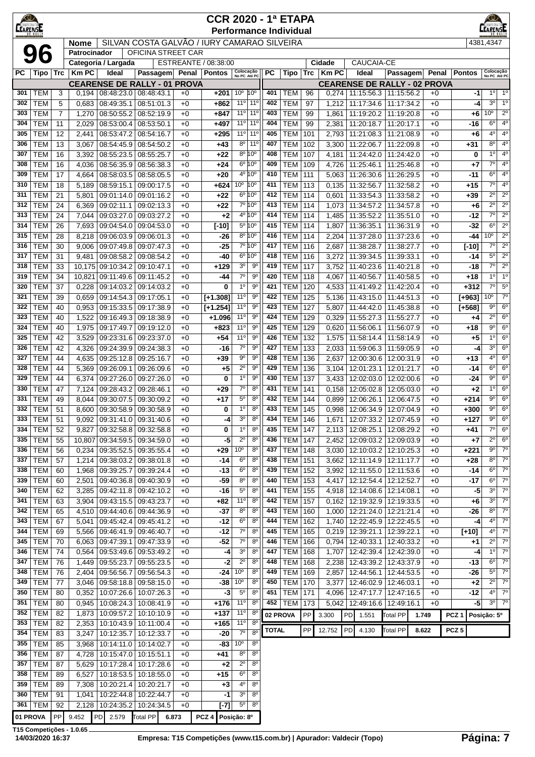# CCR 2020 - 1ª ETAPA
## Performance Individual

**96**

| Nome | SILVAN COSTA GALVÃO / IURY CAMARAO SILVEIRA | 4381,4347 |
|---|---|---|
| Patrocinador | OFICINA STREET CAR | |
| Categoria / Largada | ESTREANTE / 08:38:00 | Cidade: CAUCAIA-CE |

### CEARENSE DE RALLY - 01 PROVA

| PC | Tipo | Trc | Km PC | Ideal | Passagem | Penal | Pontos | Colocação No PC | Colocação Até PC |
|---|---|---|---|---|---|---|---|---|---|
| 301 | TEM | 3 | 0,194 | 08:48:23.0 | 08:48:43.1 | +0 | +201 | 10º | 10º |
| 302 | TEM | 5 | 0,683 | 08:49:35.1 | 08:51:01.3 | +0 | +862 | 11º | 11º |
| 303 | TEM | 7 | 1,270 | 08:50:55.2 | 08:52:19.9 | +0 | +847 | 11º | 11º |
| 304 | TEM | 11 | 2,029 | 08:53:00.4 | 08:53:50.1 | +0 | +497 | 11º | 11º |
| 305 | TEM | 12 | 2,441 | 08:53:47.2 | 08:54:16.7 | +0 | +295 | 11º | 11º |
| 306 | TEM | 13 | 3,067 | 08:54:45.9 | 08:54:50.2 | +0 | +43 | 8º | 11º |
| 307 | TEM | 16 | 3,392 | 08:55:23.5 | 08:55:25.7 | +0 | +22 | 8º | 10º |
| 308 | TEM | 16 | 4,036 | 08:56:35.9 | 08:56:38.3 | +0 | +24 | 6º | 10º |
| 309 | TEM | 17 | 4,664 | 08:58:03.5 | 08:58:05.5 | +0 | +20 | 4º | 10º |
| 310 | TEM | 18 | 5,189 | 08:59:15.1 | 09:00:17.5 | +0 | +624 | 10º | 10º |
| 311 | TEM | 21 | 5,801 | 09:01:14.0 | 09:01:16.2 | +0 | +22 | 6º | 10º |
| 312 | TEM | 24 | 6,369 | 09:02:11.1 | 09:02:13.3 | +0 | +22 | 7º | 10º |
| 313 | TEM | 24 | 7,044 | 09:03:27.0 | 09:03:27.2 | +0 | +2 | 4º | 10º |
| 314 | TEM | 26 | 7,693 | 09:04:54.0 | 09:04:53.0 | +0 | [-10] | 5º | 10º |
| 315 | TEM | 28 | 8,218 | 09:06:03.9 | 09:06:01.3 | +0 | -26 | 8º | 10º |
| 316 | TEM | 30 | 9,006 | 09:07:49.8 | 09:07:47.3 | +0 | -25 | 7º | 10º |
| 317 | TEM | 31 | 9,481 | 09:08:58.2 | 09:08:54.2 | +0 | -40 | 6º | 10º |
| 318 | TEM | 33 | 10,175 | 09:10:34.2 | 09:10:47.1 | +0 | +129 | 3º | 9º |
| 319 | TEM | 34 | 10,821 | 09:11:49.6 | 09:11:45.2 | +0 | -44 | 7º | 9º |
| 320 | TEM | 37 | 0,228 | 09:14:03.2 | 09:14:03.2 | +0 | 0 | 1º | 9º |
| 321 | TEM | 39 | 0,659 | 09:14:54.3 | 09:17:05.1 | +0 | [+1.308] | 11º | 9º |
| 322 | TEM | 40 | 0,953 | 09:15:33.5 | 09:17:38.9 | +0 | [+1.254] | 11º | 9º |
| 323 | TEM | 40 | 1,522 | 09:16:49.3 | 09:18:38.9 | +0 | +1.096 | 11º | 9º |
| 324 | TEM | 40 | 1,975 | 09:17:49.7 | 09:19:12.0 | +0 | +823 | 11º | 9º |
| 325 | TEM | 42 | 3,529 | 09:23:31.6 | 09:23:37.0 | +0 | +54 | 11º | 9º |
| 326 | TEM | 42 | 4,326 | 09:24:39.9 | 09:24:38.3 | +0 | -16 | 7º | 9º |
| 327 | TEM | 44 | 4,635 | 09:25:12.8 | 09:25:16.7 | +0 | +39 | 9º | 9º |
| 328 | TEM | 44 | 5,369 | 09:26:09.1 | 09:26:09.6 | +0 | +5 | 2º | 9º |
| 329 | TEM | 44 | 6,374 | 09:27:26.0 | 09:27:26.0 | +0 | 0 | 1º | 9º |
| 330 | TEM | 47 | 7,124 | 09:28:43.2 | 09:28:46.1 | +0 | +29 | 7º | 8º |
| 331 | TEM | 49 | 8,044 | 09:30:07.5 | 09:30:09.2 | +0 | +17 | 5º | 8º |
| 332 | TEM | 51 | 8,600 | 09:30:58.9 | 09:30:58.9 | +0 | 0 | 1º | 8º |
| 333 | TEM | 51 | 9,092 | 09:31:41.0 | 09:31:40.6 | +0 | -4 | 3º | 8º |
| 334 | TEM | 52 | 9,827 | 09:32:58.8 | 09:32:58.8 | +0 | 0 | 1º | 8º |
| 335 | TEM | 55 | 10,807 | 09:34:59.5 | 09:34:59.0 | +0 | -5 | 2º | 8º |
| 336 | TEM | 56 | 0,234 | 09:35:52.5 | 09:35:55.4 | +0 | +29 | 10º | 8º |
| 337 | TEM | 57 | 1,214 | 09:38:03.2 | 09:38:01.8 | +0 | -14 | 6º | 8º |
| 338 | TEM | 60 | 1,968 | 09:39:25.7 | 09:39:24.4 | +0 | -13 | 6º | 8º |
| 339 | TEM | 60 | 2,501 | 09:40:36.8 | 09:40:30.9 | +0 | -59 | 8º | 8º |
| 340 | TEM | 62 | 3,285 | 09:42:11.8 | 09:42:10.2 | +0 | -16 | 5º | 8º |
| 341 | TEM | 63 | 3,904 | 09:43:15.5 | 09:43:23.7 | +0 | +82 | 11º | 8º |
| 342 | TEM | 65 | 4,510 | 09:44:40.6 | 09:44:36.9 | +0 | -37 | 8º | 8º |
| 343 | TEM | 67 | 5,041 | 09:45:42.4 | 09:45:41.2 | +0 | -12 | 6º | 8º |
| 344 | TEM | 69 | 5,566 | 09:46:41.9 | 09:46:40.7 | +0 | -12 | 7º | 8º |
| 345 | TEM | 70 | 6,063 | 09:47:39.1 | 09:47:33.9 | +0 | -52 | 7º | 8º |
| 346 | TEM | 74 | 0,564 | 09:53:49.6 | 09:53:49.2 | +0 | -4 | 3º | 8º |
| 347 | TEM | 76 | 1,449 | 09:55:23.7 | 09:55:23.5 | +0 | -2 | 2º | 8º |
| 348 | TEM | 76 | 2,404 | 09:56:56.7 | 09:56:54.3 | +0 | -24 | 10º | 8º |
| 349 | TEM | 77 | 3,046 | 09:58:18.8 | 09:58:15.0 | +0 | -38 | 10º | 8º |
| 350 | TEM | 80 | 0,352 | 10:07:26.6 | 10:07:26.3 | +0 | -3 | 5º | 8º |
| 351 | TEM | 80 | 0,945 | 10:08:24.3 | 10:08:41.9 | +0 | +176 | 11º | 8º |
| 352 | TEM | 82 | 1,873 | 10:09:57.2 | 10:10:10.9 | +0 | +137 | 11º | 8º |
| 353 | TEM | 82 | 2,353 | 10:10:43.9 | 10:11:00.4 | +0 | +165 | 11º | 8º |
| 354 | TEM | 83 | 3,247 | 10:12:35.7 | 10:12:33.7 | +0 | -20 | 7º | 8º |
| 355 | TEM | 85 | 3,968 | 10:14:11.0 | 10:14:02.7 | +0 | -83 | 10º | 8º |
| 356 | TEM | 87 | 4,728 | 10:15:47.0 | 10:15:51.1 | +0 | +41 | 8º | 8º |
| 357 | TEM | 87 | 5,629 | 10:17:28.4 | 10:17:28.6 | +0 | +2 | 2º | 8º |
| 358 | TEM | 89 | 6,527 | 10:18:53.5 | 10:18:55.0 | +0 | +15 | 6º | 8º |
| 359 | TEM | 89 | 7,308 | 10:20:21.4 | 10:20:21.7 | +0 | +3 | 4º | 8º |
| 360 | TEM | 91 | 1,041 | 10:22:44.8 | 10:22:44.7 | +0 | -1 | 3º | 8º |
| 361 | TEM | 92 | 2,128 | 10:24:35.2 | 10:24:34.5 | +0 | [-7] | 5º | 8º |

01 PROVA — PP 9.452 — PD 2.579 — Total PP 6.873 — PCZ 4 — Posição: 8º

### CEARENSE DE RALLY - 02 PROVA

| PC | Tipo | Trc | Km PC | Ideal | Passagem | Penal | Pontos | Colocação No PC | Colocação Até PC |
|---|---|---|---|---|---|---|---|---|---|
| 401 | TEM | 96 | 0,274 | 11:15:56.3 | 11:15:56.2 | +0 | -1 | 1º | 1º |
| 402 | TEM | 97 | 1,212 | 11:17:34.6 | 11:17:34.2 | +0 | -4 | 3º | 1º |
| 403 | TEM | 99 | 1,861 | 11:19:20.2 | 11:19:20.8 | +0 | +6 | 10º | 2º |
| 404 | TEM | 99 | 2,381 | 11:20:18.7 | 11:20:17.1 | +0 | -16 | 6º | 4º |
| 405 | TEM | 101 | 2,793 | 11:21:08.3 | 11:21:08.9 | +0 | +6 | 4º | 4º |
| 406 | TEM | 102 | 3,300 | 11:22:06.7 | 11:22:09.8 | +0 | +31 | 8º | 4º |
| 407 | TEM | 107 | 4,181 | 11:24:42.0 | 11:24:42.0 | +0 | 0 | 1º | 4º |
| 408 | TEM | 109 | 4,726 | 11:25:46.1 | 11:25:46.8 | +0 | +7 | 7º | 4º |
| 409 | TEM | 111 | 5,063 | 11:26:30.6 | 11:26:29.5 | +0 | -11 | 6º | 4º |
| 410 | TEM | 113 | 0,135 | 11:32:56.7 | 11:32:58.2 | +0 | +15 | 7º | 4º |
| 411 | TEM | 114 | 0,601 | 11:33:54.3 | 11:33:58.2 | +0 | +39 | 2º | 2º |
| 412 | TEM | 114 | 1,073 | 11:34:57.2 | 11:34:57.8 | +0 | +6 | 2º | 2º |
| 413 | TEM | 114 | 1,485 | 11:35:52.2 | 11:35:51.0 | +0 | -12 | 7º | 2º |
| 414 | TEM | 114 | 1,807 | 11:36:35.1 | 11:36:31.9 | +0 | -32 | 6º | 2º |
| 415 | TEM | 114 | 2,204 | 11:37:28.0 | 11:37:23.6 | +0 | -44 | 10º | 2º |
| 416 | TEM | 116 | 2,687 | 11:38:28.7 | 11:38:27.7 | +0 | [-10] | 7º | 2º |
| 417 | TEM | 116 | 3,272 | 11:39:34.5 | 11:39:33.1 | +0 | -14 | 5º | 2º |
| 418 | TEM | 117 | 3,752 | 11:40:23.6 | 11:40:21.8 | +0 | -18 | 7º | 2º |
| 419 | TEM | 118 | 4,067 | 11:40:56.7 | 11:40:58.5 | +0 | +18 | 1º | 1º |
| 420 | TEM | 120 | 4,533 | 11:41:49.2 | 11:42:20.4 | +0 | +312 | 7º | 5º |
| 421 | TEM | 125 | 5,136 | 11:43:15.0 | 11:44:51.3 | +0 | [+963] | 10º | 7º |
| 422 | TEM | 127 | 5,807 | 11:44:42.0 | 11:45:38.8 | +0 | [+568] | 9º | 6º |
| 423 | TEM | 129 | 0,329 | 11:55:27.3 | 11:55:27.7 | +0 | +4 | 2º | 6º |
| 424 | TEM | 129 | 0,620 | 11:56:06.1 | 11:56:07.9 | +0 | +18 | 9º | 6º |
| 425 | TEM | 132 | 1,575 | 11:58:14.4 | 11:58:14.9 | +0 | +5 | 1º | 6º |
| 426 | TEM | 133 | 2,033 | 11:59:06.3 | 11:59:05.9 | +0 | -4 | 3º | 6º |
| 427 | TEM | 136 | 2,637 | 12:00:30.6 | 12:00:31.9 | +0 | +13 | 4º | 6º |
| 428 | TEM | 136 | 3,104 | 12:01:23.1 | 12:01:21.7 | +0 | -14 | 6º | 6º |
| 429 | TEM | 137 | 3,433 | 12:02:03.0 | 12:02:00.6 | +0 | -24 | 9º | 6º |
| 430 | TEM | 141 | 0,158 | 12:05:02.8 | 12:05:03.0 | +0 | +2 | 1º | 6º |
| 431 | TEM | 144 | 0,899 | 12:06:26.1 | 12:06:47.5 | +0 | +214 | 9º | 6º |
| 432 | TEM | 145 | 0,998 | 12:06:34.9 | 12:07:04.9 | +0 | +300 | 9º | 6º |
| 433 | TEM | 146 | 1,671 | 12:07:33.2 | 12:07:45.9 | +0 | +127 | 9º | 6º |
| 434 | TEM | 147 | 2,113 | 12:08:25.1 | 12:08:29.2 | +0 | +41 | 7º | 6º |
| 435 | TEM | 147 | 2,452 | 12:09:03.2 | 12:09:03.9 | +0 | +7 | 2º | 6º |
| 436 | TEM | 148 | 3,030 | 12:10:03.2 | 12:10:25.3 | +0 | +221 | 9º | 7º |
| 437 | TEM | 151 | 3,662 | 12:11:14.9 | 12:11:17.7 | +0 | +28 | 8º | 7º |
| 438 | TEM | 152 | 3,992 | 12:11:55.0 | 12:11:53.6 | +0 | -14 | 6º | 7º |
| 439 | TEM | 153 | 4,417 | 12:12:54.4 | 12:12:52.7 | +0 | -17 | 6º | 7º |
| 440 | TEM | 155 | 4,918 | 12:14:08.6 | 12:14:08.1 | +0 | -5 | 3º | 7º |
| 441 | TEM | 157 | 0,162 | 12:19:32.9 | 12:19:33.5 | +0 | +6 | 3º | 7º |
| 442 | TEM | 160 | 1,000 | 12:21:24.0 | 12:21:21.4 | +0 | -26 | 8º | 7º |
| 443 | TEM | 162 | 1,740 | 12:22:45.9 | 12:22:45.5 | +0 | -4 | 4º | 7º |
| 444 | TEM | 165 | 0,219 | 12:39:21.1 | 12:39:22.1 | +0 | [+10] | 4º | 7º |
| 445 | TEM | 166 | 0,794 | 12:40:33.1 | 12:40:33.2 | +0 | +1 | 2º | 7º |
| 446 | TEM | 168 | 1,707 | 12:42:39.4 | 12:42:39.0 | +0 | -4 | 1º | 7º |
| 447 | TEM | 168 | 2,238 | 12:43:39.2 | 12:43:37.9 | +0 | -13 | 6º | 7º |
| 448 | TEM | 169 | 2,857 | 12:44:56.1 | 12:44:53.5 | +0 | -26 | 5º | 7º |
| 449 | TEM | 170 | 3,377 | 12:46:02.9 | 12:46:03.1 | +0 | +2 | 2º | 7º |
| 450 | TEM | 171 | 4,096 | 12:47:17.7 | 12:47:16.5 | +0 | -12 | 4º | 7º |
| 451 | TEM | 173 | 5,042 | 12:49:16.6 | 12:49:16.1 | +0 | -5 | 3º | 7º |

02 PROVA — PP 3.300 — PD 1.551 — Total PP 1.749 — PCZ 1 — Posição: 5º

TOTAL — PP 12.752 — PD 4.130 — Total PP 8.622 — PCZ 5

T15 Competições - 1.0.65
14/03/2020 16:37 — Empresa: T15 Competições (www.t15.com.br) | Apurador: Valdecir (Topo)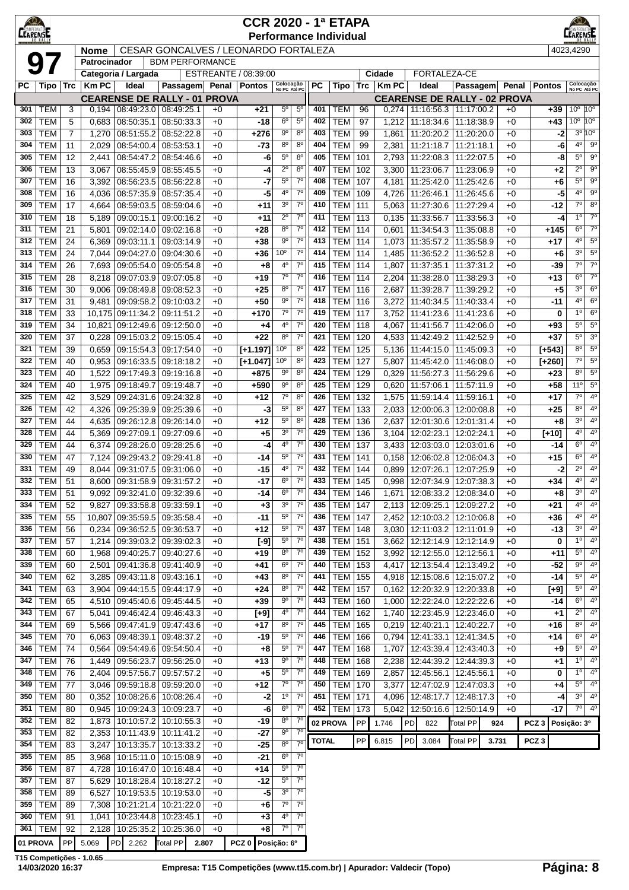# CCR 2020 - 1ª ETAPA

## Performance Individual

**97**

| Nome | CESAR GONCALVES / LEONARDO FORTALEZA | | | 4023,4290 |
|---|---|---|---|---|
| Patrocinador | BDM PERFORMANCE | | | |
| Categoria / Largada | ESTREANTE / 08:39:00 | Cidade | FORTALEZA-CE | |

### CEARENSE DE RALLY - 01 PROVA

| PC | Tipo | Trc | Km PC | Ideal | Passagem | Penal | Pontos | Colocação No PC | Colocação Até PC |
|---|---|---|---|---|---|---|---|---|---|
| 301 | TEM | 3 | 0,194 | 08:49:23.0 | 08:49:25.1 | +0 | +21 | 5º | 5º |
| 302 | TEM | 5 | 0,683 | 08:50:35.1 | 08:50:33.3 | +0 | -18 | 6º | 5º |
| 303 | TEM | 7 | 1,270 | 08:51:55.2 | 08:52:22.8 | +0 | +276 | 9º | 8º |
| 304 | TEM | 11 | 2,029 | 08:54:00.4 | 08:53:53.1 | +0 | -73 | 8º | 8º |
| 305 | TEM | 12 | 2,441 | 08:54:47.2 | 08:54:46.6 | +0 | -6 | 5º | 8º |
| 306 | TEM | 13 | 3,067 | 08:55:45.9 | 08:55:45.5 | +0 | -4 | 2º | 8º |
| 307 | TEM | 16 | 3,392 | 08:56:23.5 | 08:56:22.8 | +0 | -7 | 5º | 7º |
| 308 | TEM | 16 | 4,036 | 08:57:35.9 | 08:57:35.4 | +0 | -5 | 4º | 7º |
| 309 | TEM | 17 | 4,664 | 08:59:03.5 | 08:59:04.6 | +0 | +11 | 3º | 7º |
| 310 | TEM | 18 | 5,189 | 09:00:15.1 | 09:00:16.2 | +0 | +11 | 2º | 7º |
| 311 | TEM | 21 | 5,801 | 09:02:14.0 | 09:02:16.8 | +0 | +28 | 8º | 7º |
| 312 | TEM | 24 | 6,369 | 09:03:11.1 | 09:03:14.9 | +0 | +38 | 9º | 7º |
| 313 | TEM | 24 | 7,044 | 09:04:27.0 | 09:04:30.6 | +0 | +36 | 10º | 7º |
| 314 | TEM | 26 | 7,693 | 09:05:54.0 | 09:05:54.8 | +0 | +8 | 4º | 7º |
| 315 | TEM | 28 | 8,218 | 09:07:03.9 | 09:07:05.8 | +0 | +19 | 7º | 7º |
| 316 | TEM | 30 | 9,006 | 09:08:49.8 | 09:08:52.3 | +0 | +25 | 8º | 7º |
| 317 | TEM | 31 | 9,481 | 09:09:58.2 | 09:10:03.2 | +0 | +50 | 9º | 7º |
| 318 | TEM | 33 | 10,175 | 09:11:34.2 | 09:11:51.2 | +0 | +170 | 7º | 7º |
| 319 | TEM | 34 | 10,821 | 09:12:49.6 | 09:12:50.0 | +0 | +4 | 4º | 7º |
| 320 | TEM | 37 | 0,228 | 09:15:03.2 | 09:15:05.4 | +0 | +22 | 8º | 7º |
| 321 | TEM | 39 | 0,659 | 09:15:54.3 | 09:17:54.0 | +0 | [+1.197] | 10º | 8º |
| 322 | TEM | 40 | 0,953 | 09:16:33.5 | 09:18:18.2 | +0 | [+1.047] | 10º | 8º |
| 323 | TEM | 40 | 1,522 | 09:17:49.3 | 09:19:16.8 | +0 | +875 | 9º | 8º |
| 324 | TEM | 40 | 1,975 | 09:18:49.7 | 09:19:48.7 | +0 | +590 | 9º | 8º |
| 325 | TEM | 42 | 3,529 | 09:24:31.6 | 09:24:32.8 | +0 | +12 | 7º | 8º |
| 326 | TEM | 42 | 4,326 | 09:25:39.9 | 09:25:39.6 | +0 | -3 | 5º | 8º |
| 327 | TEM | 44 | 4,635 | 09:26:12.8 | 09:26:14.0 | +0 | +12 | 5º | 8º |
| 328 | TEM | 44 | 5,369 | 09:27:09.1 | 09:27:09.6 | +0 | +5 | 3º | 7º |
| 329 | TEM | 44 | 6,374 | 09:28:26.0 | 09:28:25.6 | +0 | -4 | 4º | 7º |
| 330 | TEM | 47 | 7,124 | 09:29:43.2 | 09:29:41.8 | +0 | -14 | 5º | 7º |
| 331 | TEM | 49 | 8,044 | 09:31:07.5 | 09:31:06.0 | +0 | -15 | 4º | 7º |
| 332 | TEM | 51 | 8,600 | 09:31:58.9 | 09:31:57.2 | +0 | -17 | 6º | 7º |
| 333 | TEM | 51 | 9,092 | 09:32:41.0 | 09:32:39.6 | +0 | -14 | 6º | 7º |
| 334 | TEM | 52 | 9,827 | 09:33:58.8 | 09:33:59.1 | +0 | +3 | 3º | 7º |
| 335 | TEM | 55 | 10,807 | 09:35:59.5 | 09:35:58.4 | +0 | -11 | 5º | 7º |
| 336 | TEM | 56 | 0,234 | 09:36:52.5 | 09:36:53.7 | +0 | +12 | 5º | 7º |
| 337 | TEM | 57 | 1,214 | 09:39:03.2 | 09:39:02.3 | +0 | [-9] | 5º | 7º |
| 338 | TEM | 60 | 1,968 | 09:40:25.7 | 09:40:27.6 | +0 | +19 | 8º | 7º |
| 339 | TEM | 60 | 2,501 | 09:41:36.8 | 09:41:40.9 | +0 | +41 | 6º | 7º |
| 340 | TEM | 62 | 3,285 | 09:43:11.8 | 09:43:16.1 | +0 | +43 | 8º | 7º |
| 341 | TEM | 63 | 3,904 | 09:44:15.5 | 09:44:17.9 | +0 | +24 | 8º | 7º |
| 342 | TEM | 65 | 4,510 | 09:45:40.6 | 09:45:44.5 | +0 | +39 | 9º | 7º |
| 343 | TEM | 67 | 5,041 | 09:46:42.4 | 09:46:43.3 | +0 | [+9] | 4º | 7º |
| 344 | TEM | 69 | 5,566 | 09:47:41.9 | 09:47:43.6 | +0 | +17 | 8º | 7º |
| 345 | TEM | 70 | 6,063 | 09:48:39.1 | 09:48:37.2 | +0 | -19 | 5º | 7º |
| 346 | TEM | 74 | 0,564 | 09:54:49.6 | 09:54:50.4 | +0 | +8 | 5º | 7º |
| 347 | TEM | 76 | 1,449 | 09:56:23.7 | 09:56:25.0 | +0 | +13 | 9º | 7º |
| 348 | TEM | 76 | 2,404 | 09:57:56.7 | 09:57:57.2 | +0 | +5 | 5º | 7º |
| 349 | TEM | 77 | 3,046 | 09:59:18.8 | 09:59:20.0 | +0 | +12 | 7º | 7º |
| 350 | TEM | 80 | 0,352 | 10:08:26.6 | 10:08:26.4 | +0 | -2 | 1º | 7º |
| 351 | TEM | 80 | 0,945 | 10:09:24.3 | 10:09:23.7 | +0 | -6 | 6º | 7º |
| 352 | TEM | 82 | 1,873 | 10:10:57.2 | 10:10:55.3 | +0 | -19 | 8º | 7º |
| 353 | TEM | 82 | 2,353 | 10:11:43.9 | 10:11:41.2 | +0 | -27 | 9º | 7º |
| 354 | TEM | 83 | 3,247 | 10:13:35.7 | 10:13:33.2 | +0 | -25 | 8º | 7º |
| 355 | TEM | 85 | 3,968 | 10:15:11.0 | 10:15:08.9 | +0 | -21 | 6º | 7º |
| 356 | TEM | 87 | 4,728 | 10:16:47.0 | 10:16:48.4 | +0 | +14 | 5º | 7º |
| 357 | TEM | 87 | 5,629 | 10:18:28.4 | 10:18:27.2 | +0 | -12 | 5º | 7º |
| 358 | TEM | 89 | 6,527 | 10:19:53.5 | 10:19:53.0 | +0 | -5 | 3º | 7º |
| 359 | TEM | 89 | 7,308 | 10:21:21.4 | 10:21:22.0 | +0 | +6 | 7º | 7º |
| 360 | TEM | 91 | 1,041 | 10:23:44.8 | 10:23:45.1 | +0 | +3 | 4º | 7º |
| 361 | TEM | 92 | 2,128 | 10:25:35.2 | 10:25:36.0 | +0 | +8 | 7º | 7º |

01 PROVA — PP 5.069 — PD 2.262 — Total PP 2.807 — PCZ 0 — Posição: 6º

### CEARENSE DE RALLY - 02 PROVA

| PC | Tipo | Trc | Km PC | Ideal | Passagem | Penal | Pontos | Colocação No PC | Colocação Até PC |
|---|---|---|---|---|---|---|---|---|---|
| 401 | TEM | 96 | 0,274 | 11:16:56.3 | 11:17:00.2 | +0 | +39 | 10º | 10º |
| 402 | TEM | 97 | 1,212 | 11:18:34.6 | 11:18:38.9 | +0 | +43 | 10º | 10º |
| 403 | TEM | 99 | 1,861 | 11:20:20.2 | 11:20:20.0 | +0 | -2 | 3º | 10º |
| 404 | TEM | 99 | 2,381 | 11:21:18.7 | 11:21:18.1 | +0 | -6 | 4º | 9º |
| 405 | TEM | 101 | 2,793 | 11:22:08.3 | 11:22:07.5 | +0 | -8 | 5º | 9º |
| 407 | TEM | 102 | 3,300 | 11:23:06.7 | 11:23:06.9 | +0 | +2 | 2º | 9º |
| 408 | TEM | 107 | 4,181 | 11:25:42.0 | 11:25:42.6 | +0 | +6 | 5º | 9º |
| 409 | TEM | 109 | 4,726 | 11:26:46.1 | 11:26:45.6 | +0 | -5 | 4º | 9º |
| 410 | TEM | 111 | 5,063 | 11:27:30.6 | 11:27:29.4 | +0 | -12 | 7º | 8º |
| 411 | TEM | 113 | 0,135 | 11:33:56.7 | 11:33:56.3 | +0 | -4 | 1º | 7º |
| 412 | TEM | 114 | 0,601 | 11:34:54.3 | 11:35:08.8 | +0 | +145 | 6º | 7º |
| 413 | TEM | 114 | 1,073 | 11:35:57.2 | 11:35:58.9 | +0 | +17 | 4º | 5º |
| 414 | TEM | 114 | 1,485 | 11:36:52.2 | 11:36:52.8 | +0 | +6 | 3º | 5º |
| 415 | TEM | 114 | 1,807 | 11:37:35.1 | 11:37:31.2 | +0 | -39 | 7º | 7º |
| 416 | TEM | 114 | 2,204 | 11:38:28.0 | 11:38:29.3 | +0 | +13 | 6º | 7º |
| 417 | TEM | 116 | 2,687 | 11:39:28.7 | 11:39:29.2 | +0 | +5 | 3º | 6º |
| 418 | TEM | 116 | 3,272 | 11:40:34.5 | 11:40:33.4 | +0 | -11 | 4º | 6º |
| 419 | TEM | 117 | 3,752 | 11:41:23.6 | 11:41:23.6 | +0 | 0 | 1º | 6º |
| 420 | TEM | 118 | 4,067 | 11:41:56.7 | 11:42:06.0 | +0 | +93 | 5º | 5º |
| 421 | TEM | 120 | 4,533 | 11:42:49.2 | 11:42:52.9 | +0 | +37 | 5º | 3º |
| 422 | TEM | 125 | 5,136 | 11:44:15.0 | 11:45:09.3 | +0 | [+543] | 8º | 5º |
| 423 | TEM | 127 | 5,807 | 11:45:42.0 | 11:46:08.0 | +0 | [+260] | 7º | 5º |
| 424 | TEM | 129 | 0,329 | 11:56:27.3 | 11:56:29.6 | +0 | +23 | 8º | 5º |
| 425 | TEM | 129 | 0,620 | 11:57:06.1 | 11:57:11.9 | +0 | +58 | 11º | 5º |
| 426 | TEM | 132 | 1,575 | 11:59:14.4 | 11:59:16.1 | +0 | +17 | 7º | 4º |
| 427 | TEM | 133 | 2,033 | 12:00:06.3 | 12:00:08.8 | +0 | +25 | 8º | 4º |
| 428 | TEM | 136 | 2,637 | 12:01:30.6 | 12:01:31.4 | +0 | +8 | 3º | 4º |
| 429 | TEM | 136 | 3,104 | 12:02:23.1 | 12:02:24.1 | +0 | [+10] | 4º | 4º |
| 430 | TEM | 137 | 3,433 | 12:03:03.0 | 12:03:01.6 | +0 | -14 | 6º | 4º |
| 431 | TEM | 141 | 0,158 | 12:06:02.8 | 12:06:04.3 | +0 | +15 | 6º | 4º |
| 432 | TEM | 144 | 0,899 | 12:07:26.1 | 12:07:25.9 | +0 | -2 | 2º | 4º |
| 433 | TEM | 145 | 0,998 | 12:07:34.9 | 12:07:38.3 | +0 | +34 | 4º | 4º |
| 434 | TEM | 146 | 1,671 | 12:08:33.2 | 12:08:34.0 | +0 | +8 | 3º | 4º |
| 435 | TEM | 147 | 2,113 | 12:09:25.1 | 12:09:27.2 | +0 | +21 | 4º | 4º |
| 436 | TEM | 147 | 2,452 | 12:10:03.2 | 12:10:06.8 | +0 | +36 | 4º | 4º |
| 437 | TEM | 148 | 3,030 | 12:11:03.2 | 12:11:01.9 | +0 | -13 | 3º | 4º |
| 438 | TEM | 151 | 3,662 | 12:12:14.9 | 12:12:14.9 | +0 | 0 | 1º | 4º |
| 439 | TEM | 152 | 3,992 | 12:12:55.0 | 12:12:56.1 | +0 | +11 | 5º | 4º |
| 440 | TEM | 153 | 4,417 | 12:13:54.4 | 12:13:49.2 | +0 | -52 | 9º | 4º |
| 441 | TEM | 155 | 4,918 | 12:15:08.6 | 12:15:07.2 | +0 | -14 | 5º | 4º |
| 442 | TEM | 157 | 0,162 | 12:20:32.9 | 12:20:33.8 | +0 | [+9] | 5º | 4º |
| 443 | TEM | 160 | 1,000 | 12:22:24.0 | 12:22:22.6 | +0 | -14 | 6º | 4º |
| 444 | TEM | 162 | 1,740 | 12:23:45.9 | 12:23:46.0 | +0 | +1 | 2º | 4º |
| 445 | TEM | 165 | 0,219 | 12:40:21.1 | 12:40:22.7 | +0 | +16 | 8º | 4º |
| 446 | TEM | 166 | 0,794 | 12:41:33.1 | 12:41:34.5 | +0 | +14 | 6º | 4º |
| 447 | TEM | 168 | 1,707 | 12:43:39.4 | 12:43:40.3 | +0 | +9 | 5º | 4º |
| 448 | TEM | 168 | 2,238 | 12:44:39.2 | 12:44:39.3 | +0 | +1 | 1º | 4º |
| 449 | TEM | 169 | 2,857 | 12:45:56.1 | 12:45:56.1 | +0 | 0 | 1º | 4º |
| 450 | TEM | 170 | 3,377 | 12:47:02.9 | 12:47:03.3 | +0 | +4 | 5º | 4º |
| 451 | TEM | 171 | 4,096 | 12:48:17.7 | 12:48:17.3 | +0 | -4 | 3º | 4º |
| 452 | TEM | 173 | 5,042 | 12:50:16.6 | 12:50:14.9 | +0 | -17 | 7º | 4º |

02 PROVA — PP 1.746 — PD 822 — Total PP 924 — PCZ 3 — Posição: 3º

TOTAL — PP 6.815 — PD 3.084 — Total PP 3.731 — PCZ 3

T15 Competições - 1.0.65
14/03/2020 16:37 — Empresa: T15 Competições (www.t15.com.br) | Apurador: Valdecir (Topo)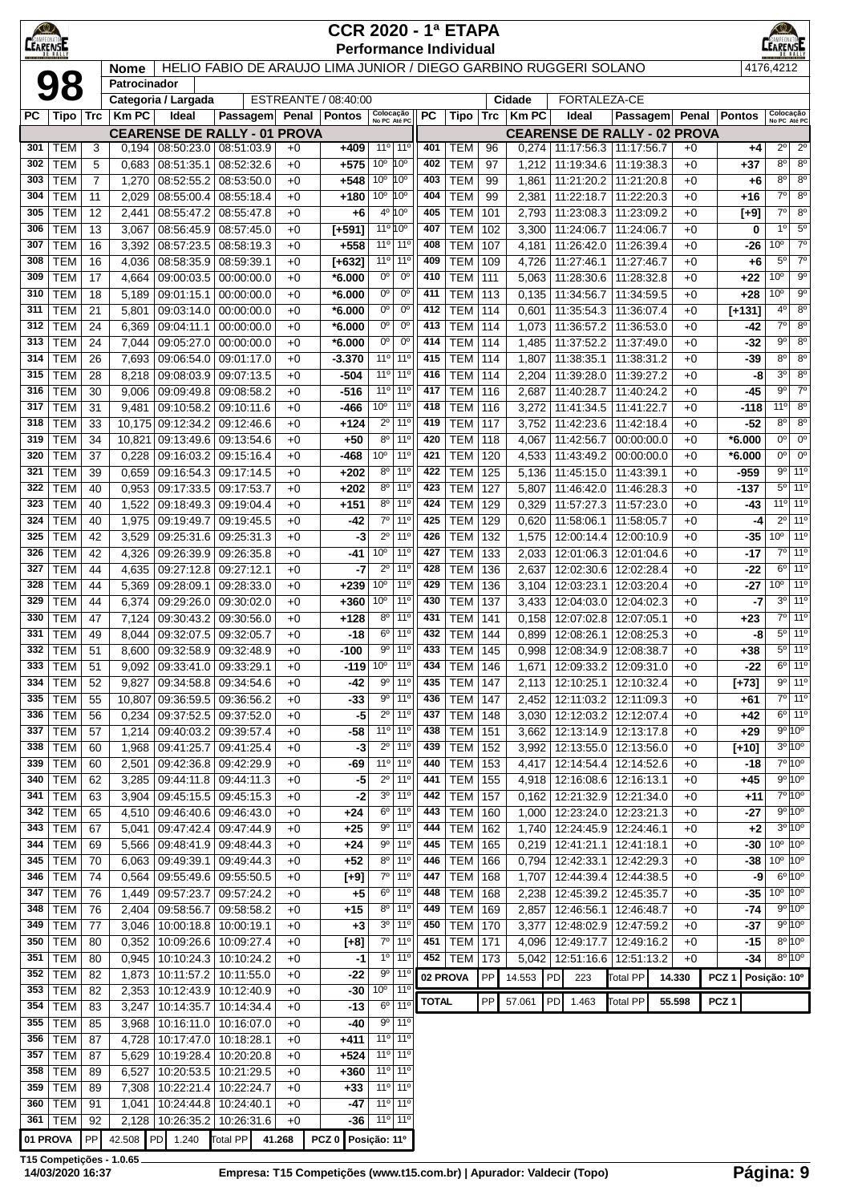# CCR 2020 - 1ª ETAPA

## Performance Individual

**98**

| Nome | HELIO FABIO DE ARAUJO LIMA JUNIOR / DIEGO GARBINO RUGGERI SOLANO | 4176,4212 |
|---|---|---|
| Patrocinador | | |
| Categoria / Largada | ESTREANTE / 08:40:00 | Cidade: FORTALEZA-CE |

### CEARENSE DE RALLY - 01 PROVA

| PC | Tipo | Trc | Km PC | Ideal | Passagem | Penal | Pontos | Colocação No PC | Colocação Até PC |
|---|---|---|---|---|---|---|---|---|---|
| 301 | TEM | 3 | 0,194 | 08:50:23.0 | 08:51:03.9 | +0 | +409 | 11º | 11º |
| 302 | TEM | 5 | 0,683 | 08:51:35.1 | 08:52:32.6 | +0 | +575 | 10º | 10º |
| 303 | TEM | 7 | 1,270 | 08:52:55.2 | 08:53:50.0 | +0 | +548 | 10º | 10º |
| 304 | TEM | 11 | 2,029 | 08:55:00.4 | 08:55:18.4 | +0 | +180 | 10º | 10º |
| 305 | TEM | 12 | 2,441 | 08:55:47.2 | 08:55:47.8 | +0 | +6 | 4º | 10º |
| 306 | TEM | 13 | 3,067 | 08:56:45.9 | 08:57:45.0 | +0 | [+591] | 11º | 10º |
| 307 | TEM | 16 | 3,392 | 08:57:23.5 | 08:58:19.3 | +0 | +558 | 11º | 11º |
| 308 | TEM | 16 | 4,036 | 08:58:35.9 | 08:59:39.1 | +0 | [+632] | 11º | 11º |
| 309 | TEM | 17 | 4,664 | 09:00:03.5 | 00:00:00.0 | +0 | *6.000 | 0º | 0º |
| 310 | TEM | 18 | 5,189 | 09:01:15.1 | 00:00:00.0 | +0 | *6.000 | 0º | 0º |
| 311 | TEM | 21 | 5,801 | 09:03:14.0 | 00:00:00.0 | +0 | *6.000 | 0º | 0º |
| 312 | TEM | 24 | 6,369 | 09:04:11.1 | 00:00:00.0 | +0 | *6.000 | 0º | 0º |
| 313 | TEM | 24 | 7,044 | 09:05:27.0 | 00:00:00.0 | +0 | *6.000 | 0º | 0º |
| 314 | TEM | 26 | 7,693 | 09:06:54.0 | 09:01:17.0 | +0 | -3.370 | 11º | 11º |
| 315 | TEM | 28 | 8,218 | 09:08:03.9 | 09:07:13.5 | +0 | -504 | 11º | 11º |
| 316 | TEM | 30 | 9,006 | 09:09:49.8 | 09:08:58.2 | +0 | -516 | 11º | 11º |
| 317 | TEM | 31 | 9,481 | 09:10:58.2 | 09:10:11.6 | +0 | -466 | 10º | 11º |
| 318 | TEM | 33 | 10,175 | 09:12:34.2 | 09:12:46.6 | +0 | +124 | 2º | 11º |
| 319 | TEM | 34 | 10,821 | 09:13:49.6 | 09:13:54.6 | +0 | +50 | 8º | 11º |
| 320 | TEM | 37 | 0,228 | 09:16:03.2 | 09:15:16.4 | +0 | -468 | 10º | 11º |
| 321 | TEM | 39 | 0,659 | 09:16:54.3 | 09:17:14.5 | +0 | +202 | 8º | 11º |
| 322 | TEM | 40 | 0,953 | 09:17:33.5 | 09:17:53.7 | +0 | +202 | 8º | 11º |
| 323 | TEM | 40 | 1,522 | 09:18:49.3 | 09:19:04.4 | +0 | +151 | 8º | 11º |
| 324 | TEM | 40 | 1,975 | 09:19:49.7 | 09:19:45.5 | +0 | -42 | 7º | 11º |
| 325 | TEM | 42 | 3,529 | 09:25:31.6 | 09:25:31.3 | +0 | -3 | 2º | 11º |
| 326 | TEM | 42 | 4,326 | 09:26:39.9 | 09:26:35.8 | +0 | -41 | 10º | 11º |
| 327 | TEM | 44 | 4,635 | 09:27:12.8 | 09:27:12.1 | +0 | -7 | 2º | 11º |
| 328 | TEM | 44 | 5,369 | 09:28:09.1 | 09:28:33.0 | +0 | +239 | 10º | 11º |
| 329 | TEM | 44 | 6,374 | 09:29:26.0 | 09:30:02.0 | +0 | +360 | 10º | 11º |
| 330 | TEM | 47 | 7,124 | 09:30:43.2 | 09:30:56.0 | +0 | +128 | 8º | 11º |
| 331 | TEM | 49 | 8,044 | 09:32:07.5 | 09:32:05.7 | +0 | -18 | 6º | 11º |
| 332 | TEM | 51 | 8,600 | 09:32:58.9 | 09:32:48.9 | +0 | -100 | 9º | 11º |
| 333 | TEM | 51 | 9,092 | 09:33:41.0 | 09:33:29.1 | +0 | -119 | 10º | 11º |
| 334 | TEM | 52 | 9,827 | 09:34:58.8 | 09:34:54.6 | +0 | -42 | 9º | 11º |
| 335 | TEM | 55 | 10,807 | 09:36:59.5 | 09:36:56.2 | +0 | -33 | 9º | 11º |
| 336 | TEM | 56 | 0,234 | 09:37:52.5 | 09:37:52.0 | +0 | -5 | 2º | 11º |
| 337 | TEM | 57 | 1,214 | 09:40:03.2 | 09:39:57.4 | +0 | -58 | 11º | 11º |
| 338 | TEM | 60 | 1,968 | 09:41:25.7 | 09:41:25.4 | +0 | -3 | 2º | 11º |
| 339 | TEM | 60 | 2,501 | 09:42:36.8 | 09:42:29.9 | +0 | -69 | 11º | 11º |
| 340 | TEM | 62 | 3,285 | 09:44:11.8 | 09:44:11.3 | +0 | -5 | 2º | 11º |
| 341 | TEM | 63 | 3,904 | 09:45:15.5 | 09:45:15.3 | +0 | -2 | 3º | 11º |
| 342 | TEM | 65 | 4,510 | 09:46:40.6 | 09:46:43.0 | +0 | +24 | 6º | 11º |
| 343 | TEM | 67 | 5,041 | 09:47:42.4 | 09:47:44.9 | +0 | +25 | 9º | 11º |
| 344 | TEM | 69 | 5,566 | 09:48:41.9 | 09:48:44.3 | +0 | +24 | 9º | 11º |
| 345 | TEM | 70 | 6,063 | 09:49:39.1 | 09:49:44.3 | +0 | +52 | 8º | 11º |
| 346 | TEM | 74 | 0,564 | 09:55:49.6 | 09:55:50.5 | +0 | [+9] | 7º | 11º |
| 347 | TEM | 76 | 1,449 | 09:57:23.7 | 09:57:24.2 | +0 | +5 | 6º | 11º |
| 348 | TEM | 76 | 2,404 | 09:58:56.7 | 09:58:58.2 | +0 | +15 | 8º | 11º |
| 349 | TEM | 77 | 3,046 | 10:00:18.8 | 10:00:19.1 | +0 | +3 | 3º | 11º |
| 350 | TEM | 80 | 0,352 | 10:09:26.6 | 10:09:27.4 | +0 | [+8] | 7º | 11º |
| 351 | TEM | 80 | 0,945 | 10:10:24.3 | 10:10:24.2 | +0 | -1 | 1º | 11º |
| 352 | TEM | 82 | 1,873 | 10:11:57.2 | 10:11:55.0 | +0 | -22 | 9º | 11º |
| 353 | TEM | 82 | 2,353 | 10:12:43.9 | 10:12:40.9 | +0 | -30 | 10º | 11º |
| 354 | TEM | 83 | 3,247 | 10:14:35.7 | 10:14:34.4 | +0 | -13 | 6º | 11º |
| 355 | TEM | 85 | 3,968 | 10:16:11.0 | 10:16:07.0 | +0 | -40 | 9º | 11º |
| 356 | TEM | 87 | 4,728 | 10:17:47.0 | 10:18:28.1 | +0 | +411 | 11º | 11º |
| 357 | TEM | 87 | 5,629 | 10:19:28.4 | 10:20:20.8 | +0 | +524 | 11º | 11º |
| 358 | TEM | 89 | 6,527 | 10:20:53.5 | 10:21:29.5 | +0 | +360 | 11º | 11º |
| 359 | TEM | 89 | 7,308 | 10:22:21.4 | 10:22:24.7 | +0 | +33 | 11º | 11º |
| 360 | TEM | 91 | 1,041 | 10:24:44.8 | 10:24:40.1 | +0 | -47 | 11º | 11º |
| 361 | TEM | 92 | 2,128 | 10:26:35.2 | 10:26:31.6 | +0 | -36 | 11º | 11º |
| 01 PROVA | PP | 42.508 | PD 1.240 | Total PP | 41.268 | | PCZ 0 | Posição: 11º | |

### CEARENSE DE RALLY - 02 PROVA

| PC | Tipo | Trc | Km PC | Ideal | Passagem | Penal | Pontos | Colocação No PC | Colocação Até PC |
|---|---|---|---|---|---|---|---|---|---|
| 401 | TEM | 96 | 0,274 | 11:17:56.3 | 11:17:56.7 | +0 | +4 | 2º | 2º |
| 402 | TEM | 97 | 1,212 | 11:19:34.6 | 11:19:38.3 | +0 | +37 | 8º | 8º |
| 403 | TEM | 99 | 1,861 | 11:21:20.2 | 11:21:20.8 | +0 | +6 | 8º | 8º |
| 404 | TEM | 99 | 2,381 | 11:22:18.7 | 11:22:20.3 | +0 | +16 | 7º | 8º |
| 405 | TEM | 101 | 2,793 | 11:23:08.3 | 11:23:09.2 | +0 | [+9] | 7º | 8º |
| 407 | TEM | 102 | 3,300 | 11:24:06.7 | 11:24:06.7 | +0 | 0 | 1º | 5º |
| 408 | TEM | 107 | 4,181 | 11:26:42.0 | 11:26:39.4 | +0 | -26 | 10º | 7º |
| 409 | TEM | 109 | 4,726 | 11:27:46.1 | 11:27:46.7 | +0 | +6 | 5º | 7º |
| 410 | TEM | 111 | 5,063 | 11:28:30.6 | 11:28:32.8 | +0 | +22 | 10º | 9º |
| 411 | TEM | 113 | 0,135 | 11:34:56.7 | 11:34:59.5 | +0 | +28 | 10º | 9º |
| 412 | TEM | 114 | 0,601 | 11:35:54.3 | 11:36:07.4 | +0 | [+131] | 4º | 8º |
| 413 | TEM | 114 | 1,073 | 11:36:57.2 | 11:36:53.0 | +0 | -42 | 7º | 8º |
| 414 | TEM | 114 | 1,485 | 11:37:52.2 | 11:37:49.0 | +0 | -32 | 9º | 8º |
| 415 | TEM | 114 | 1,807 | 11:38:35.1 | 11:38:31.2 | +0 | -39 | 8º | 8º |
| 416 | TEM | 114 | 2,204 | 11:39:28.0 | 11:39:27.2 | +0 | -8 | 3º | 8º |
| 417 | TEM | 116 | 2,687 | 11:40:28.7 | 11:40:24.2 | +0 | -45 | 9º | 7º |
| 418 | TEM | 116 | 3,272 | 11:41:34.5 | 11:41:22.7 | +0 | -118 | 11º | 8º |
| 419 | TEM | 117 | 3,752 | 11:42:23.6 | 11:42:18.4 | +0 | -52 | 8º | 8º |
| 420 | TEM | 118 | 4,067 | 11:42:56.7 | 00:00:00.0 | +0 | *6.000 | 0º | 0º |
| 421 | TEM | 120 | 4,533 | 11:43:49.2 | 00:00:00.0 | +0 | *6.000 | 0º | 0º |
| 422 | TEM | 125 | 5,136 | 11:45:15.0 | 11:43:39.1 | +0 | -959 | 9º | 11º |
| 423 | TEM | 127 | 5,807 | 11:46:42.0 | 11:46:28.3 | +0 | -137 | 5º | 11º |
| 424 | TEM | 129 | 0,329 | 11:57:27.3 | 11:57:23.0 | +0 | -43 | 11º | 11º |
| 425 | TEM | 129 | 0,620 | 11:58:06.1 | 11:58:05.7 | +0 | -4 | 2º | 11º |
| 426 | TEM | 132 | 1,575 | 12:00:14.4 | 12:00:10.9 | +0 | -35 | 10º | 11º |
| 427 | TEM | 133 | 2,033 | 12:01:06.3 | 12:01:04.6 | +0 | -17 | 7º | 11º |
| 428 | TEM | 136 | 2,637 | 12:02:30.6 | 12:02:28.4 | +0 | -22 | 6º | 11º |
| 429 | TEM | 136 | 3,104 | 12:03:23.1 | 12:03:20.4 | +0 | -27 | 10º | 11º |
| 430 | TEM | 137 | 3,433 | 12:04:03.0 | 12:04:02.3 | +0 | -7 | 3º | 11º |
| 431 | TEM | 141 | 0,158 | 12:07:02.8 | 12:07:05.1 | +0 | +23 | 7º | 11º |
| 432 | TEM | 144 | 0,899 | 12:08:26.1 | 12:08:25.3 | +0 | -8 | 5º | 11º |
| 433 | TEM | 145 | 0,998 | 12:08:34.9 | 12:08:38.7 | +0 | +38 | 5º | 11º |
| 434 | TEM | 146 | 1,671 | 12:09:33.2 | 12:09:31.0 | +0 | -22 | 6º | 11º |
| 435 | TEM | 147 | 2,113 | 12:10:25.1 | 12:10:32.4 | +0 | [+73] | 9º | 11º |
| 436 | TEM | 147 | 2,452 | 12:11:03.2 | 12:11:09.3 | +0 | +61 | 7º | 11º |
| 437 | TEM | 148 | 3,030 | 12:12:03.2 | 12:12:07.4 | +0 | +42 | 6º | 11º |
| 438 | TEM | 151 | 3,662 | 12:13:14.9 | 12:13:17.8 | +0 | +29 | 9º | 10º |
| 439 | TEM | 152 | 3,992 | 12:13:55.0 | 12:13:56.0 | +0 | [+10] | 3º | 10º |
| 440 | TEM | 153 | 4,417 | 12:14:54.4 | 12:14:52.6 | +0 | -18 | 7º | 10º |
| 441 | TEM | 155 | 4,918 | 12:16:08.6 | 12:16:13.1 | +0 | +45 | 9º | 10º |
| 442 | TEM | 157 | 0,162 | 12:21:32.9 | 12:21:34.0 | +0 | +11 | 7º | 10º |
| 443 | TEM | 160 | 1,000 | 12:23:24.0 | 12:23:21.3 | +0 | -27 | 9º | 10º |
| 444 | TEM | 162 | 1,740 | 12:24:45.9 | 12:24:46.1 | +0 | +2 | 3º | 10º |
| 445 | TEM | 165 | 0,219 | 12:41:21.1 | 12:41:18.1 | +0 | -30 | 10º | 10º |
| 446 | TEM | 166 | 0,794 | 12:42:33.1 | 12:42:29.3 | +0 | -38 | 10º | 10º |
| 447 | TEM | 168 | 1,707 | 12:44:39.4 | 12:44:38.5 | +0 | -9 | 6º | 10º |
| 448 | TEM | 168 | 2,238 | 12:45:39.2 | 12:45:35.7 | +0 | -35 | 10º | 10º |
| 449 | TEM | 169 | 2,857 | 12:46:56.1 | 12:46:48.7 | +0 | -74 | 9º | 10º |
| 450 | TEM | 170 | 3,377 | 12:48:02.9 | 12:47:59.2 | +0 | -37 | 9º | 10º |
| 451 | TEM | 171 | 4,096 | 12:49:17.7 | 12:49:16.2 | +0 | -15 | 8º | 10º |
| 452 | TEM | 173 | 5,042 | 12:51:16.6 | 12:51:13.2 | +0 | -34 | 8º | 10º |
| 02 PROVA | PP | 14.553 | PD 223 | Total PP | 14.330 | | PCZ 1 | Posição: 10º | |
| TOTAL | PP | 57.061 | PD 1.463 | Total PP | 55.598 | | PCZ 1 | | |

T15 Competições - 1.0.65
14/03/2020 16:37

Empresa: T15 Competições (www.t15.com.br) | Apurador: Valdecir (Topo)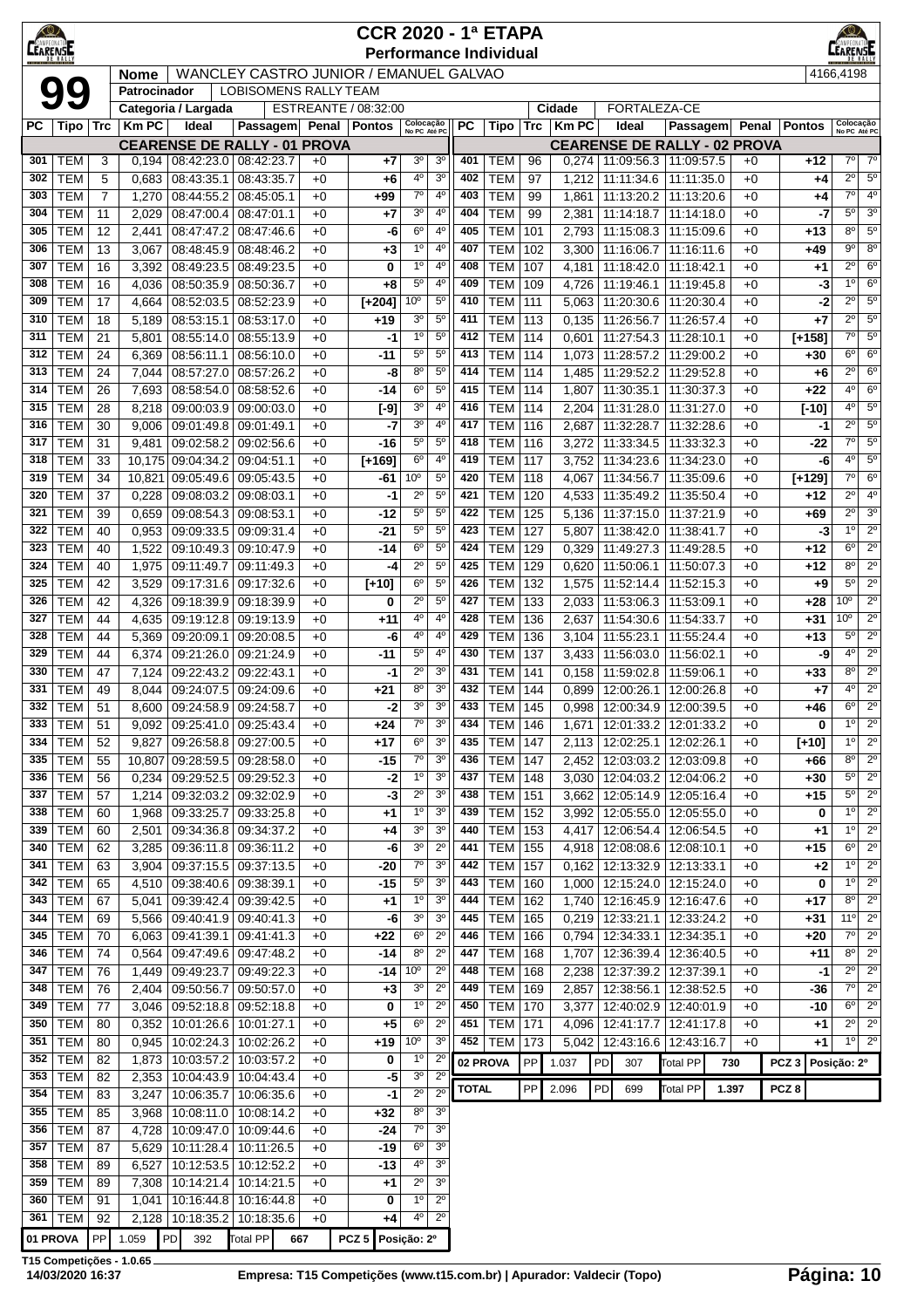# CCR 2020 - 1ª ETAPA

## Performance Individual

**99**

| Nome | WANCLEY CASTRO JUNIOR / EMANUEL GALVAO | 4166,4198 |
|---|---|---|
| Patrocinador | LOBISOMENS RALLY TEAM | |
| Categoria / Largada | ESTREANTE / 08:32:00 | Cidade: FORTALEZA-CE |

### CEARENSE DE RALLY - 01 PROVA

| PC | Tipo | Trc | Km PC | Ideal | Passagem | Penal | Pontos | Colocação No PC | Colocação Até PC |
|---|---|---|---|---|---|---|---|---|---|
| 301 | TEM | 3 | 0,194 | 08:42:23.0 | 08:42:23.7 | +0 | +7 | 3º | 3º |
| 302 | TEM | 5 | 0,683 | 08:43:35.1 | 08:43:35.7 | +0 | +6 | 4º | 3º |
| 303 | TEM | 7 | 1,270 | 08:44:55.2 | 08:45:05.1 | +0 | +99 | 7º | 4º |
| 304 | TEM | 11 | 2,029 | 08:47:00.4 | 08:47:01.1 | +0 | +7 | 3º | 4º |
| 305 | TEM | 12 | 2,441 | 08:47:47.2 | 08:47:46.6 | +0 | -6 | 6º | 4º |
| 306 | TEM | 13 | 3,067 | 08:48:45.9 | 08:48:46.2 | +0 | +3 | 1º | 4º |
| 307 | TEM | 16 | 3,392 | 08:49:23.5 | 08:49:23.5 | +0 | 0 | 1º | 4º |
| 308 | TEM | 16 | 4,036 | 08:50:35.9 | 08:50:36.7 | +0 | +8 | 5º | 4º |
| 309 | TEM | 17 | 4,664 | 08:52:03.5 | 08:52:23.9 | +0 | [+204] | 10º | 5º |
| 310 | TEM | 18 | 5,189 | 08:53:15.1 | 08:53:17.0 | +0 | +19 | 3º | 5º |
| 311 | TEM | 21 | 5,801 | 08:55:14.0 | 08:55:13.9 | +0 | -1 | 1º | 5º |
| 312 | TEM | 24 | 6,369 | 08:56:11.1 | 08:56:10.0 | +0 | -11 | 5º | 5º |
| 313 | TEM | 24 | 7,044 | 08:57:27.0 | 08:57:26.2 | +0 | -8 | 8º | 5º |
| 314 | TEM | 26 | 7,693 | 08:58:54.0 | 08:58:52.6 | +0 | -14 | 6º | 5º |
| 315 | TEM | 28 | 8,218 | 09:00:03.9 | 09:00:03.0 | +0 | [-9] | 3º | 4º |
| 316 | TEM | 30 | 9,006 | 09:01:49.8 | 09:01:49.1 | +0 | -7 | 3º | 4º |
| 317 | TEM | 31 | 9,481 | 09:02:58.2 | 09:02:56.6 | +0 | -16 | 5º | 5º |
| 318 | TEM | 33 | 10,175 | 09:04:34.2 | 09:04:51.1 | +0 | [+169] | 6º | 4º |
| 319 | TEM | 34 | 10,821 | 09:05:49.6 | 09:05:43.5 | +0 | -61 | 10º | 5º |
| 320 | TEM | 37 | 0,228 | 09:08:03.2 | 09:08:03.1 | +0 | -1 | 2º | 5º |
| 321 | TEM | 39 | 0,659 | 09:08:54.3 | 09:08:53.1 | +0 | -12 | 5º | 5º |
| 322 | TEM | 40 | 0,953 | 09:09:33.5 | 09:09:31.4 | +0 | -21 | 5º | 5º |
| 323 | TEM | 40 | 1,522 | 09:10:49.3 | 09:10:47.9 | +0 | -14 | 6º | 5º |
| 324 | TEM | 40 | 1,975 | 09:11:49.7 | 09:11:49.3 | +0 | -4 | 2º | 5º |
| 325 | TEM | 42 | 3,529 | 09:17:31.6 | 09:17:32.6 | +0 | [+10] | 6º | 5º |
| 326 | TEM | 42 | 4,326 | 09:18:39.9 | 09:18:39.9 | +0 | 0 | 2º | 5º |
| 327 | TEM | 44 | 4,635 | 09:19:12.8 | 09:19:13.9 | +0 | +11 | 4º | 4º |
| 328 | TEM | 44 | 5,369 | 09:20:09.1 | 09:20:08.5 | +0 | -6 | 4º | 4º |
| 329 | TEM | 44 | 6,374 | 09:21:26.0 | 09:21:24.9 | +0 | -11 | 5º | 4º |
| 330 | TEM | 47 | 7,124 | 09:22:43.2 | 09:22:43.1 | +0 | -1 | 2º | 3º |
| 331 | TEM | 49 | 8,044 | 09:24:07.5 | 09:24:09.6 | +0 | +21 | 8º | 3º |
| 332 | TEM | 51 | 8,600 | 09:24:58.9 | 09:24:58.7 | +0 | -2 | 3º | 3º |
| 333 | TEM | 51 | 9,092 | 09:25:41.0 | 09:25:43.4 | +0 | +24 | 7º | 3º |
| 334 | TEM | 52 | 9,827 | 09:26:58.8 | 09:27:00.5 | +0 | +17 | 6º | 3º |
| 335 | TEM | 55 | 10,807 | 09:28:59.5 | 09:28:58.0 | +0 | -15 | 7º | 3º |
| 336 | TEM | 56 | 0,234 | 09:29:52.5 | 09:29:52.3 | +0 | -2 | 1º | 3º |
| 337 | TEM | 57 | 1,214 | 09:32:03.2 | 09:32:02.9 | +0 | -3 | 2º | 3º |
| 338 | TEM | 60 | 1,968 | 09:33:25.7 | 09:33:25.8 | +0 | +1 | 1º | 3º |
| 339 | TEM | 60 | 2,501 | 09:34:36.8 | 09:34:37.2 | +0 | +4 | 3º | 3º |
| 340 | TEM | 62 | 3,285 | 09:36:11.8 | 09:36:11.2 | +0 | -6 | 3º | 2º |
| 341 | TEM | 63 | 3,904 | 09:37:15.5 | 09:37:13.5 | +0 | -20 | 7º | 3º |
| 342 | TEM | 65 | 4,510 | 09:38:40.6 | 09:38:39.1 | +0 | -15 | 5º | 3º |
| 343 | TEM | 67 | 5,041 | 09:39:42.4 | 09:39:42.5 | +0 | +1 | 1º | 3º |
| 344 | TEM | 69 | 5,566 | 09:40:41.9 | 09:40:41.3 | +0 | -6 | 3º | 3º |
| 345 | TEM | 70 | 6,063 | 09:41:39.1 | 09:41:41.3 | +0 | +22 | 6º | 2º |
| 346 | TEM | 74 | 0,564 | 09:47:49.6 | 09:47:48.2 | +0 | -14 | 8º | 2º |
| 347 | TEM | 76 | 1,449 | 09:49:23.7 | 09:49:22.3 | +0 | -14 | 10º | 2º |
| 348 | TEM | 76 | 2,404 | 09:50:56.7 | 09:50:57.0 | +0 | +3 | 3º | 2º |
| 349 | TEM | 77 | 3,046 | 09:52:18.8 | 09:52:18.8 | +0 | 0 | 1º | 2º |
| 350 | TEM | 80 | 0,352 | 10:01:26.6 | 10:01:27.1 | +0 | +5 | 6º | 2º |
| 351 | TEM | 80 | 0,945 | 10:02:24.3 | 10:02:26.2 | +0 | +19 | 10º | 3º |
| 352 | TEM | 82 | 1,873 | 10:03:57.2 | 10:03:57.2 | +0 | 0 | 1º | 2º |
| 353 | TEM | 82 | 2,353 | 10:04:43.9 | 10:04:43.4 | +0 | -5 | 3º | 2º |
| 354 | TEM | 83 | 3,247 | 10:06:35.7 | 10:06:35.6 | +0 | -1 | 2º | 2º |
| 355 | TEM | 85 | 3,968 | 10:08:11.0 | 10:08:14.2 | +0 | +32 | 8º | 3º |
| 356 | TEM | 87 | 4,728 | 10:09:47.0 | 10:09:44.6 | +0 | -24 | 7º | 3º |
| 357 | TEM | 87 | 5,629 | 10:11:28.4 | 10:11:26.5 | +0 | -19 | 6º | 3º |
| 358 | TEM | 89 | 6,527 | 10:12:53.5 | 10:12:52.2 | +0 | -13 | 4º | 3º |
| 359 | TEM | 89 | 7,308 | 10:14:21.4 | 10:14:21.5 | +0 | +1 | 2º | 3º |
| 360 | TEM | 91 | 1,041 | 10:16:44.8 | 10:16:44.8 | +0 | 0 | 1º | 2º |
| 361 | TEM | 92 | 2,128 | 10:18:35.2 | 10:18:35.6 | +0 | +4 | 4º | 2º |

01 PROVA — PP 1.059 | PD 392 | Total PP 667 | PCZ 5 | Posição: 2º

### CEARENSE DE RALLY - 02 PROVA

| PC | Tipo | Trc | Km PC | Ideal | Passagem | Penal | Pontos | Colocação No PC | Colocação Até PC |
|---|---|---|---|---|---|---|---|---|---|
| 401 | TEM | 96 | 0,274 | 11:09:56.3 | 11:09:57.5 | +0 | +12 | 7º | 7º |
| 402 | TEM | 97 | 1,212 | 11:11:34.6 | 11:11:35.0 | +0 | +4 | 2º | 5º |
| 403 | TEM | 99 | 1,861 | 11:13:20.2 | 11:13:20.6 | +0 | +4 | 7º | 4º |
| 404 | TEM | 99 | 2,381 | 11:14:18.7 | 11:14:18.0 | +0 | -7 | 5º | 3º |
| 405 | TEM | 101 | 2,793 | 11:15:08.3 | 11:15:09.6 | +0 | +13 | 8º | 5º |
| 406 | TEM | 102 | 3,300 | 11:16:06.7 | 11:16:11.6 | +0 | +49 | 9º | 8º |
| 407 | TEM | 107 | 4,181 | 11:18:42.0 | 11:18:42.1 | +0 | +1 | 2º | 6º |
| 408 | TEM | 109 | 4,726 | 11:19:46.1 | 11:19:45.8 | +0 | -3 | 1º | 6º |
| 409 | TEM | 111 | 5,063 | 11:20:30.6 | 11:20:30.4 | +0 | -2 | 2º | 5º |
| 410 | TEM | 113 | 0,135 | 11:26:56.7 | 11:26:57.4 | +0 | +7 | 2º | 5º |
| 411 | TEM | 114 | 0,601 | 11:27:54.3 | 11:28:10.1 | +0 | [+158] | 7º | 5º |
| 412 | TEM | 114 | 1,073 | 11:28:57.2 | 11:29:00.2 | +0 | +30 | 6º | 6º |
| 413 | TEM | 114 | 1,485 | 11:29:52.2 | 11:29:52.8 | +0 | +6 | 2º | 6º |
| 414 | TEM | 114 | 1,807 | 11:30:35.1 | 11:30:37.3 | +0 | +22 | 4º | 6º |
| 415 | TEM | 114 | 2,204 | 11:31:28.0 | 11:31:27.0 | +0 | [-10] | 4º | 5º |
| 416 | TEM | 116 | 2,687 | 11:32:28.7 | 11:32:28.6 | +0 | -1 | 2º | 5º |
| 417 | TEM | 116 | 3,272 | 11:33:34.5 | 11:33:32.3 | +0 | -22 | 7º | 5º |
| 418 | TEM | 117 | 3,752 | 11:34:23.6 | 11:34:23.0 | +0 | -6 | 4º | 5º |
| 419 | TEM | 118 | 4,067 | 11:34:56.7 | 11:35:09.6 | +0 | [+129] | 7º | 6º |
| 420 | TEM | 120 | 4,533 | 11:35:49.2 | 11:35:50.4 | +0 | +12 | 2º | 4º |
| 421 | TEM | 125 | 5,136 | 11:37:15.0 | 11:37:21.9 | +0 | +69 | 2º | 3º |
| 422 | TEM | 127 | 5,807 | 11:38:42.0 | 11:38:41.7 | +0 | -3 | 1º | 2º |
| 423 | TEM | 129 | 0,329 | 11:49:27.3 | 11:49:28.5 | +0 | +12 | 6º | 2º |
| 424 | TEM | 129 | 0,620 | 11:50:06.1 | 11:50:07.3 | +0 | +12 | 8º | 2º |
| 425 | TEM | 132 | 1,575 | 11:52:14.4 | 11:52:15.3 | +0 | +9 | 5º | 2º |
| 426 | TEM | 133 | 2,033 | 11:53:06.3 | 11:53:09.1 | +0 | +28 | 10º | 2º |
| 427 | TEM | 136 | 2,637 | 11:54:30.6 | 11:54:33.7 | +0 | +31 | 10º | 2º |
| 428 | TEM | 136 | 3,104 | 11:55:23.1 | 11:55:24.4 | +0 | +13 | 5º | 2º |
| 429 | TEM | 137 | 3,433 | 11:56:03.0 | 11:56:02.1 | +0 | -9 | 4º | 2º |
| 430 | TEM | 141 | 0,158 | 11:59:02.8 | 11:59:06.1 | +0 | +33 | 8º | 2º |
| 431 | TEM | 144 | 0,899 | 12:00:26.1 | 12:00:26.8 | +0 | +7 | 4º | 2º |
| 432 | TEM | 145 | 0,998 | 12:00:34.9 | 12:00:39.5 | +0 | +46 | 6º | 2º |
| 433 | TEM | 146 | 1,671 | 12:01:33.2 | 12:01:33.2 | +0 | 0 | 1º | 2º |
| 434 | TEM | 147 | 2,113 | 12:02:25.1 | 12:02:26.1 | +0 | [+10] | 1º | 2º |
| 435 | TEM | 147 | 2,452 | 12:03:03.2 | 12:03:09.8 | +0 | +66 | 8º | 2º |
| 436 | TEM | 148 | 3,030 | 12:04:03.2 | 12:04:06.2 | +0 | +30 | 5º | 2º |
| 437 | TEM | 151 | 3,662 | 12:05:14.9 | 12:05:16.4 | +0 | +15 | 5º | 2º |
| 438 | TEM | 152 | 3,992 | 12:05:55.0 | 12:05:55.0 | +0 | 0 | 1º | 2º |
| 439 | TEM | 153 | 4,417 | 12:06:54.4 | 12:06:54.5 | +0 | +1 | 1º | 2º |
| 440 | TEM | 155 | 4,918 | 12:08:08.6 | 12:08:10.1 | +0 | +15 | 6º | 2º |
| 441 | TEM | 157 | 0,162 | 12:13:32.9 | 12:13:33.1 | +0 | +2 | 1º | 2º |
| 442 | TEM | 160 | 1,000 | 12:15:24.0 | 12:15:24.0 | +0 | 0 | 1º | 2º |
| 443 | TEM | 162 | 1,740 | 12:16:45.9 | 12:16:47.6 | +0 | +17 | 8º | 2º |
| 444 | TEM | 165 | 0,219 | 12:33:21.1 | 12:33:24.2 | +0 | +31 | 11º | 2º |
| 445 | TEM | 166 | 0,794 | 12:34:33.1 | 12:34:35.1 | +0 | +20 | 7º | 2º |
| 446 | TEM | 168 | 1,707 | 12:36:39.4 | 12:36:40.5 | +0 | +11 | 8º | 2º |
| 447 | TEM | 168 | 2,238 | 12:37:39.2 | 12:37:39.1 | +0 | -1 | 2º | 2º |
| 448 | TEM | 169 | 2,857 | 12:38:56.1 | 12:38:52.5 | +0 | -36 | 7º | 2º |
| 449 | TEM | 170 | 3,377 | 12:40:02.9 | 12:40:01.9 | +0 | -10 | 6º | 2º |
| 450 | TEM | 171 | 4,096 | 12:41:17.7 | 12:41:17.8 | +0 | +1 | 2º | 2º |
| 451 | TEM | 173 | 5,042 | 12:43:16.6 | 12:43:16.7 | +0 | +1 | 1º | 2º |

02 PROVA — PP 1.037 | PD 307 | Total PP 730 | PCZ 3 | Posição: 2º

TOTAL — PP 2.096 | PD 699 | Total PP 1.397 | PCZ 8

T15 Competições - 1.0.65
14/03/2020 16:37 — Empresa: T15 Competições (www.t15.com.br) | Apurador: Valdecir (Topo)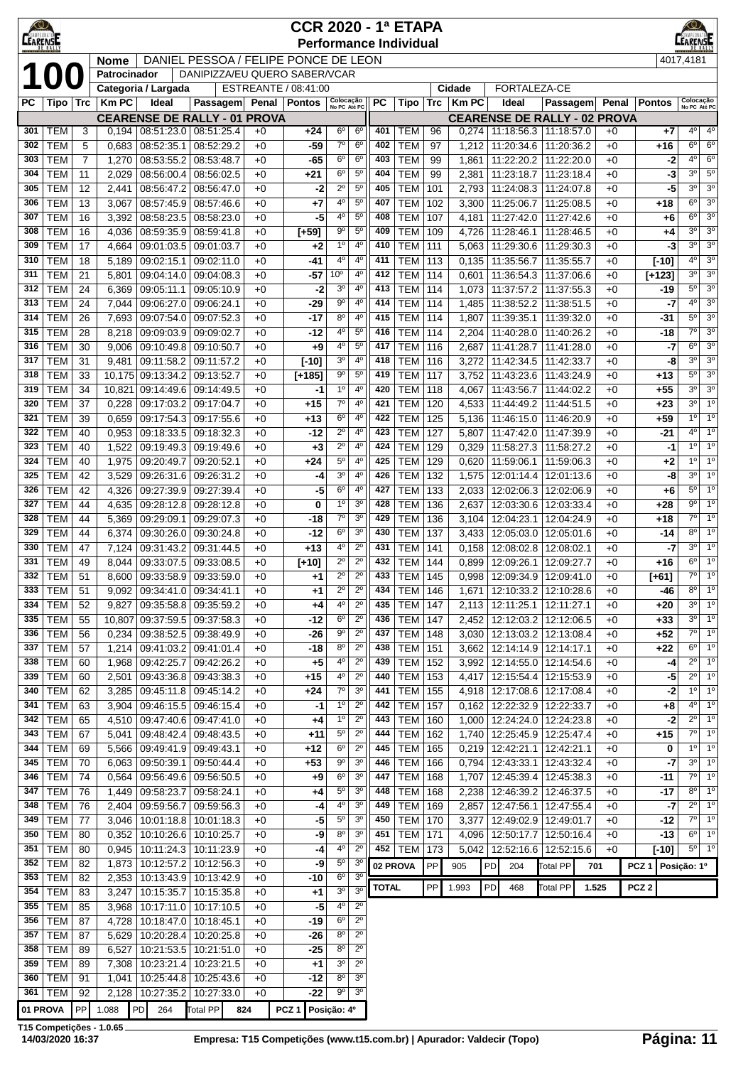# CCR 2020 - 1ª ETAPA
## Performance Individual

**100**

| | |
|---|---|
| Nome | DANIEL PESSOA / FELIPE PONCE DE LEON |
| Patrocinador | DANIPIZZA/EU QUERO SABER/VCAR |
| Categoria / Largada | ESTREANTE / 08:41:00 |
| Cidade | FORTALEZA-CE |

4017,4181

### CEARENSE DE RALLY - 01 PROVA

| PC | Tipo | Trc | Km PC | Ideal | Passagem | Penal | Pontos | Colocação No PC | Colocação Até PC |
|---|---|---|---|---|---|---|---|---|---|
| 301 | TEM | 3 | 0,194 | 08:51:23.0 | 08:51:25.4 | +0 | +24 | 6º | 6º |
| 302 | TEM | 5 | 0,683 | 08:52:35.1 | 08:52:29.2 | +0 | -59 | 7º | 6º |
| 303 | TEM | 7 | 1,270 | 08:53:55.2 | 08:53:48.7 | +0 | -65 | 6º | 6º |
| 304 | TEM | 11 | 2,029 | 08:56:00.4 | 08:56:02.5 | +0 | +21 | 6º | 5º |
| 305 | TEM | 12 | 2,441 | 08:56:47.2 | 08:56:47.0 | +0 | -2 | 2º | 5º |
| 306 | TEM | 13 | 3,067 | 08:57:45.9 | 08:57:46.6 | +0 | +7 | 4º | 5º |
| 307 | TEM | 16 | 3,392 | 08:58:23.5 | 08:58:23.0 | +0 | -5 | 4º | 5º |
| 308 | TEM | 16 | 4,036 | 08:59:35.9 | 08:59:41.8 | +0 | [+59] | 9º | 5º |
| 309 | TEM | 17 | 4,664 | 09:01:03.5 | 09:01:03.7 | +0 | +2 | 1º | 4º |
| 310 | TEM | 18 | 5,189 | 09:02:15.1 | 09:02:11.0 | +0 | -41 | 4º | 4º |
| 311 | TEM | 21 | 5,801 | 09:04:14.0 | 09:04:08.3 | +0 | -57 | 10º | 4º |
| 312 | TEM | 24 | 6,369 | 09:05:11.1 | 09:05:10.9 | +0 | -2 | 3º | 4º |
| 313 | TEM | 24 | 7,044 | 09:06:27.0 | 09:06:24.1 | +0 | -29 | 9º | 4º |
| 314 | TEM | 26 | 7,693 | 09:07:54.0 | 09:07:52.3 | +0 | -17 | 8º | 4º |
| 315 | TEM | 28 | 8,218 | 09:09:03.9 | 09:09:02.7 | +0 | -12 | 4º | 5º |
| 316 | TEM | 30 | 9,006 | 09:10:49.8 | 09:10:50.7 | +0 | +9 | 4º | 5º |
| 317 | TEM | 31 | 9,481 | 09:11:58.2 | 09:11:57.2 | +0 | [-10] | 3º | 4º |
| 318 | TEM | 33 | 10,175 | 09:13:34.2 | 09:13:52.7 | +0 | [+185] | 9º | 5º |
| 319 | TEM | 34 | 10,821 | 09:14:49.6 | 09:14:49.5 | +0 | -1 | 1º | 4º |
| 320 | TEM | 37 | 0,228 | 09:17:03.2 | 09:17:04.7 | +0 | +15 | 7º | 4º |
| 321 | TEM | 39 | 0,659 | 09:17:54.3 | 09:17:55.6 | +0 | +13 | 6º | 4º |
| 322 | TEM | 40 | 0,953 | 09:18:33.5 | 09:18:32.3 | +0 | -12 | 2º | 4º |
| 323 | TEM | 40 | 1,522 | 09:19:49.3 | 09:19:49.6 | +0 | +3 | 2º | 4º |
| 324 | TEM | 40 | 1,975 | 09:20:49.7 | 09:20:52.1 | +0 | +24 | 5º | 4º |
| 325 | TEM | 42 | 3,529 | 09:26:31.6 | 09:26:31.2 | +0 | -4 | 3º | 4º |
| 326 | TEM | 42 | 4,326 | 09:27:39.9 | 09:27:39.4 | +0 | -5 | 6º | 4º |
| 327 | TEM | 44 | 4,635 | 09:28:12.8 | 09:28:12.8 | +0 | 0 | 1º | 3º |
| 328 | TEM | 44 | 5,369 | 09:29:09.1 | 09:29:07.3 | +0 | -18 | 7º | 3º |
| 329 | TEM | 44 | 6,374 | 09:30:26.0 | 09:30:24.8 | +0 | -12 | 6º | 3º |
| 330 | TEM | 47 | 7,124 | 09:31:43.2 | 09:31:44.5 | +0 | +13 | 4º | 2º |
| 331 | TEM | 49 | 8,044 | 09:33:07.5 | 09:33:08.5 | +0 | [+10] | 2º | 2º |
| 332 | TEM | 51 | 8,600 | 09:33:58.9 | 09:33:59.0 | +0 | +1 | 2º | 2º |
| 333 | TEM | 51 | 9,092 | 09:34:41.0 | 09:34:41.1 | +0 | +1 | 2º | 2º |
| 334 | TEM | 52 | 9,827 | 09:35:58.8 | 09:35:59.2 | +0 | +4 | 4º | 2º |
| 335 | TEM | 55 | 10,807 | 09:37:59.5 | 09:37:58.3 | +0 | -12 | 6º | 2º |
| 336 | TEM | 56 | 0,234 | 09:38:52.5 | 09:38:49.9 | +0 | -26 | 9º | 2º |
| 337 | TEM | 57 | 1,214 | 09:41:03.2 | 09:41:01.4 | +0 | -18 | 8º | 2º |
| 338 | TEM | 60 | 1,968 | 09:42:25.7 | 09:42:26.2 | +0 | +5 | 4º | 2º |
| 339 | TEM | 60 | 2,501 | 09:43:36.8 | 09:43:38.3 | +0 | +15 | 4º | 2º |
| 340 | TEM | 62 | 3,285 | 09:45:11.8 | 09:45:14.2 | +0 | +24 | 7º | 3º |
| 341 | TEM | 63 | 3,904 | 09:46:15.5 | 09:46:15.4 | +0 | -1 | 1º | 2º |
| 342 | TEM | 65 | 4,510 | 09:47:40.6 | 09:47:41.0 | +0 | +4 | 1º | 2º |
| 343 | TEM | 67 | 5,041 | 09:48:42.4 | 09:48:43.5 | +0 | +11 | 5º | 2º |
| 344 | TEM | 69 | 5,566 | 09:49:41.9 | 09:49:43.1 | +0 | +12 | 6º | 2º |
| 345 | TEM | 70 | 6,063 | 09:50:39.1 | 09:50:44.4 | +0 | +53 | 9º | 3º |
| 346 | TEM | 74 | 0,564 | 09:56:49.6 | 09:56:50.5 | +0 | +9 | 6º | 3º |
| 347 | TEM | 76 | 1,449 | 09:58:23.7 | 09:58:24.1 | +0 | +4 | 5º | 3º |
| 348 | TEM | 76 | 2,404 | 09:59:56.7 | 09:59:56.3 | +0 | -4 | 4º | 3º |
| 349 | TEM | 77 | 3,046 | 10:01:18.8 | 10:01:18.3 | +0 | -5 | 5º | 3º |
| 350 | TEM | 80 | 0,352 | 10:10:26.6 | 10:10:25.7 | +0 | -9 | 8º | 3º |
| 351 | TEM | 80 | 0,945 | 10:11:24.3 | 10:11:23.9 | +0 | -4 | 4º | 2º |
| 352 | TEM | 82 | 1,873 | 10:12:57.2 | 10:12:56.3 | +0 | -9 | 5º | 3º |
| 353 | TEM | 82 | 2,353 | 10:13:43.9 | 10:13:42.9 | +0 | -10 | 6º | 3º |
| 354 | TEM | 83 | 3,247 | 10:15:35.7 | 10:15:35.8 | +0 | +1 | 3º | 3º |
| 355 | TEM | 85 | 3,968 | 10:17:11.0 | 10:17:10.5 | +0 | -5 | 4º | 2º |
| 356 | TEM | 87 | 4,728 | 10:18:47.0 | 10:18:45.1 | +0 | -19 | 6º | 2º |
| 357 | TEM | 87 | 5,629 | 10:20:28.4 | 10:20:25.8 | +0 | -26 | 8º | 2º |
| 358 | TEM | 89 | 6,527 | 10:21:53.5 | 10:21:51.0 | +0 | -25 | 8º | 2º |
| 359 | TEM | 89 | 7,308 | 10:23:21.4 | 10:23:21.5 | +0 | +1 | 3º | 2º |
| 360 | TEM | 91 | 1,041 | 10:25:44.8 | 10:25:43.6 | +0 | -12 | 8º | 3º |
| 361 | TEM | 92 | 2,128 | 10:27:35.2 | 10:27:33.0 | +0 | -22 | 9º | 3º |

01 PROVA: PP 1.088 | PD 264 | Total PP 824 | PCZ 1 | Posição: 4º

### CEARENSE DE RALLY - 02 PROVA

| PC | Tipo | Trc | Km PC | Ideal | Passagem | Penal | Pontos | Colocação No PC | Colocação Até PC |
|---|---|---|---|---|---|---|---|---|---|
| 401 | TEM | 96 | 0,274 | 11:18:56.3 | 11:18:57.0 | +0 | +7 | 4º | 4º |
| 402 | TEM | 97 | 1,212 | 11:20:34.6 | 11:20:36.2 | +0 | +16 | 6º | 6º |
| 403 | TEM | 99 | 1,861 | 11:22:20.2 | 11:22:20.0 | +0 | -2 | 4º | 6º |
| 404 | TEM | 99 | 2,381 | 11:23:18.7 | 11:23:18.4 | +0 | -3 | 3º | 5º |
| 405 | TEM | 101 | 2,793 | 11:24:08.3 | 11:24:07.8 | +0 | -5 | 3º | 3º |
| 406 | TEM | 102 | 3,100 | 11:25:06.7 | 11:25:08.5 | +0 | +18 | 6º | 3º |
| 407 | TEM | 107 | 4,181 | 11:27:42.0 | 11:27:42.6 | +0 | +6 | 6º | 3º |
| 408 | TEM | 109 | 4,726 | 11:28:46.1 | 11:28:46.5 | +0 | +4 | 3º | 3º |
| 409 | TEM | 111 | 5,063 | 11:29:30.6 | 11:29:30.3 | +0 | -3 | 3º | 3º |
| 410 | TEM | 113 | 0,135 | 11:35:56.7 | 11:35:55.7 | +0 | [-10] | 4º | 3º |
| 411 | TEM | 114 | 0,601 | 11:36:54.3 | 11:37:06.6 | +0 | [+123] | 3º | 3º |
| 412 | TEM | 114 | 1,073 | 11:37:57.2 | 11:37:55.3 | +0 | -19 | 5º | 3º |
| 413 | TEM | 114 | 1,485 | 11:38:52.2 | 11:38:51.5 | +0 | -7 | 4º | 3º |
| 414 | TEM | 114 | 1,807 | 11:39:35.1 | 11:39:32.0 | +0 | -31 | 5º | 3º |
| 415 | TEM | 114 | 2,204 | 11:40:28.0 | 11:40:26.2 | +0 | -18 | 7º | 3º |
| 416 | TEM | 116 | 2,687 | 11:41:28.7 | 11:41:28.0 | +0 | -7 | 6º | 3º |
| 417 | TEM | 116 | 3,272 | 11:42:34.5 | 11:42:33.7 | +0 | -8 | 3º | 3º |
| 418 | TEM | 117 | 3,752 | 11:43:23.6 | 11:43:24.9 | +0 | +13 | 5º | 3º |
| 419 | TEM | 118 | 4,067 | 11:43:56.7 | 11:44:02.2 | +0 | +55 | 3º | 3º |
| 420 | TEM | 120 | 4,533 | 11:44:49.2 | 11:44:51.5 | +0 | +23 | 3º | 1º |
| 421 | TEM | 125 | 5,136 | 11:46:15.0 | 11:46:20.9 | +0 | +59 | 1º | 1º |
| 422 | TEM | 127 | 5,807 | 11:47:42.0 | 11:47:39.9 | +0 | -21 | 4º | 1º |
| 423 | TEM | 129 | 0,329 | 11:58:27.3 | 11:58:27.2 | +0 | -1 | 1º | 1º |
| 424 | TEM | 129 | 0,620 | 11:59:06.1 | 11:59:06.3 | +0 | +2 | 1º | 1º |
| 425 | TEM | 132 | 1,575 | 12:01:14.4 | 12:01:13.6 | +0 | -8 | 3º | 1º |
| 426 | TEM | 133 | 2,033 | 12:02:06.3 | 12:02:06.9 | +0 | +6 | 5º | 1º |
| 427 | TEM | 136 | 2,637 | 12:03:30.6 | 12:03:33.4 | +0 | +28 | 9º | 1º |
| 428 | TEM | 136 | 3,104 | 12:04:23.1 | 12:04:24.9 | +0 | +18 | 7º | 1º |
| 429 | TEM | 137 | 3,433 | 12:05:03.0 | 12:05:01.6 | +0 | -14 | 8º | 1º |
| 430 | TEM | 141 | 0,158 | 12:08:02.8 | 12:08:02.1 | +0 | -7 | 3º | 1º |
| 431 | TEM | 144 | 0,899 | 12:09:26.1 | 12:09:27.7 | +0 | +16 | 6º | 1º |
| 432 | TEM | 145 | 0,998 | 12:09:34.9 | 12:09:41.0 | +0 | [+61] | 7º | 1º |
| 433 | TEM | 146 | 1,671 | 12:10:33.2 | 12:10:28.6 | +0 | -46 | 8º | 1º |
| 434 | TEM | 147 | 2,113 | 12:11:25.1 | 12:11:27.1 | +0 | +20 | 3º | 1º |
| 435 | TEM | 147 | 2,452 | 12:12:03.2 | 12:12:06.5 | +0 | +33 | 3º | 1º |
| 436 | TEM | 148 | 3,030 | 12:13:03.2 | 12:13:08.4 | +0 | +52 | 7º | 1º |
| 437 | TEM | 151 | 3,662 | 12:14:14.9 | 12:14:17.1 | +0 | +22 | 6º | 1º |
| 438 | TEM | 152 | 3,992 | 12:14:55.0 | 12:14:54.6 | +0 | -4 | 2º | 1º |
| 439 | TEM | 153 | 4,417 | 12:15:54.4 | 12:15:53.9 | +0 | -5 | 2º | 1º |
| 440 | TEM | 155 | 4,918 | 12:17:08.6 | 12:17:08.4 | +0 | -2 | 1º | 1º |
| 441 | TEM | 157 | 0,162 | 12:22:32.9 | 12:22:33.7 | +0 | +8 | 4º | 1º |
| 442 | TEM | 160 | 1,000 | 12:24:24.0 | 12:24:23.8 | +0 | -2 | 2º | 1º |
| 443 | TEM | 162 | 1,740 | 12:25:45.9 | 12:25:47.4 | +0 | +15 | 7º | 1º |
| 444 | TEM | 165 | 0,219 | 12:42:21.1 | 12:42:21.1 | +0 | 0 | 1º | 1º |
| 445 | TEM | 166 | 0,794 | 12:43:33.1 | 12:43:32.4 | +0 | -7 | 3º | 1º |
| 446 | TEM | 168 | 1,707 | 12:45:39.4 | 12:45:38.3 | +0 | -11 | 7º | 1º |
| 447 | TEM | 168 | 2,238 | 12:46:39.2 | 12:46:37.5 | +0 | -17 | 8º | 1º |
| 448 | TEM | 169 | 2,857 | 12:47:56.1 | 12:47:55.4 | +0 | -7 | 2º | 1º |
| 449 | TEM | 170 | 3,377 | 12:49:02.9 | 12:49:01.7 | +0 | -12 | 7º | 1º |
| 450 | TEM | 171 | 4,096 | 12:50:17.7 | 12:50:16.4 | +0 | -13 | 6º | 1º |
| 451 | TEM | 173 | 5,042 | 12:52:16.6 | 12:52:15.6 | +0 | [-10] | 5º | 1º |

02 PROVA: PP 905 | PD 204 | Total PP 701 | PCZ 1 | Posição: 1º

TOTAL: PP 1.993 | PD 468 | Total PP 1.525 | PCZ 2

T15 Competições - 1.0.65
14/03/2020 16:37 — Empresa: T15 Competições (www.t15.com.br) | Apurador: Valdecir (Topo)